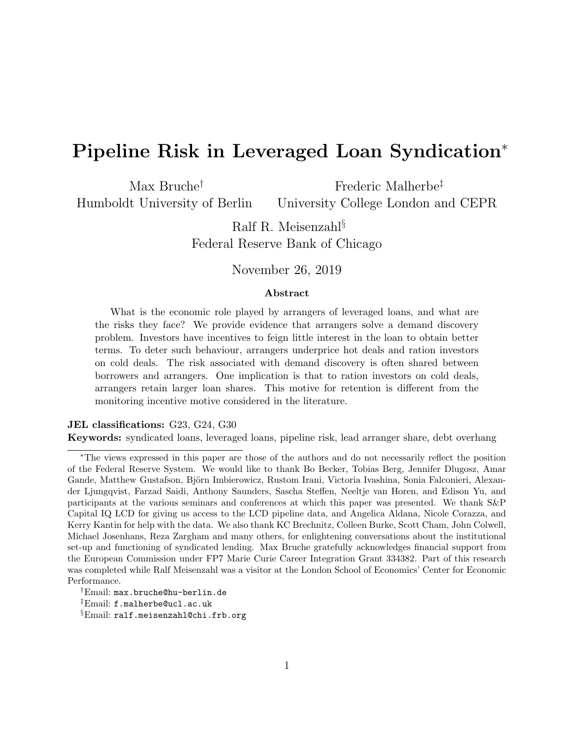# Pipeline Risk in Leveraged Loan Syndication*

Max Bruche[†]
Humboldt University of Berlin

Frederic Malherbe[‡]
University College London and CEPR

Ralf R. Meisenzahl[§]
Federal Reserve Bank of Chicago

November 26, 2019

### Abstract

What is the economic role played by arrangers of leveraged loans, and what are the risks they face? We provide evidence that arrangers solve a demand discovery problem. Investors have incentives to feign little interest in the loan to obtain better terms. To deter such behaviour, arrangers underprice hot deals and ration investors on cold deals. The risk associated with demand discovery is often shared between borrowers and arrangers. One implication is that to ration investors on cold deals, arrangers retain larger loan shares. This motive for retention is different from the monitoring incentive motive considered in the literature.

**JEL classifications:** G23, G24, G30

**Keywords:** syndicated loans, leveraged loans, pipeline risk, lead arranger share, debt overhang

---

*The views expressed in this paper are those of the authors and do not necessarily reflect the position of the Federal Reserve System. We would like to thank Bo Becker, Tobias Berg, Jennifer Dlugosz, Amar Gande, Matthew Gustafson, Björn Imbierowicz, Rustom Irani, Victoria Ivashina, Sonia Falconieri, Alexander Ljungqvist, Farzad Saidi, Anthony Saunders, Sascha Steffen, Neeltje van Horen, and Edison Yu, and participants at the various seminars and conferences at which this paper was presented. We thank S&P Capital IQ LCD for giving us access to the LCD pipeline data, and Angelica Aldana, Nicole Corazza, and Kerry Kantin for help with the data. We also thank KC Brechnitz, Colleen Burke, Scott Cham, John Colwell, Michael Josenhans, Reza Zargham and many others, for enlightening conversations about the institutional set-up and functioning of syndicated lending. Max Bruche gratefully acknowledges financial support from the European Commission under FP7 Marie Curie Career Integration Grant 334382. Part of this research was completed while Ralf Meisenzahl was a visitor at the London School of Economics' Center for Economic Performance.

[†]Email: max.bruche@hu-berlin.de

[‡]Email: f.malherbe@ucl.ac.uk

[§]Email: ralf.meisenzahl@chi.frb.org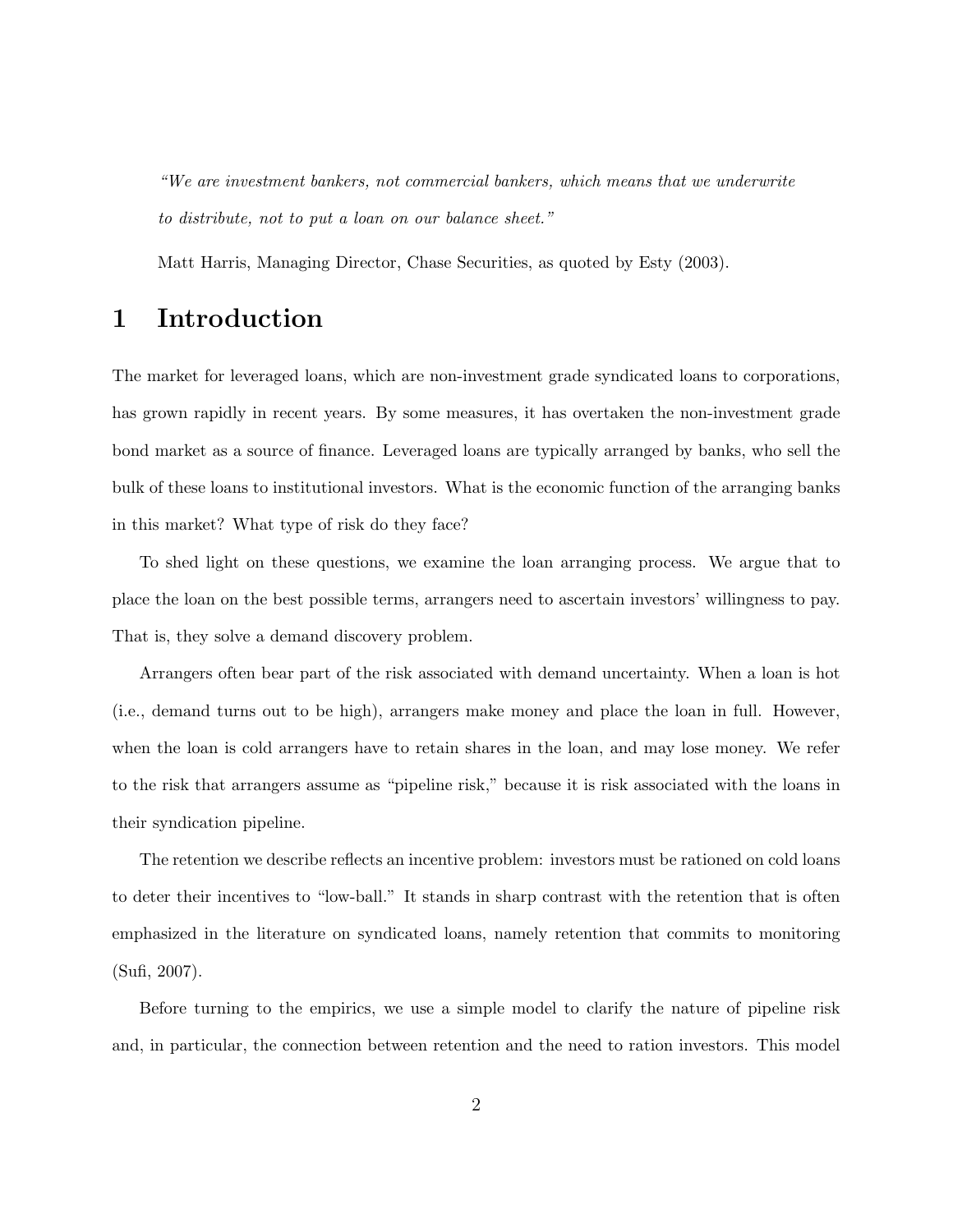*"We are investment bankers, not commercial bankers, which means that we underwrite to distribute, not to put a loan on our balance sheet."*

Matt Harris, Managing Director, Chase Securities, as quoted by Esty (2003).

# 1 Introduction

The market for leveraged loans, which are non-investment grade syndicated loans to corporations, has grown rapidly in recent years. By some measures, it has overtaken the non-investment grade bond market as a source of finance. Leveraged loans are typically arranged by banks, who sell the bulk of these loans to institutional investors. What is the economic function of the arranging banks in this market? What type of risk do they face?

To shed light on these questions, we examine the loan arranging process. We argue that to place the loan on the best possible terms, arrangers need to ascertain investors' willingness to pay. That is, they solve a demand discovery problem.

Arrangers often bear part of the risk associated with demand uncertainty. When a loan is hot (i.e., demand turns out to be high), arrangers make money and place the loan in full. However, when the loan is cold arrangers have to retain shares in the loan, and may lose money. We refer to the risk that arrangers assume as "pipeline risk," because it is risk associated with the loans in their syndication pipeline.

The retention we describe reflects an incentive problem: investors must be rationed on cold loans to deter their incentives to "low-ball." It stands in sharp contrast with the retention that is often emphasized in the literature on syndicated loans, namely retention that commits to monitoring (Sufi, 2007).

Before turning to the empirics, we use a simple model to clarify the nature of pipeline risk and, in particular, the connection between retention and the need to ration investors. This model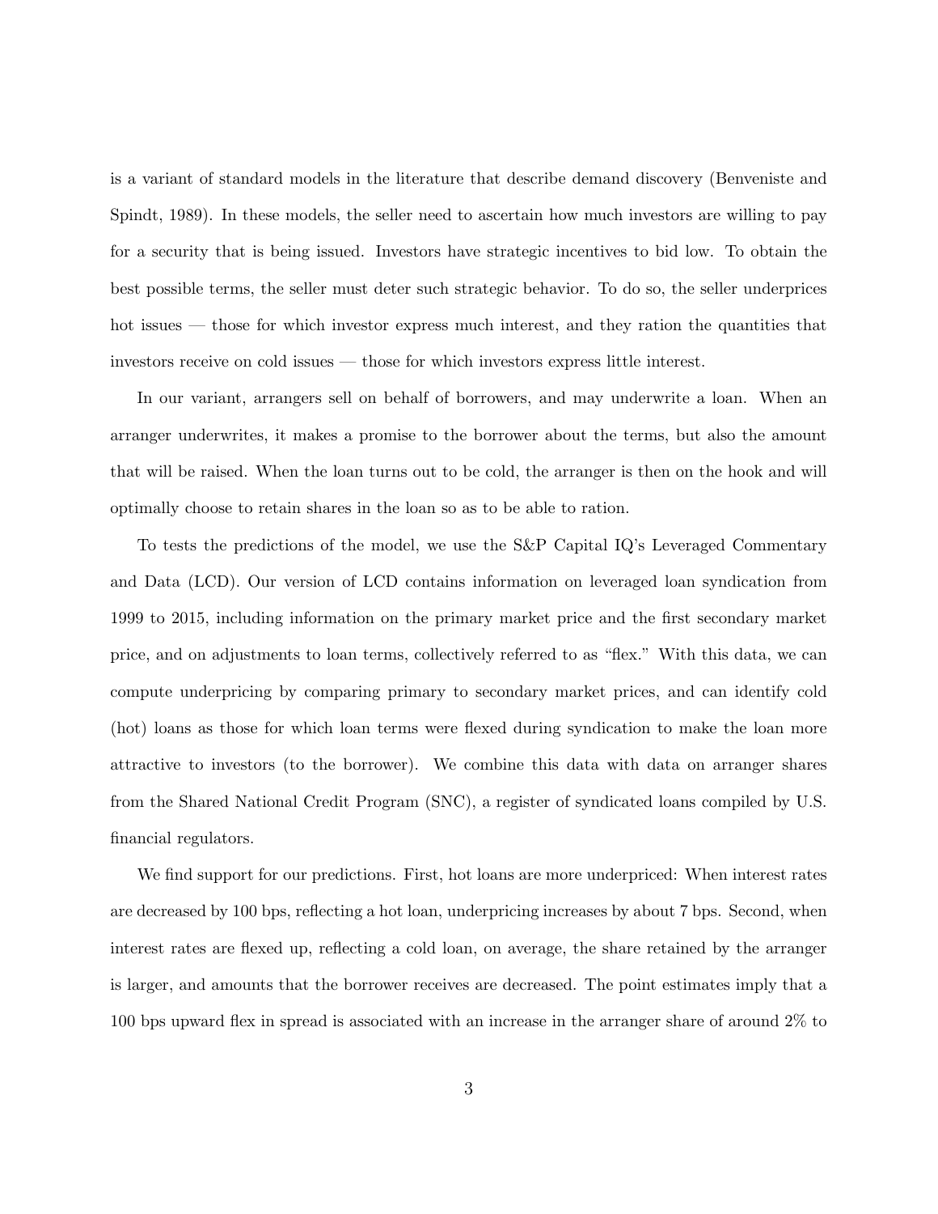is a variant of standard models in the literature that describe demand discovery (Benveniste and Spindt, 1989). In these models, the seller need to ascertain how much investors are willing to pay for a security that is being issued. Investors have strategic incentives to bid low. To obtain the best possible terms, the seller must deter such strategic behavior. To do so, the seller underprices hot issues — those for which investor express much interest, and they ration the quantities that investors receive on cold issues — those for which investors express little interest.

In our variant, arrangers sell on behalf of borrowers, and may underwrite a loan. When an arranger underwrites, it makes a promise to the borrower about the terms, but also the amount that will be raised. When the loan turns out to be cold, the arranger is then on the hook and will optimally choose to retain shares in the loan so as to be able to ration.

To tests the predictions of the model, we use the S&P Capital IQ's Leveraged Commentary and Data (LCD). Our version of LCD contains information on leveraged loan syndication from 1999 to 2015, including information on the primary market price and the first secondary market price, and on adjustments to loan terms, collectively referred to as "flex." With this data, we can compute underpricing by comparing primary to secondary market prices, and can identify cold (hot) loans as those for which loan terms were flexed during syndication to make the loan more attractive to investors (to the borrower). We combine this data with data on arranger shares from the Shared National Credit Program (SNC), a register of syndicated loans compiled by U.S. financial regulators.

We find support for our predictions. First, hot loans are more underpriced: When interest rates are decreased by 100 bps, reflecting a hot loan, underpricing increases by about 7 bps. Second, when interest rates are flexed up, reflecting a cold loan, on average, the share retained by the arranger is larger, and amounts that the borrower receives are decreased. The point estimates imply that a 100 bps upward flex in spread is associated with an increase in the arranger share of around 2% to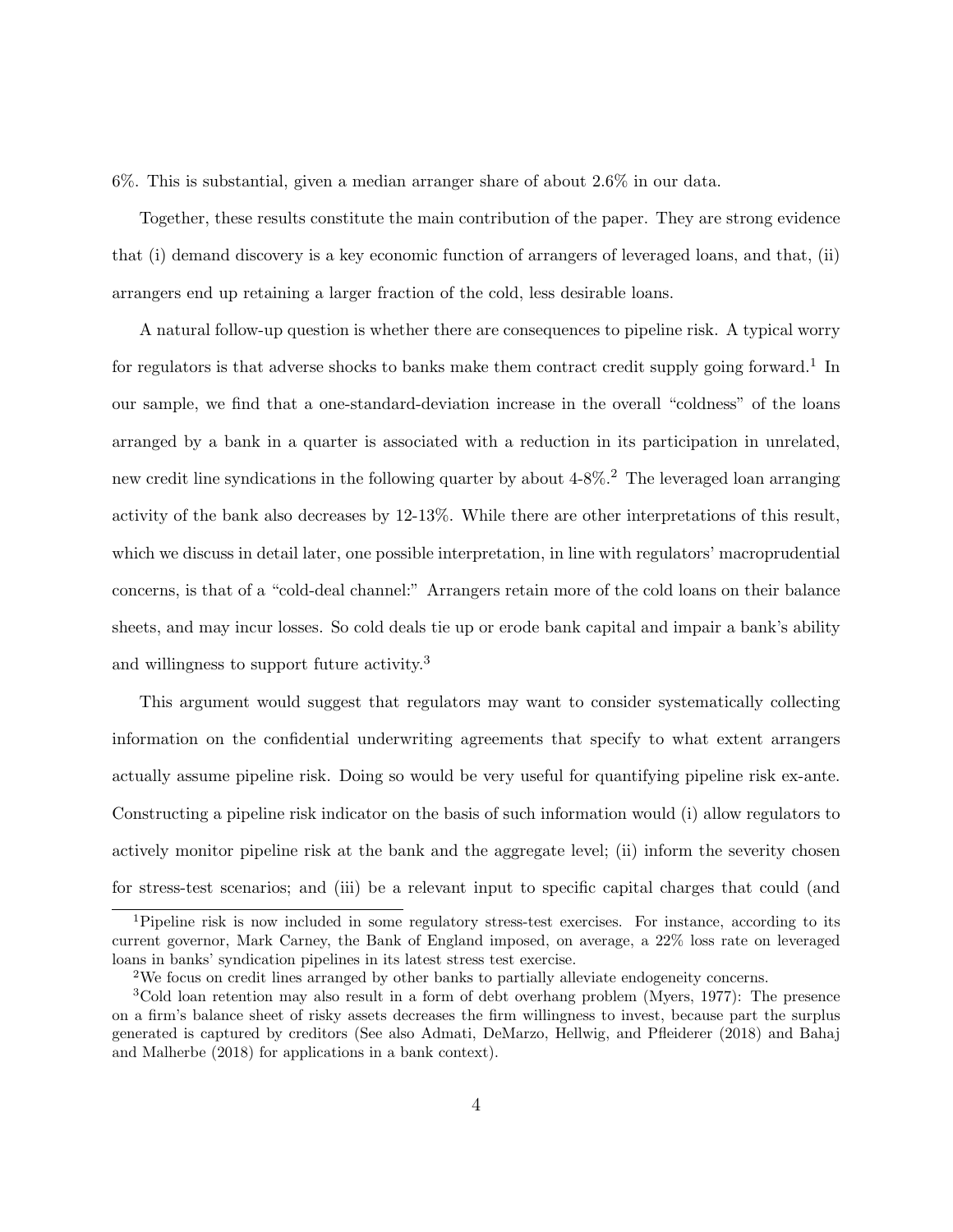6%. This is substantial, given a median arranger share of about 2.6% in our data.

Together, these results constitute the main contribution of the paper. They are strong evidence that (i) demand discovery is a key economic function of arrangers of leveraged loans, and that, (ii) arrangers end up retaining a larger fraction of the cold, less desirable loans.

A natural follow-up question is whether there are consequences to pipeline risk. A typical worry for regulators is that adverse shocks to banks make them contract credit supply going forward.[1] In our sample, we find that a one-standard-deviation increase in the overall "coldness" of the loans arranged by a bank in a quarter is associated with a reduction in its participation in unrelated, new credit line syndications in the following quarter by about 4-8%.[2] The leveraged loan arranging activity of the bank also decreases by 12-13%. While there are other interpretations of this result, which we discuss in detail later, one possible interpretation, in line with regulators' macroprudential concerns, is that of a "cold-deal channel:" Arrangers retain more of the cold loans on their balance sheets, and may incur losses. So cold deals tie up or erode bank capital and impair a bank's ability and willingness to support future activity.[3]

This argument would suggest that regulators may want to consider systematically collecting information on the confidential underwriting agreements that specify to what extent arrangers actually assume pipeline risk. Doing so would be very useful for quantifying pipeline risk ex-ante. Constructing a pipeline risk indicator on the basis of such information would (i) allow regulators to actively monitor pipeline risk at the bank and the aggregate level; (ii) inform the severity chosen for stress-test scenarios; and (iii) be a relevant input to specific capital charges that could (and

[1] Pipeline risk is now included in some regulatory stress-test exercises. For instance, according to its current governor, Mark Carney, the Bank of England imposed, on average, a 22% loss rate on leveraged loans in banks' syndication pipelines in its latest stress test exercise.

[2] We focus on credit lines arranged by other banks to partially alleviate endogeneity concerns.

[3] Cold loan retention may also result in a form of debt overhang problem (Myers, 1977): The presence on a firm's balance sheet of risky assets decreases the firm willingness to invest, because part the surplus generated is captured by creditors (See also Admati, DeMarzo, Hellwig, and Pfleiderer (2018) and Bahaj and Malherbe (2018) for applications in a bank context).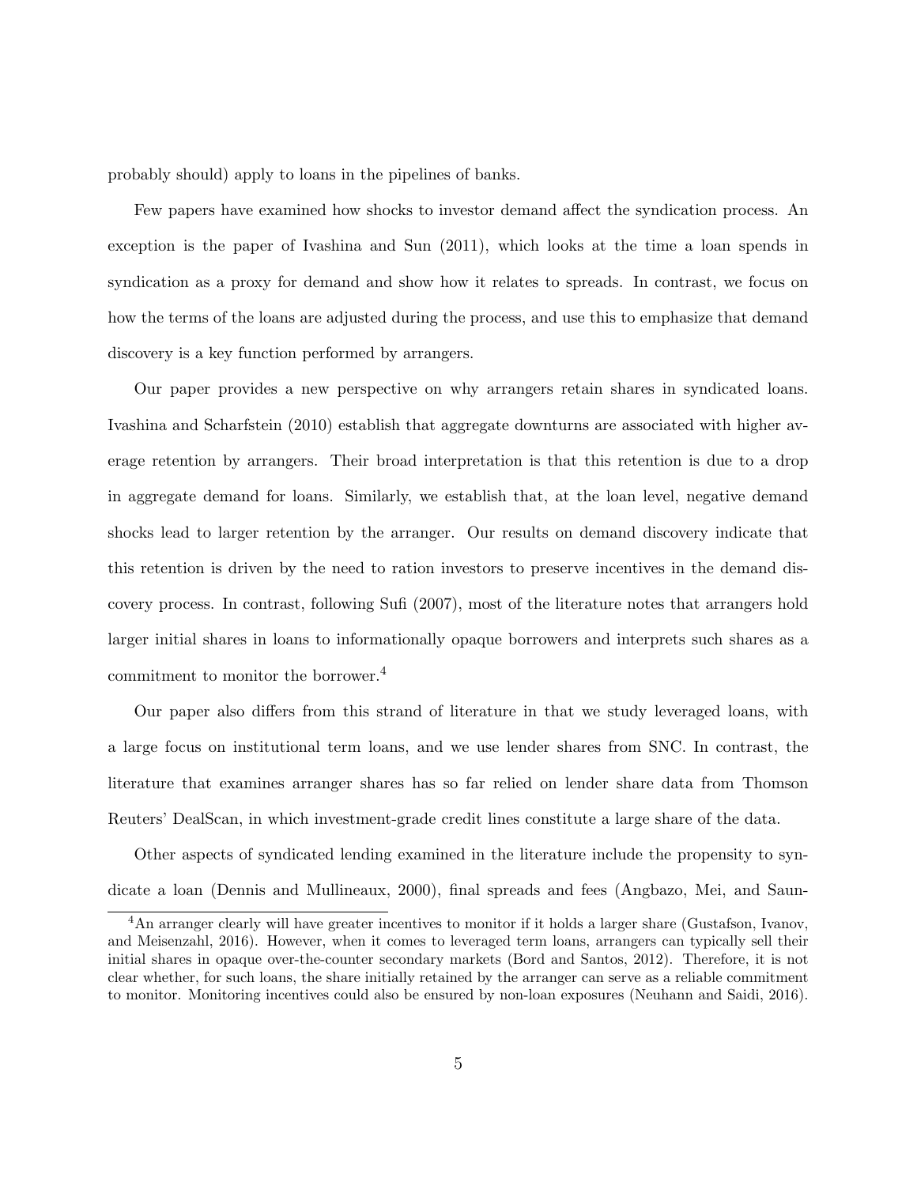probably should) apply to loans in the pipelines of banks.

Few papers have examined how shocks to investor demand affect the syndication process. An exception is the paper of Ivashina and Sun (2011), which looks at the time a loan spends in syndication as a proxy for demand and show how it relates to spreads. In contrast, we focus on how the terms of the loans are adjusted during the process, and use this to emphasize that demand discovery is a key function performed by arrangers.

Our paper provides a new perspective on why arrangers retain shares in syndicated loans. Ivashina and Scharfstein (2010) establish that aggregate downturns are associated with higher average retention by arrangers. Their broad interpretation is that this retention is due to a drop in aggregate demand for loans. Similarly, we establish that, at the loan level, negative demand shocks lead to larger retention by the arranger. Our results on demand discovery indicate that this retention is driven by the need to ration investors to preserve incentives in the demand discovery process. In contrast, following Sufi (2007), most of the literature notes that arrangers hold larger initial shares in loans to informationally opaque borrowers and interprets such shares as a commitment to monitor the borrower.[4]

Our paper also differs from this strand of literature in that we study leveraged loans, with a large focus on institutional term loans, and we use lender shares from SNC. In contrast, the literature that examines arranger shares has so far relied on lender share data from Thomson Reuters' DealScan, in which investment-grade credit lines constitute a large share of the data.

Other aspects of syndicated lending examined in the literature include the propensity to syndicate a loan (Dennis and Mullineaux, 2000), final spreads and fees (Angbazo, Mei, and Saun-

[4]An arranger clearly will have greater incentives to monitor if it holds a larger share (Gustafson, Ivanov, and Meisenzahl, 2016). However, when it comes to leveraged term loans, arrangers can typically sell their initial shares in opaque over-the-counter secondary markets (Bord and Santos, 2012). Therefore, it is not clear whether, for such loans, the share initially retained by the arranger can serve as a reliable commitment to monitor. Monitoring incentives could also be ensured by non-loan exposures (Neuhann and Saidi, 2016).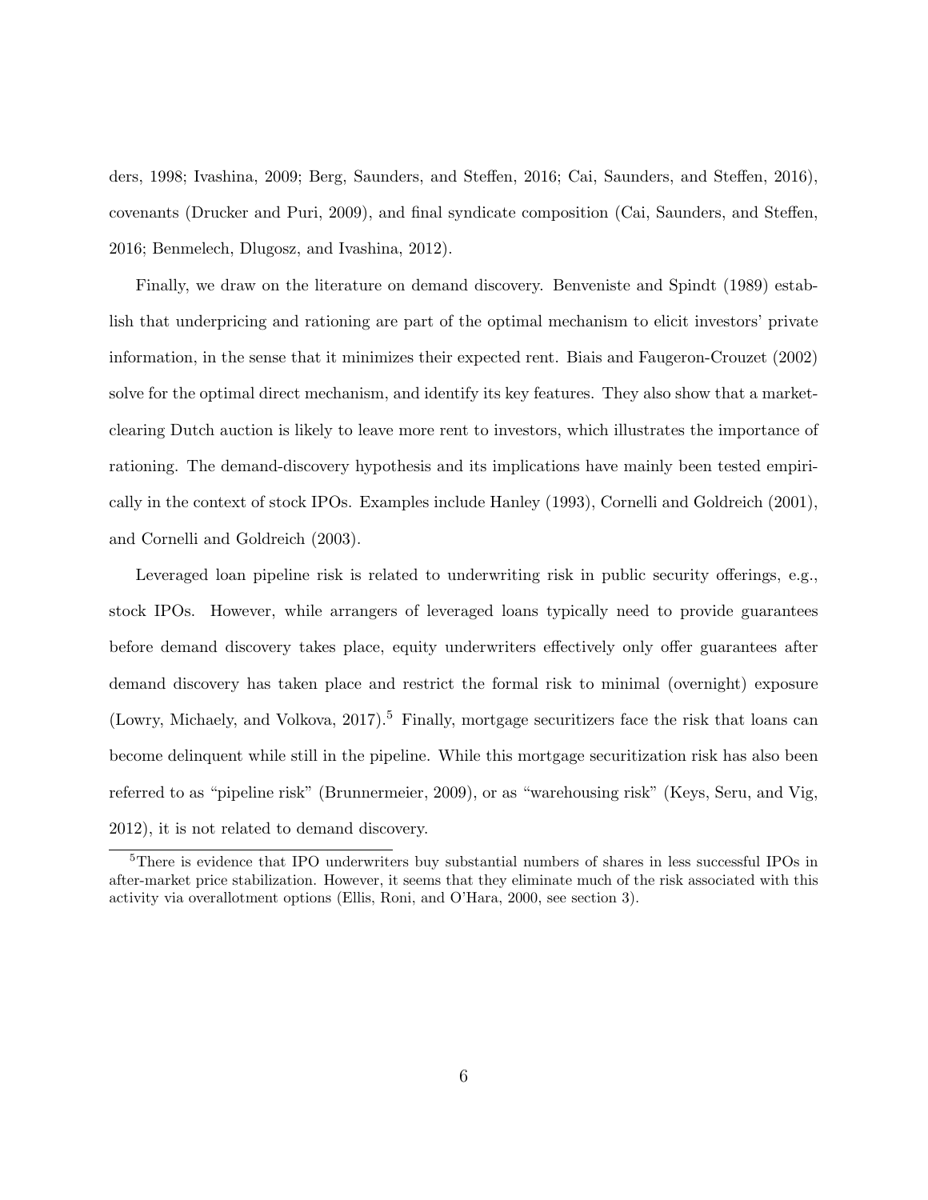ders, 1998; Ivashina, 2009; Berg, Saunders, and Steffen, 2016; Cai, Saunders, and Steffen, 2016), covenants (Drucker and Puri, 2009), and final syndicate composition (Cai, Saunders, and Steffen, 2016; Benmelech, Dlugosz, and Ivashina, 2012).

Finally, we draw on the literature on demand discovery. Benveniste and Spindt (1989) establish that underpricing and rationing are part of the optimal mechanism to elicit investors' private information, in the sense that it minimizes their expected rent. Biais and Faugeron-Crouzet (2002) solve for the optimal direct mechanism, and identify its key features. They also show that a market-clearing Dutch auction is likely to leave more rent to investors, which illustrates the importance of rationing. The demand-discovery hypothesis and its implications have mainly been tested empirically in the context of stock IPOs. Examples include Hanley (1993), Cornelli and Goldreich (2001), and Cornelli and Goldreich (2003).

Leveraged loan pipeline risk is related to underwriting risk in public security offerings, e.g., stock IPOs. However, while arrangers of leveraged loans typically need to provide guarantees before demand discovery takes place, equity underwriters effectively only offer guarantees after demand discovery has taken place and restrict the formal risk to minimal (overnight) exposure (Lowry, Michaely, and Volkova, 2017).[5] Finally, mortgage securitizers face the risk that loans can become delinquent while still in the pipeline. While this mortgage securitization risk has also been referred to as "pipeline risk" (Brunnermeier, 2009), or as "warehousing risk" (Keys, Seru, and Vig, 2012), it is not related to demand discovery.

[5] There is evidence that IPO underwriters buy substantial numbers of shares in less successful IPOs in after-market price stabilization. However, it seems that they eliminate much of the risk associated with this activity via overallotment options (Ellis, Roni, and O'Hara, 2000, see section 3).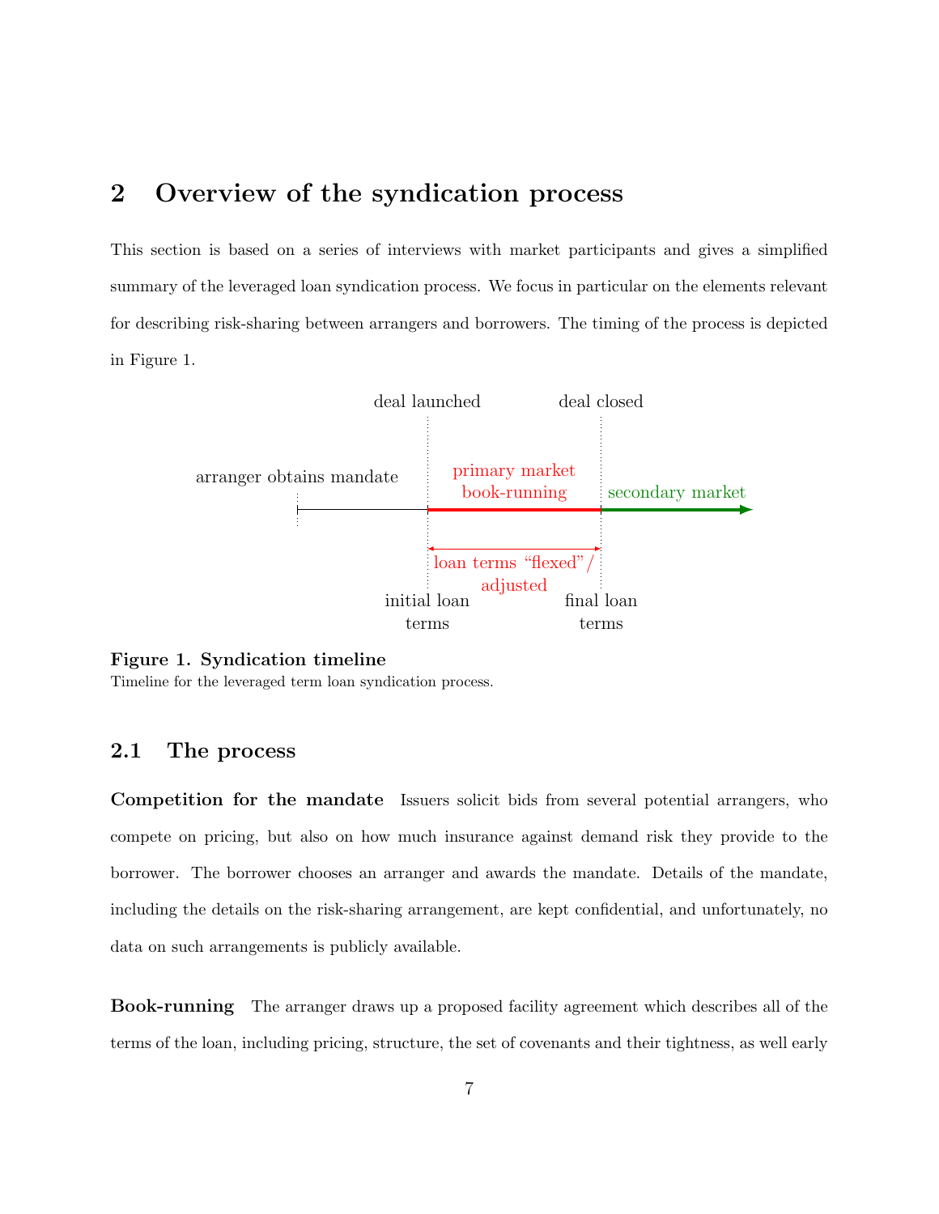# 2 Overview of the syndication process

This section is based on a series of interviews with market participants and gives a simplified summary of the leveraged loan syndication process. We focus in particular on the elements relevant for describing risk-sharing between arrangers and borrowers. The timing of the process is depicted in Figure 1.

**Figure 1. Syndication timeline**
Timeline for the leveraged term loan syndication process.

## 2.1 The process

**Competition for the mandate** Issuers solicit bids from several potential arrangers, who compete on pricing, but also on how much insurance against demand risk they provide to the borrower. The borrower chooses an arranger and awards the mandate. Details of the mandate, including the details on the risk-sharing arrangement, are kept confidential, and unfortunately, no data on such arrangements is publicly available.

**Book-running** The arranger draws up a proposed facility agreement which describes all of the terms of the loan, including pricing, structure, the set of covenants and their tightness, as well early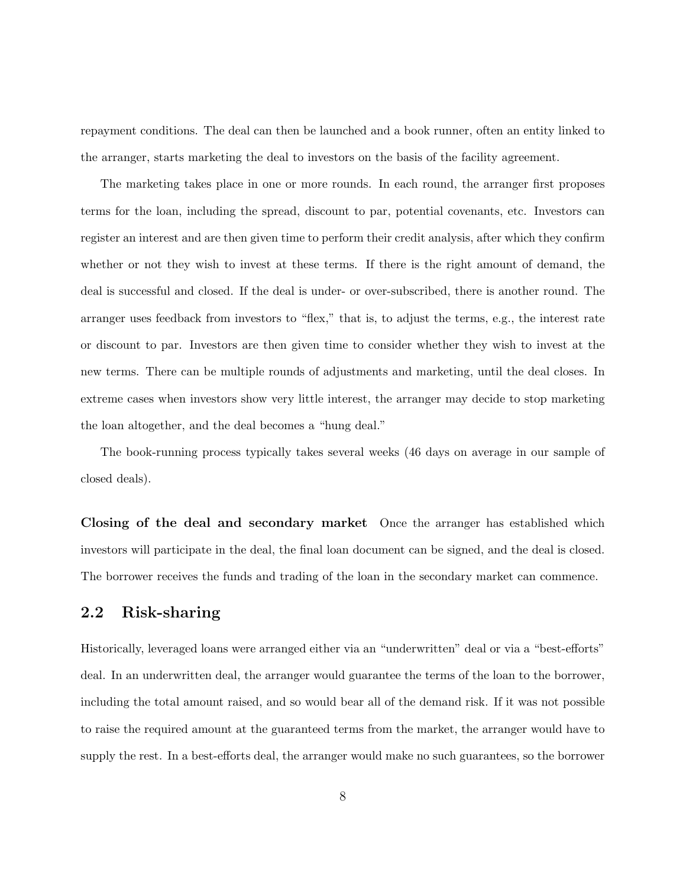repayment conditions. The deal can then be launched and a book runner, often an entity linked to the arranger, starts marketing the deal to investors on the basis of the facility agreement.

The marketing takes place in one or more rounds. In each round, the arranger first proposes terms for the loan, including the spread, discount to par, potential covenants, etc. Investors can register an interest and are then given time to perform their credit analysis, after which they confirm whether or not they wish to invest at these terms. If there is the right amount of demand, the deal is successful and closed. If the deal is under- or over-subscribed, there is another round. The arranger uses feedback from investors to "flex," that is, to adjust the terms, e.g., the interest rate or discount to par. Investors are then given time to consider whether they wish to invest at the new terms. There can be multiple rounds of adjustments and marketing, until the deal closes. In extreme cases when investors show very little interest, the arranger may decide to stop marketing the loan altogether, and the deal becomes a "hung deal."

The book-running process typically takes several weeks (46 days on average in our sample of closed deals).

**Closing of the deal and secondary market** Once the arranger has established which investors will participate in the deal, the final loan document can be signed, and the deal is closed. The borrower receives the funds and trading of the loan in the secondary market can commence.

## 2.2 Risk-sharing

Historically, leveraged loans were arranged either via an "underwritten" deal or via a "best-efforts" deal. In an underwritten deal, the arranger would guarantee the terms of the loan to the borrower, including the total amount raised, and so would bear all of the demand risk. If it was not possible to raise the required amount at the guaranteed terms from the market, the arranger would have to supply the rest. In a best-efforts deal, the arranger would make no such guarantees, so the borrower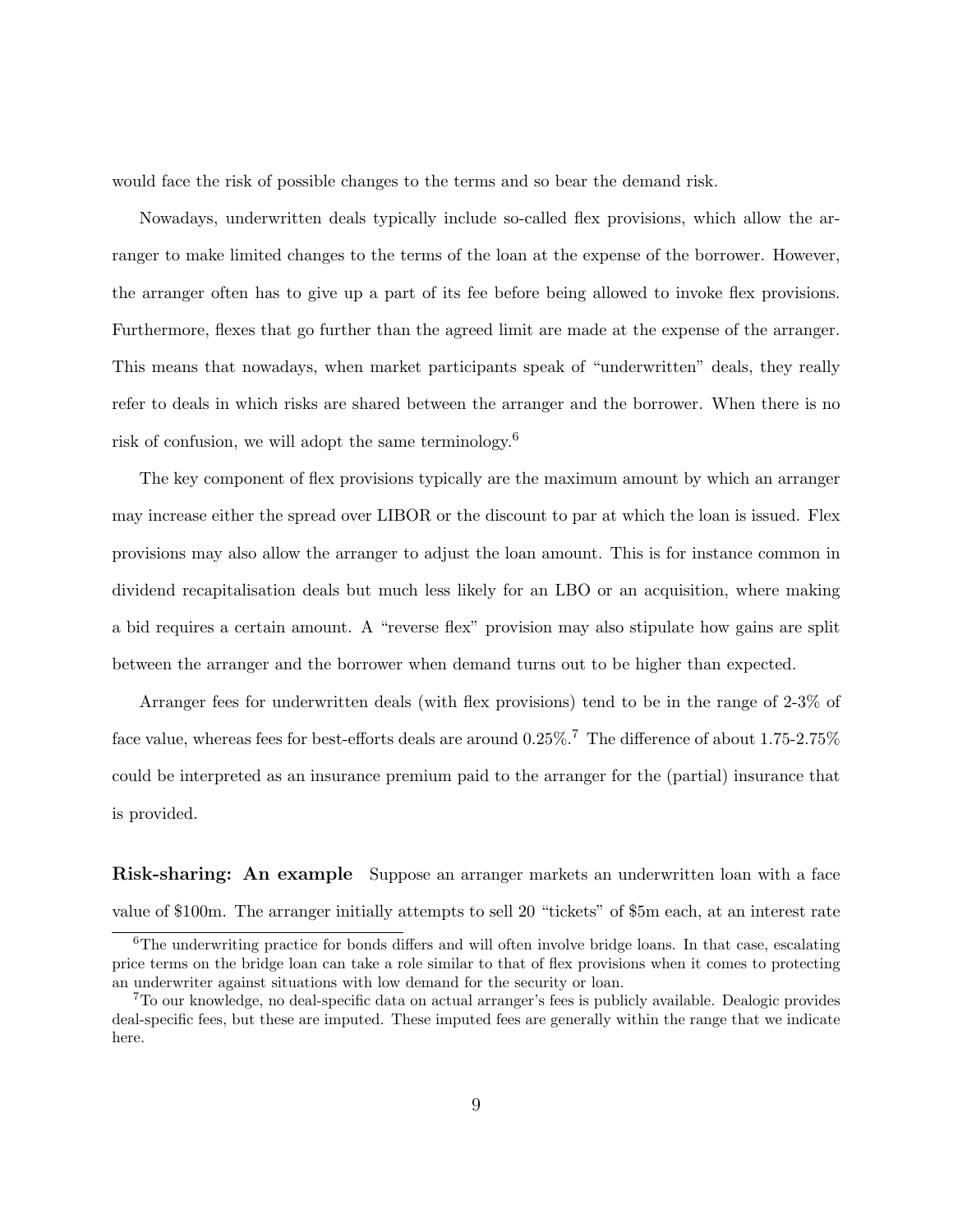would face the risk of possible changes to the terms and so bear the demand risk.

Nowadays, underwritten deals typically include so-called flex provisions, which allow the arranger to make limited changes to the terms of the loan at the expense of the borrower. However, the arranger often has to give up a part of its fee before being allowed to invoke flex provisions. Furthermore, flexes that go further than the agreed limit are made at the expense of the arranger. This means that nowadays, when market participants speak of "underwritten" deals, they really refer to deals in which risks are shared between the arranger and the borrower. When there is no risk of confusion, we will adopt the same terminology.[6]

The key component of flex provisions typically are the maximum amount by which an arranger may increase either the spread over LIBOR or the discount to par at which the loan is issued. Flex provisions may also allow the arranger to adjust the loan amount. This is for instance common in dividend recapitalisation deals but much less likely for an LBO or an acquisition, where making a bid requires a certain amount. A "reverse flex" provision may also stipulate how gains are split between the arranger and the borrower when demand turns out to be higher than expected.

Arranger fees for underwritten deals (with flex provisions) tend to be in the range of 2-3% of face value, whereas fees for best-efforts deals are around 0.25%.[7] The difference of about 1.75-2.75% could be interpreted as an insurance premium paid to the arranger for the (partial) insurance that is provided.

**Risk-sharing: An example** Suppose an arranger markets an underwritten loan with a face value of $100m. The arranger initially attempts to sell 20 "tickets" of $5m each, at an interest rate

[6] The underwriting practice for bonds differs and will often involve bridge loans. In that case, escalating price terms on the bridge loan can take a role similar to that of flex provisions when it comes to protecting an underwriter against situations with low demand for the security or loan.

[7] To our knowledge, no deal-specific data on actual arranger's fees is publicly available. Dealogic provides deal-specific fees, but these are imputed. These imputed fees are generally within the range that we indicate here.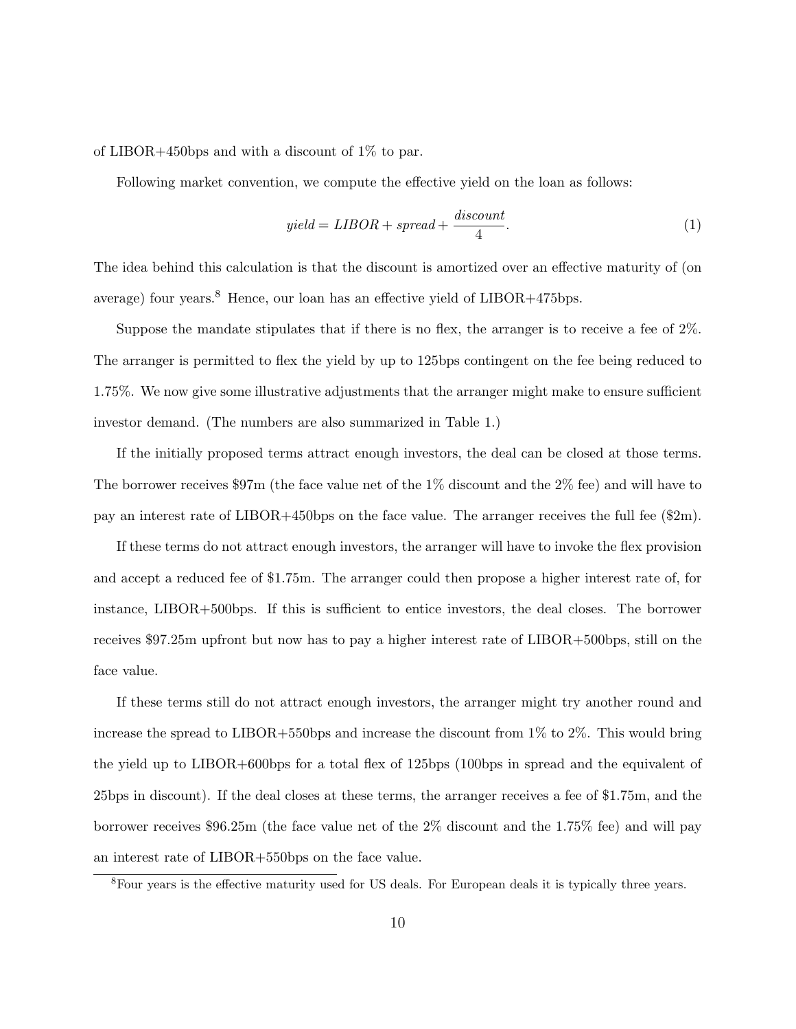of LIBOR+450bps and with a discount of 1% to par.

Following market convention, we compute the effective yield on the loan as follows:

$$yield = LIBOR + spread + \frac{discount}{4}. \tag{1}$$

The idea behind this calculation is that the discount is amortized over an effective maturity of (on average) four years.[8] Hence, our loan has an effective yield of LIBOR+475bps.

Suppose the mandate stipulates that if there is no flex, the arranger is to receive a fee of 2%. The arranger is permitted to flex the yield by up to 125bps contingent on the fee being reduced to 1.75%. We now give some illustrative adjustments that the arranger might make to ensure sufficient investor demand. (The numbers are also summarized in Table 1.)

If the initially proposed terms attract enough investors, the deal can be closed at those terms. The borrower receives \$97m (the face value net of the 1% discount and the 2% fee) and will have to pay an interest rate of LIBOR+450bps on the face value. The arranger receives the full fee (\$2m).

If these terms do not attract enough investors, the arranger will have to invoke the flex provision and accept a reduced fee of \$1.75m. The arranger could then propose a higher interest rate of, for instance, LIBOR+500bps. If this is sufficient to entice investors, the deal closes. The borrower receives \$97.25m upfront but now has to pay a higher interest rate of LIBOR+500bps, still on the face value.

If these terms still do not attract enough investors, the arranger might try another round and increase the spread to LIBOR+550bps and increase the discount from 1% to 2%. This would bring the yield up to LIBOR+600bps for a total flex of 125bps (100bps in spread and the equivalent of 25bps in discount). If the deal closes at these terms, the arranger receives a fee of \$1.75m, and the borrower receives \$96.25m (the face value net of the 2% discount and the 1.75% fee) and will pay an interest rate of LIBOR+550bps on the face value.

[8] Four years is the effective maturity used for US deals. For European deals it is typically three years.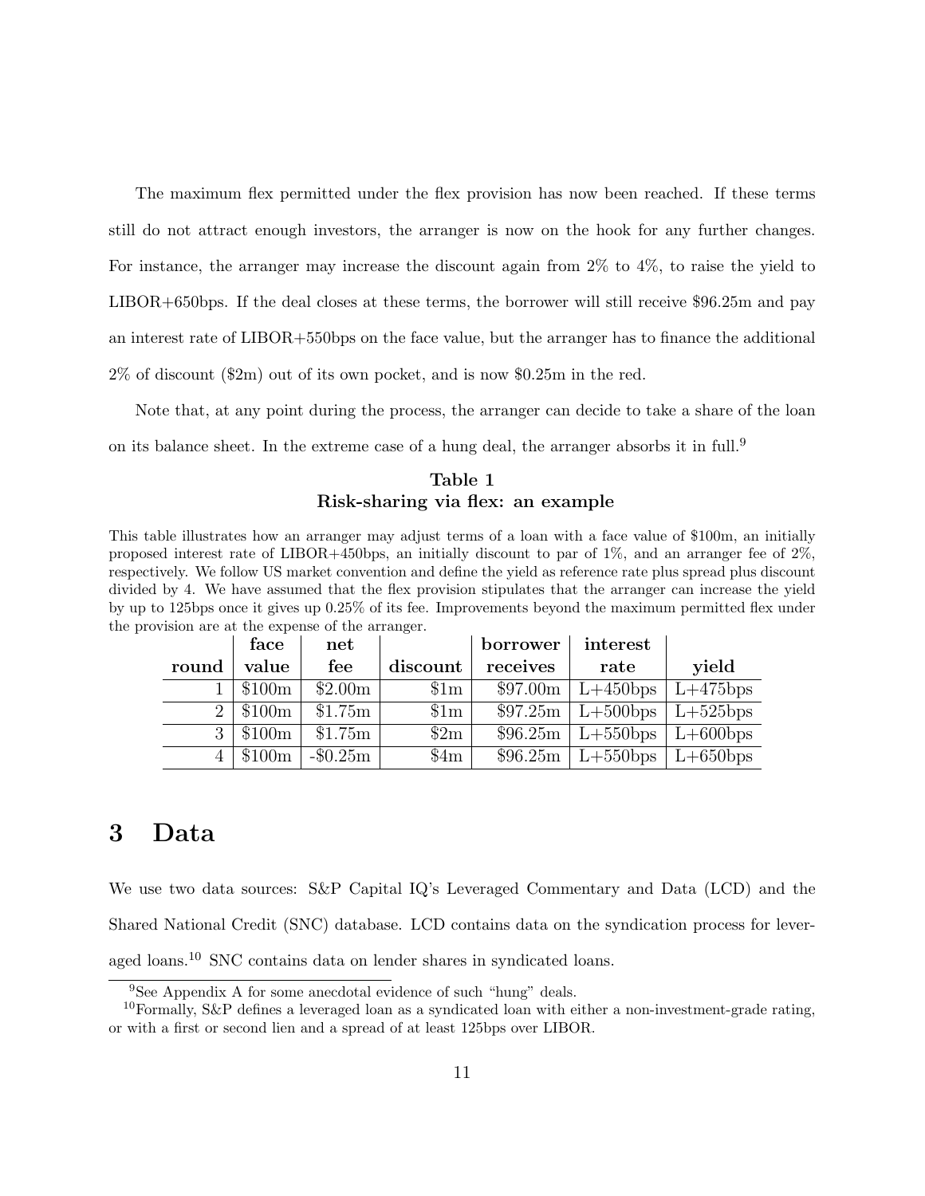The maximum flex permitted under the flex provision has now been reached. If these terms still do not attract enough investors, the arranger is now on the hook for any further changes. For instance, the arranger may increase the discount again from 2% to 4%, to raise the yield to LIBOR+650bps. If the deal closes at these terms, the borrower will still receive $96.25m and pay an interest rate of LIBOR+550bps on the face value, but the arranger has to finance the additional 2% of discount ($2m) out of its own pocket, and is now $0.25m in the red.

Note that, at any point during the process, the arranger can decide to take a share of the loan on its balance sheet. In the extreme case of a hung deal, the arranger absorbs it in full.[9]

**Table 1**
**Risk-sharing via flex: an example**

This table illustrates how an arranger may adjust terms of a loan with a face value of $100m, an initially proposed interest rate of LIBOR+450bps, an initially discount to par of 1%, and an arranger fee of 2%, respectively. We follow US market convention and define the yield as reference rate plus spread plus discount divided by 4. We have assumed that the flex provision stipulates that the arranger can increase the yield by up to 125bps once it gives up 0.25% of its fee. Improvements beyond the maximum permitted flex under the provision are at the expense of the arranger.

| round | face value | net fee | discount | borrower receives | interest rate | yield |
|---|---|---|---|---|---|---|
| 1 | $100m | $2.00m | $1m | $97.00m | L+450bps | L+475bps |
| 2 | $100m | $1.75m | $1m | $97.25m | L+500bps | L+525bps |
| 3 | $100m | $1.75m | $2m | $96.25m | L+550bps | L+600bps |
| 4 | $100m | -$0.25m | $4m | $96.25m | L+550bps | L+650bps |

# 3 Data

We use two data sources: S&P Capital IQ's Leveraged Commentary and Data (LCD) and the Shared National Credit (SNC) database. LCD contains data on the syndication process for leveraged loans.[10] SNC contains data on lender shares in syndicated loans.

[9] See Appendix A for some anecdotal evidence of such "hung" deals.

[10] Formally, S&P defines a leveraged loan as a syndicated loan with either a non-investment-grade rating, or with a first or second lien and a spread of at least 125bps over LIBOR.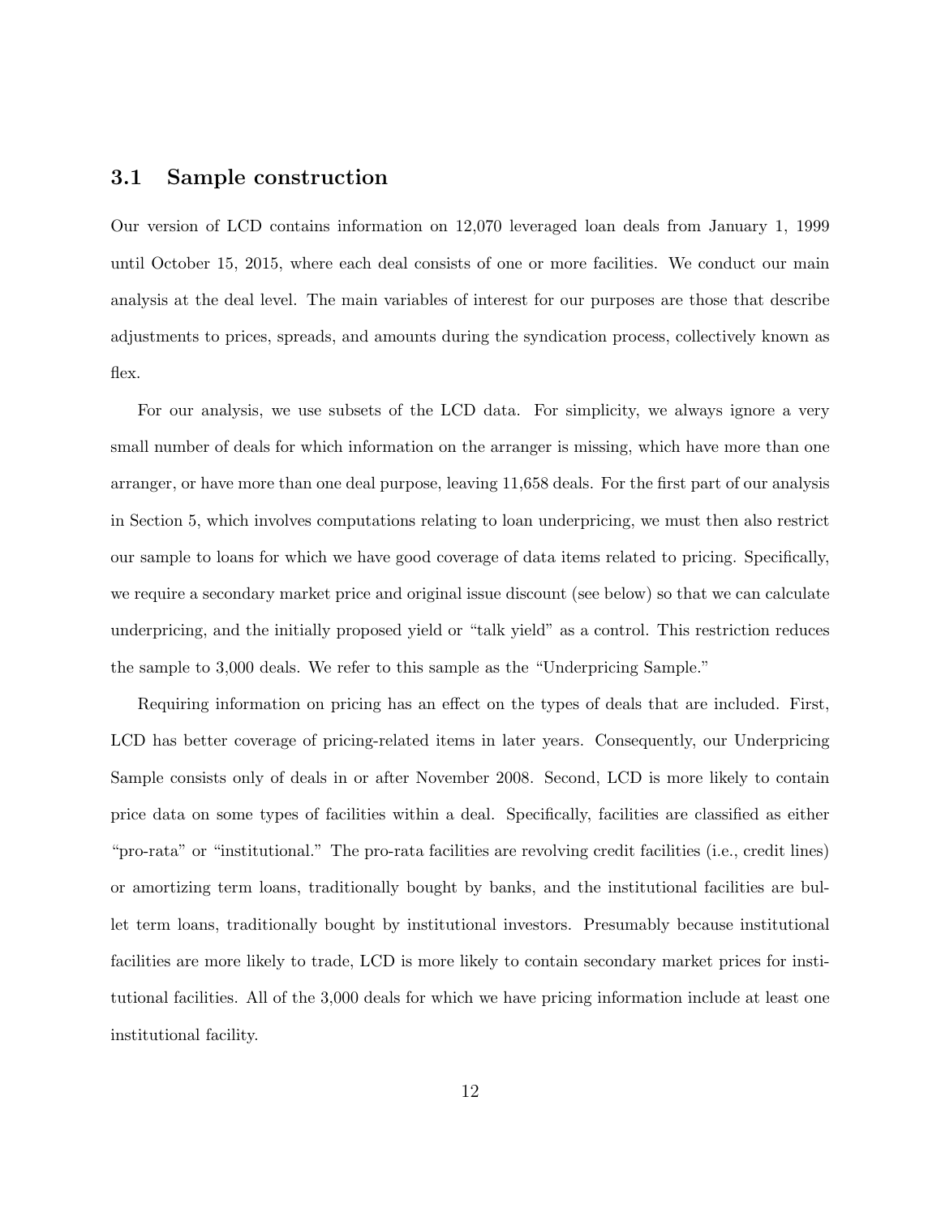### 3.1 Sample construction

Our version of LCD contains information on 12,070 leveraged loan deals from January 1, 1999 until October 15, 2015, where each deal consists of one or more facilities. We conduct our main analysis at the deal level. The main variables of interest for our purposes are those that describe adjustments to prices, spreads, and amounts during the syndication process, collectively known as flex.

For our analysis, we use subsets of the LCD data. For simplicity, we always ignore a very small number of deals for which information on the arranger is missing, which have more than one arranger, or have more than one deal purpose, leaving 11,658 deals. For the first part of our analysis in Section 5, which involves computations relating to loan underpricing, we must then also restrict our sample to loans for which we have good coverage of data items related to pricing. Specifically, we require a secondary market price and original issue discount (see below) so that we can calculate underpricing, and the initially proposed yield or "talk yield" as a control. This restriction reduces the sample to 3,000 deals. We refer to this sample as the "Underpricing Sample."

Requiring information on pricing has an effect on the types of deals that are included. First, LCD has better coverage of pricing-related items in later years. Consequently, our Underpricing Sample consists only of deals in or after November 2008. Second, LCD is more likely to contain price data on some types of facilities within a deal. Specifically, facilities are classified as either "pro-rata" or "institutional." The pro-rata facilities are revolving credit facilities (i.e., credit lines) or amortizing term loans, traditionally bought by banks, and the institutional facilities are bullet term loans, traditionally bought by institutional investors. Presumably because institutional facilities are more likely to trade, LCD is more likely to contain secondary market prices for institutional facilities. All of the 3,000 deals for which we have pricing information include at least one institutional facility.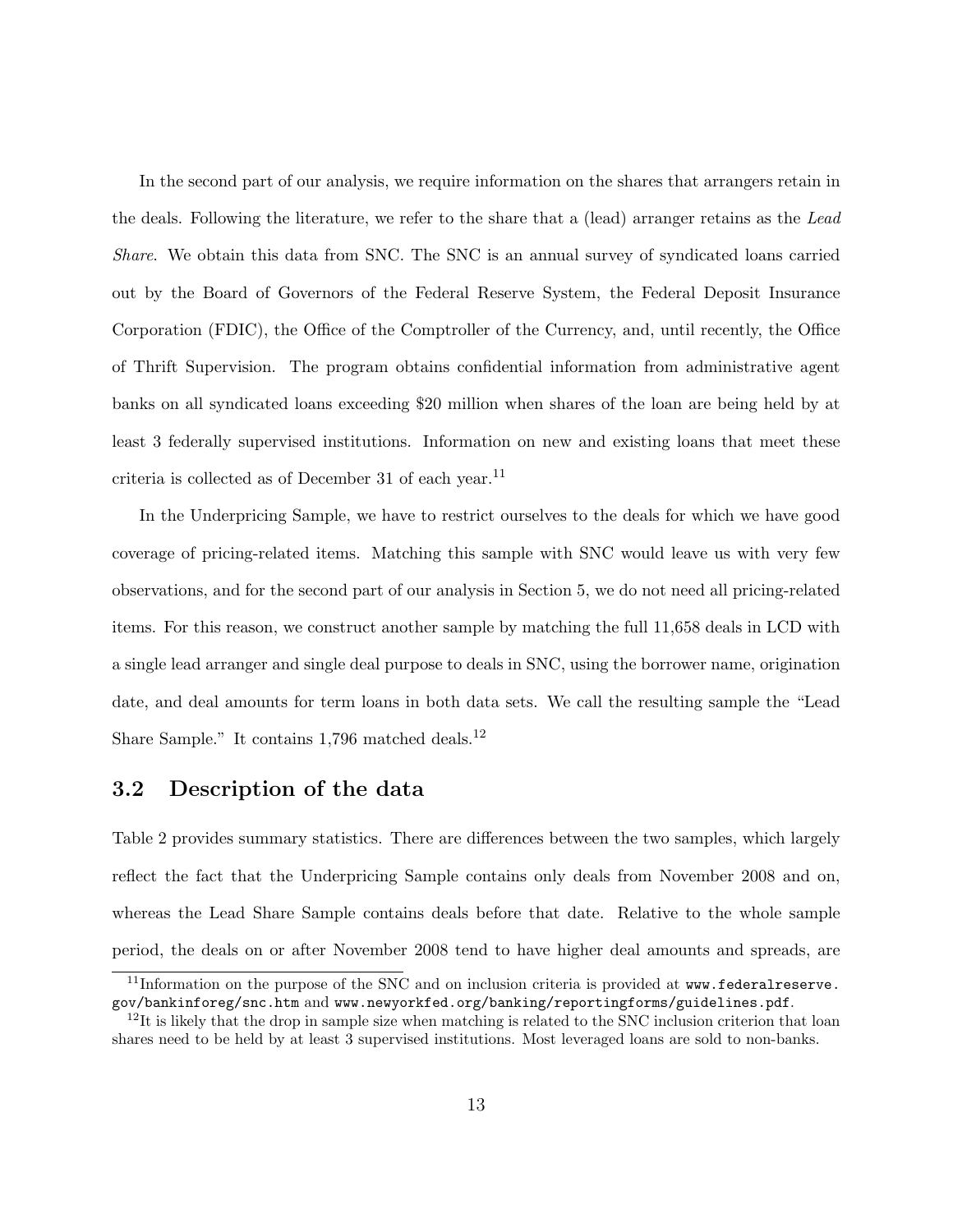In the second part of our analysis, we require information on the shares that arrangers retain in the deals. Following the literature, we refer to the share that a (lead) arranger retains as the *Lead Share*. We obtain this data from SNC. The SNC is an annual survey of syndicated loans carried out by the Board of Governors of the Federal Reserve System, the Federal Deposit Insurance Corporation (FDIC), the Office of the Comptroller of the Currency, and, until recently, the Office of Thrift Supervision. The program obtains confidential information from administrative agent banks on all syndicated loans exceeding \$20 million when shares of the loan are being held by at least 3 federally supervised institutions. Information on new and existing loans that meet these criteria is collected as of December 31 of each year.[11]

In the Underpricing Sample, we have to restrict ourselves to the deals for which we have good coverage of pricing-related items. Matching this sample with SNC would leave us with very few observations, and for the second part of our analysis in Section 5, we do not need all pricing-related items. For this reason, we construct another sample by matching the full 11,658 deals in LCD with a single lead arranger and single deal purpose to deals in SNC, using the borrower name, origination date, and deal amounts for term loans in both data sets. We call the resulting sample the "Lead Share Sample." It contains 1,796 matched deals.[12]

## 3.2 Description of the data

Table 2 provides summary statistics. There are differences between the two samples, which largely reflect the fact that the Underpricing Sample contains only deals from November 2008 and on, whereas the Lead Share Sample contains deals before that date. Relative to the whole sample period, the deals on or after November 2008 tend to have higher deal amounts and spreads, are

[11] Information on the purpose of the SNC and on inclusion criteria is provided at `www.federalreserve.gov/bankinforeg/snc.htm` and `www.newyorkfed.org/banking/reportingforms/guidelines.pdf`.

[12] It is likely that the drop in sample size when matching is related to the SNC inclusion criterion that loan shares need to be held by at least 3 supervised institutions. Most leveraged loans are sold to non-banks.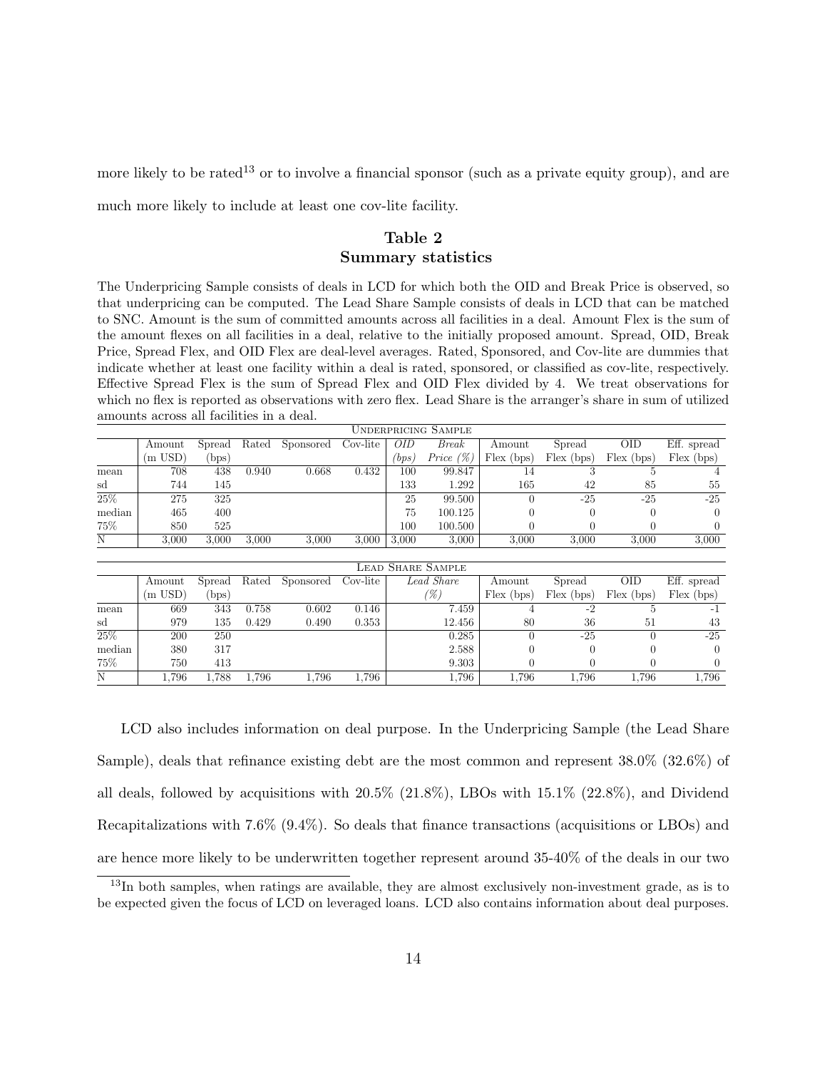more likely to be rated[13] or to involve a financial sponsor (such as a private equity group), and are much more likely to include at least one cov-lite facility.

## Table 2
## Summary statistics

The Underpricing Sample consists of deals in LCD for which both the OID and Break Price is observed, so that underpricing can be computed. The Lead Share Sample consists of deals in LCD that can be matched to SNC. Amount is the sum of committed amounts across all facilities in a deal. Amount Flex is the sum of the amount flexes on all facilities in a deal, relative to the initially proposed amount. Spread, OID, Break Price, Spread Flex, and OID Flex are deal-level averages. Rated, Sponsored, and Cov-lite are dummies that indicate whether at least one facility within a deal is rated, sponsored, or classified as cov-lite, respectively. Effective Spread Flex is the sum of Spread Flex and OID Flex divided by 4. We treat observations for which no flex is reported as observations with zero flex. Lead Share is the arranger's share in sum of utilized amounts across all facilities in a deal.

| Underpricing Sample | | | | | | | | | | | |
|---|---|---|---|---|---|---|---|---|---|---|---|
| | Amount (m USD) | Spread (bps) | Rated | Sponsored | Cov-lite | *OID (bps)* | *Break Price (%)* | Amount Flex (bps) | Spread Flex (bps) | OID Flex (bps) | Eff. spread Flex (bps) |
| mean | 708 | 438 | 0.940 | 0.668 | 0.432 | 100 | 99.847 | 14 | 3 | 5 | 4 |
| sd | 744 | 145 | | | | 133 | 1.292 | 165 | 42 | 85 | 55 |
| 25% | 275 | 325 | | | | 25 | 99.500 | 0 | -25 | -25 | -25 |
| median | 465 | 400 | | | | 75 | 100.125 | 0 | 0 | 0 | 0 |
| 75% | 850 | 525 | | | | 100 | 100.500 | 0 | 0 | 0 | 0 |
| N | 3,000 | 3,000 | 3,000 | 3,000 | 3,000 | 3,000 | 3,000 | 3,000 | 3,000 | 3,000 | 3,000 |

| Lead Share Sample | | | | | | | | | | |
|---|---|---|---|---|---|---|---|---|---|---|
| | Amount (m USD) | Spread (bps) | Rated | Sponsored | Cov-lite | *Lead Share (%)* | Amount Flex (bps) | Spread Flex (bps) | OID Flex (bps) | Eff. spread Flex (bps) |
| mean | 669 | 343 | 0.758 | 0.602 | 0.146 | 7.459 | 4 | -2 | 5 | -1 |
| sd | 979 | 135 | 0.429 | 0.490 | 0.353 | 12.456 | 80 | 36 | 51 | 43 |
| 25% | 200 | 250 | | | | 0.285 | 0 | -25 | 0 | -25 |
| median | 380 | 317 | | | | 2.588 | 0 | 0 | 0 | 0 |
| 75% | 750 | 413 | | | | 9.303 | 0 | 0 | 0 | 0 |
| N | 1,796 | 1,788 | 1,796 | 1,796 | 1,796 | 1,796 | 1,796 | 1,796 | 1,796 | 1,796 |

LCD also includes information on deal purpose. In the Underpricing Sample (the Lead Share Sample), deals that refinance existing debt are the most common and represent 38.0% (32.6%) of all deals, followed by acquisitions with 20.5% (21.8%), LBOs with 15.1% (22.8%), and Dividend Recapitalizations with 7.6% (9.4%). So deals that finance transactions (acquisitions or LBOs) and are hence more likely to be underwritten together represent around 35-40% of the deals in our two

[13] In both samples, when ratings are available, they are almost exclusively non-investment grade, as is to be expected given the focus of LCD on leveraged loans. LCD also contains information about deal purposes.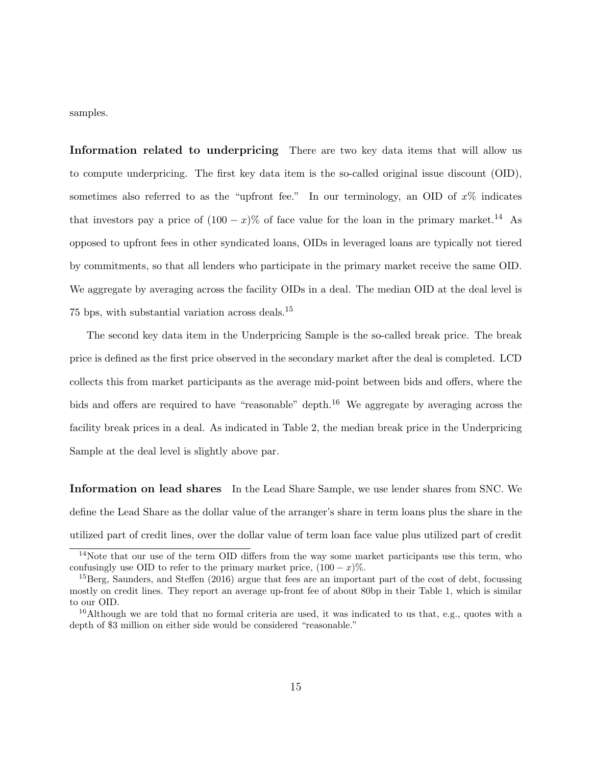samples.

**Information related to underpricing** There are two key data items that will allow us to compute underpricing. The first key data item is the so-called original issue discount (OID), sometimes also referred to as the "upfront fee." In our terminology, an OID of $x\%$ indicates that investors pay a price of $(100 - x)\%$ of face value for the loan in the primary market.[14] As opposed to upfront fees in other syndicated loans, OIDs in leveraged loans are typically not tiered by commitments, so that all lenders who participate in the primary market receive the same OID. We aggregate by averaging across the facility OIDs in a deal. The median OID at the deal level is 75 bps, with substantial variation across deals.[15]

The second key data item in the Underpricing Sample is the so-called break price. The break price is defined as the first price observed in the secondary market after the deal is completed. LCD collects this from market participants as the average mid-point between bids and offers, where the bids and offers are required to have "reasonable" depth.[16] We aggregate by averaging across the facility break prices in a deal. As indicated in Table 2, the median break price in the Underpricing Sample at the deal level is slightly above par.

**Information on lead shares** In the Lead Share Sample, we use lender shares from SNC. We define the Lead Share as the dollar value of the arranger's share in term loans plus the share in the utilized part of credit lines, over the dollar value of term loan face value plus utilized part of credit

[14] Note that our use of the term OID differs from the way some market participants use this term, who confusingly use OID to refer to the primary market price, $(100 - x)\%$.

[15] Berg, Saunders, and Steffen (2016) argue that fees are an important part of the cost of debt, focussing mostly on credit lines. They report an average up-front fee of about 80bp in their Table 1, which is similar to our OID.

[16] Although we are told that no formal criteria are used, it was indicated to us that, e.g., quotes with a depth of $3 million on either side would be considered "reasonable."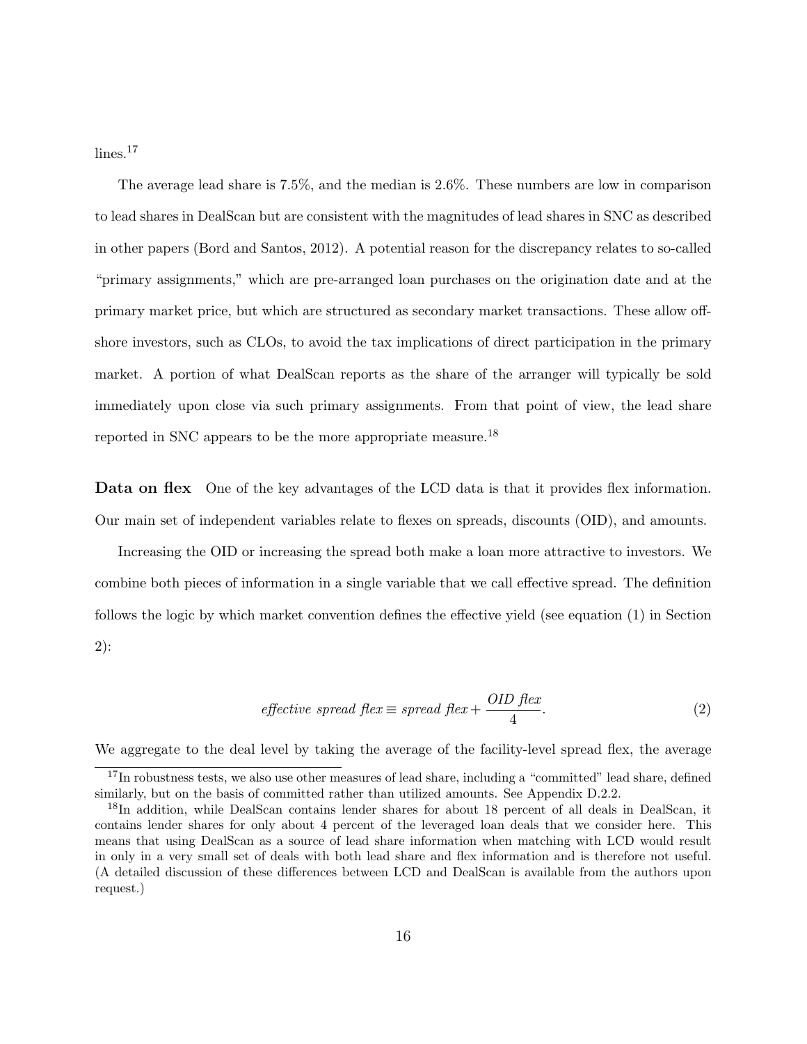lines.[17]

The average lead share is 7.5%, and the median is 2.6%. These numbers are low in comparison to lead shares in DealScan but are consistent with the magnitudes of lead shares in SNC as described in other papers (Bord and Santos, 2012). A potential reason for the discrepancy relates to so-called "primary assignments," which are pre-arranged loan purchases on the origination date and at the primary market price, but which are structured as secondary market transactions. These allow offshore investors, such as CLOs, to avoid the tax implications of direct participation in the primary market. A portion of what DealScan reports as the share of the arranger will typically be sold immediately upon close via such primary assignments. From that point of view, the lead share reported in SNC appears to be the more appropriate measure.[18]

**Data on flex** One of the key advantages of the LCD data is that it provides flex information. Our main set of independent variables relate to flexes on spreads, discounts (OID), and amounts.

Increasing the OID or increasing the spread both make a loan more attractive to investors. We combine both pieces of information in a single variable that we call effective spread. The definition follows the logic by which market convention defines the effective yield (see equation (1) in Section 2):

$$\textit{effective spread flex} \equiv \textit{spread flex} + \frac{\textit{OID flex}}{4}. \tag{2}$$

We aggregate to the deal level by taking the average of the facility-level spread flex, the average

[17] In robustness tests, we also use other measures of lead share, including a "committed" lead share, defined similarly, but on the basis of committed rather than utilized amounts. See Appendix D.2.2.

[18] In addition, while DealScan contains lender shares for about 18 percent of all deals in DealScan, it contains lender shares for only about 4 percent of the leveraged loan deals that we consider here. This means that using DealScan as a source of lead share information when matching with LCD would result in only in a very small set of deals with both lead share and flex information and is therefore not useful. (A detailed discussion of these differences between LCD and DealScan is available from the authors upon request.)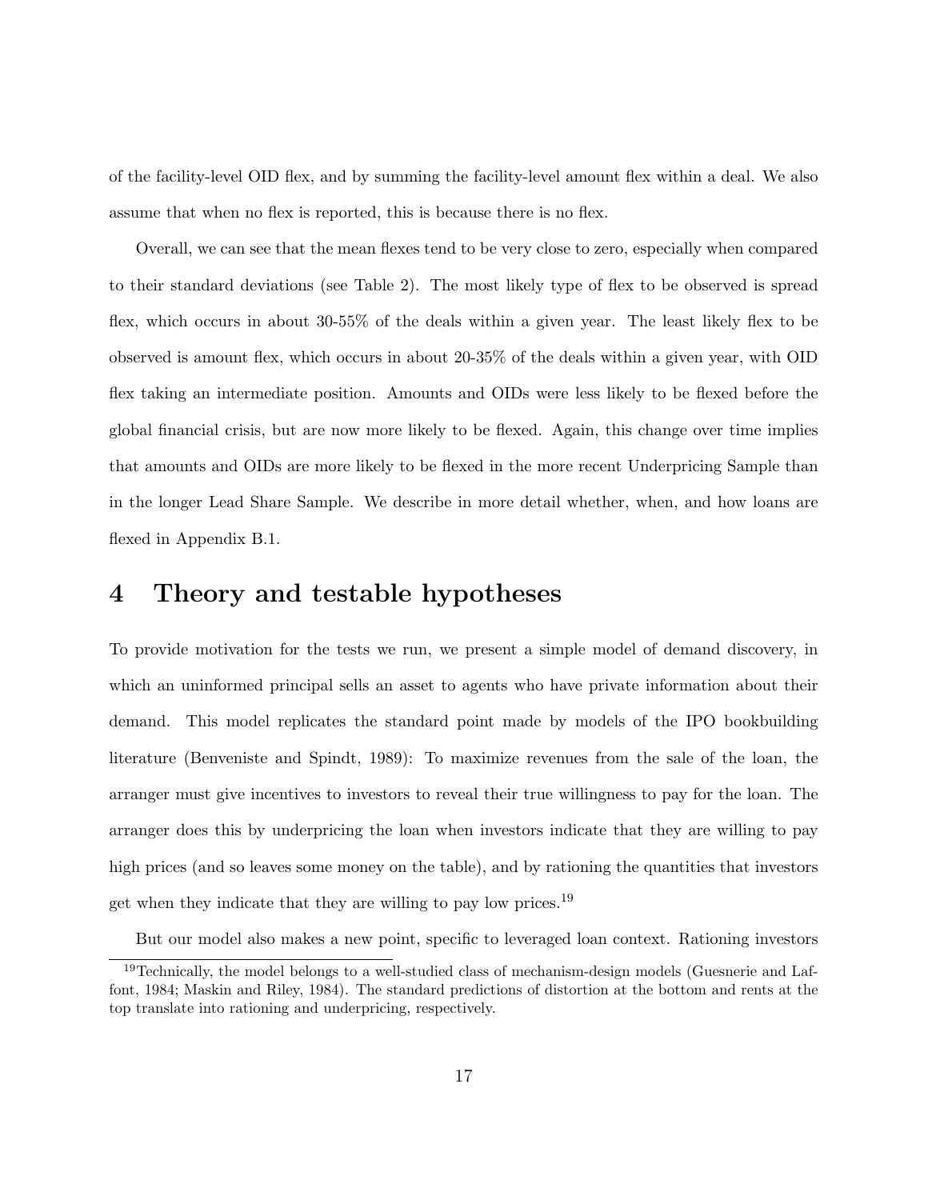of the facility-level OID flex, and by summing the facility-level amount flex within a deal. We also assume that when no flex is reported, this is because there is no flex.

Overall, we can see that the mean flexes tend to be very close to zero, especially when compared to their standard deviations (see Table 2). The most likely type of flex to be observed is spread flex, which occurs in about 30-55% of the deals within a given year. The least likely flex to be observed is amount flex, which occurs in about 20-35% of the deals within a given year, with OID flex taking an intermediate position. Amounts and OIDs were less likely to be flexed before the global financial crisis, but are now more likely to be flexed. Again, this change over time implies that amounts and OIDs are more likely to be flexed in the more recent Underpricing Sample than in the longer Lead Share Sample. We describe in more detail whether, when, and how loans are flexed in Appendix B.1.

# 4 Theory and testable hypotheses

To provide motivation for the tests we run, we present a simple model of demand discovery, in which an uninformed principal sells an asset to agents who have private information about their demand. This model replicates the standard point made by models of the IPO bookbuilding literature (Benveniste and Spindt, 1989): To maximize revenues from the sale of the loan, the arranger must give incentives to investors to reveal their true willingness to pay for the loan. The arranger does this by underpricing the loan when investors indicate that they are willing to pay high prices (and so leaves some money on the table), and by rationing the quantities that investors get when they indicate that they are willing to pay low prices.[19]

But our model also makes a new point, specific to leveraged loan context. Rationing investors

[19]Technically, the model belongs to a well-studied class of mechanism-design models (Guesnerie and Laffont, 1984; Maskin and Riley, 1984). The standard predictions of distortion at the bottom and rents at the top translate into rationing and underpricing, respectively.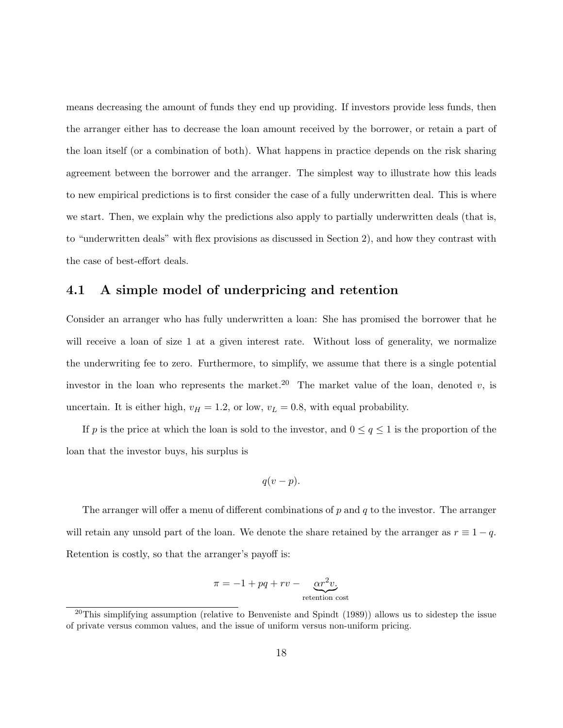means decreasing the amount of funds they end up providing. If investors provide less funds, then the arranger either has to decrease the loan amount received by the borrower, or retain a part of the loan itself (or a combination of both). What happens in practice depends on the risk sharing agreement between the borrower and the arranger. The simplest way to illustrate how this leads to new empirical predictions is to first consider the case of a fully underwritten deal. This is where we start. Then, we explain why the predictions also apply to partially underwritten deals (that is, to "underwritten deals" with flex provisions as discussed in Section 2), and how they contrast with the case of best-effort deals.

## 4.1 A simple model of underpricing and retention

Consider an arranger who has fully underwritten a loan: She has promised the borrower that he will receive a loan of size 1 at a given interest rate. Without loss of generality, we normalize the underwriting fee to zero. Furthermore, to simplify, we assume that there is a single potential investor in the loan who represents the market.[20] The market value of the loan, denoted $v$, is uncertain. It is either high, $v_H = 1.2$, or low, $v_L = 0.8$, with equal probability.

If $p$ is the price at which the loan is sold to the investor, and $0 \leq q \leq 1$ is the proportion of the loan that the investor buys, his surplus is

$$q(v - p).$$

The arranger will offer a menu of different combinations of $p$ and $q$ to the investor. The arranger will retain any unsold part of the loan. We denote the share retained by the arranger as $r \equiv 1 - q$. Retention is costly, so that the arranger's payoff is:

$$\pi = -1 + pq + rv - \underbrace{\alpha r^2 v}_{\text{retention cost}}.$$

[20] This simplifying assumption (relative to Benveniste and Spindt (1989)) allows us to sidestep the issue of private versus common values, and the issue of uniform versus non-uniform pricing.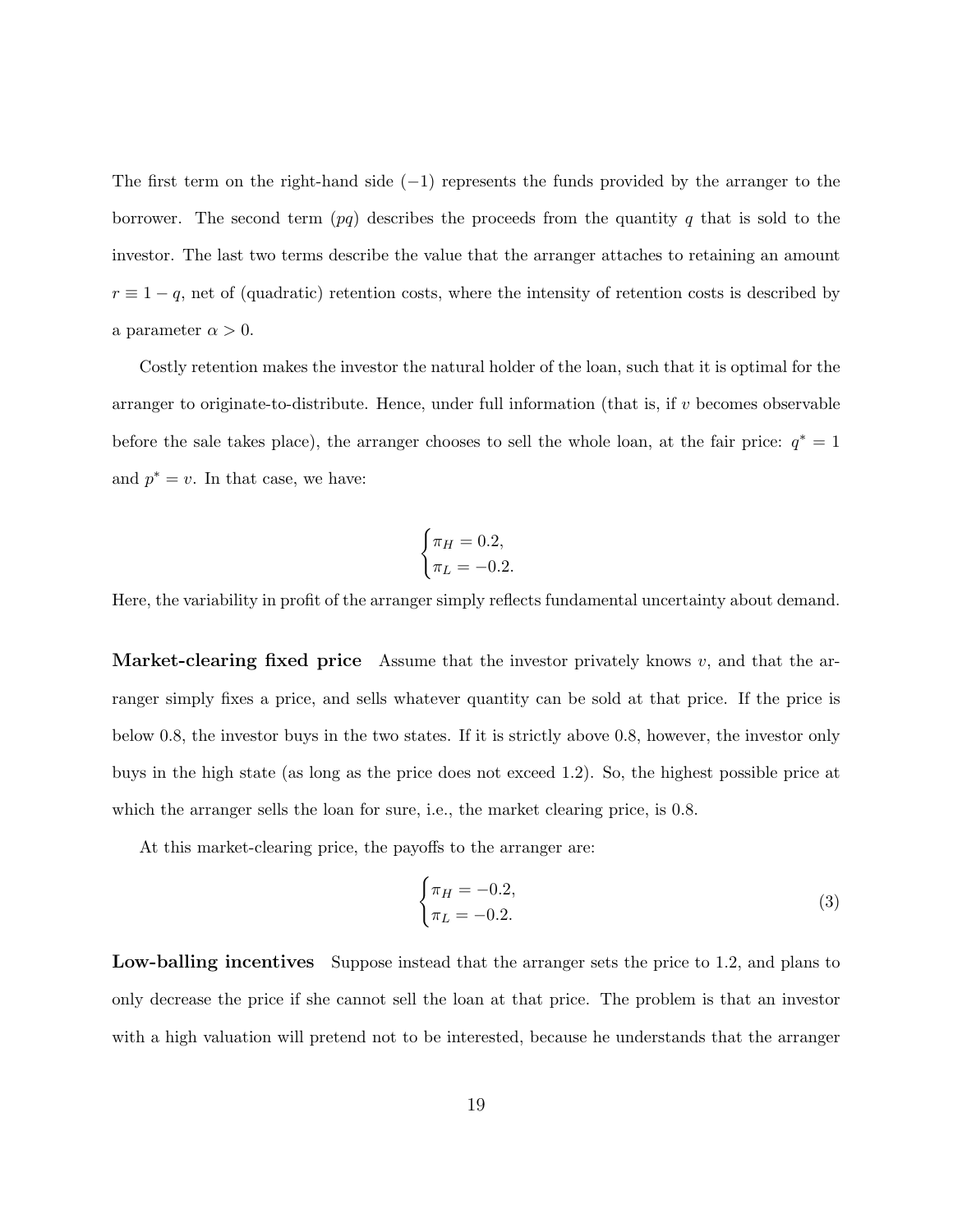The first term on the right-hand side ($-1$) represents the funds provided by the arranger to the borrower. The second term ($pq$) describes the proceeds from the quantity $q$ that is sold to the investor. The last two terms describe the value that the arranger attaches to retaining an amount $r \equiv 1 - q$, net of (quadratic) retention costs, where the intensity of retention costs is described by a parameter $\alpha > 0$.

Costly retention makes the investor the natural holder of the loan, such that it is optimal for the arranger to originate-to-distribute. Hence, under full information (that is, if $v$ becomes observable before the sale takes place), the arranger chooses to sell the whole loan, at the fair price: $q^* = 1$ and $p^* = v$. In that case, we have:

$$\begin{cases} \pi_H = 0.2, \\ \pi_L = -0.2. \end{cases}$$

Here, the variability in profit of the arranger simply reflects fundamental uncertainty about demand.

**Market-clearing fixed price** Assume that the investor privately knows $v$, and that the arranger simply fixes a price, and sells whatever quantity can be sold at that price. If the price is below 0.8, the investor buys in the two states. If it is strictly above 0.8, however, the investor only buys in the high state (as long as the price does not exceed 1.2). So, the highest possible price at which the arranger sells the loan for sure, i.e., the market clearing price, is 0.8.

At this market-clearing price, the payoffs to the arranger are:

$$\begin{cases} \pi_H = -0.2, \\ \pi_L = -0.2. \end{cases} \tag{3}$$

**Low-balling incentives** Suppose instead that the arranger sets the price to 1.2, and plans to only decrease the price if she cannot sell the loan at that price. The problem is that an investor with a high valuation will pretend not to be interested, because he understands that the arranger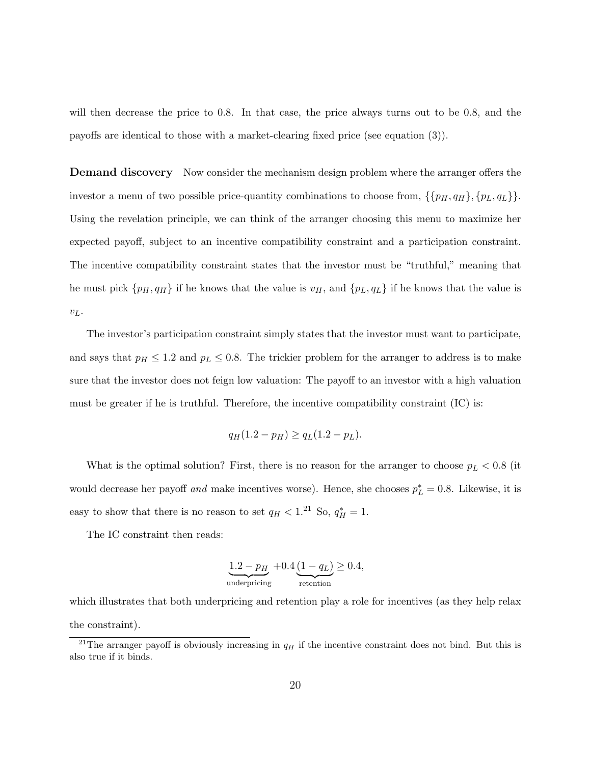will then decrease the price to 0.8. In that case, the price always turns out to be 0.8, and the payoffs are identical to those with a market-clearing fixed price (see equation (3)).

**Demand discovery** Now consider the mechanism design problem where the arranger offers the investor a menu of two possible price-quantity combinations to choose from, $\{\{p_H, q_H\}, \{p_L, q_L\}\}$. Using the revelation principle, we can think of the arranger choosing this menu to maximize her expected payoff, subject to an incentive compatibility constraint and a participation constraint. The incentive compatibility constraint states that the investor must be "truthful," meaning that he must pick $\{p_H, q_H\}$ if he knows that the value is $v_H$, and $\{p_L, q_L\}$ if he knows that the value is $v_L$.

The investor's participation constraint simply states that the investor must want to participate, and says that $p_H \leq 1.2$ and $p_L \leq 0.8$. The trickier problem for the arranger to address is to make sure that the investor does not feign low valuation: The payoff to an investor with a high valuation must be greater if he is truthful. Therefore, the incentive compatibility constraint (IC) is:

$$q_H(1.2 - p_H) \geq q_L(1.2 - p_L).$$

What is the optimal solution? First, there is no reason for the arranger to choose $p_L < 0.8$ (it would decrease her payoff *and* make incentives worse). Hence, she chooses $p_L^* = 0.8$. Likewise, it is easy to show that there is no reason to set $q_H < 1$.[21] So, $q_H^* = 1$.

The IC constraint then reads:

$$\underbrace{1.2 - p_H}_{\text{underpricing}} + 0.4 \underbrace{(1 - q_L)}_{\text{retention}} \geq 0.4,$$

which illustrates that both underpricing and retention play a role for incentives (as they help relax the constraint).

[21] The arranger payoff is obviously increasing in $q_H$ if the incentive constraint does not bind. But this is also true if it binds.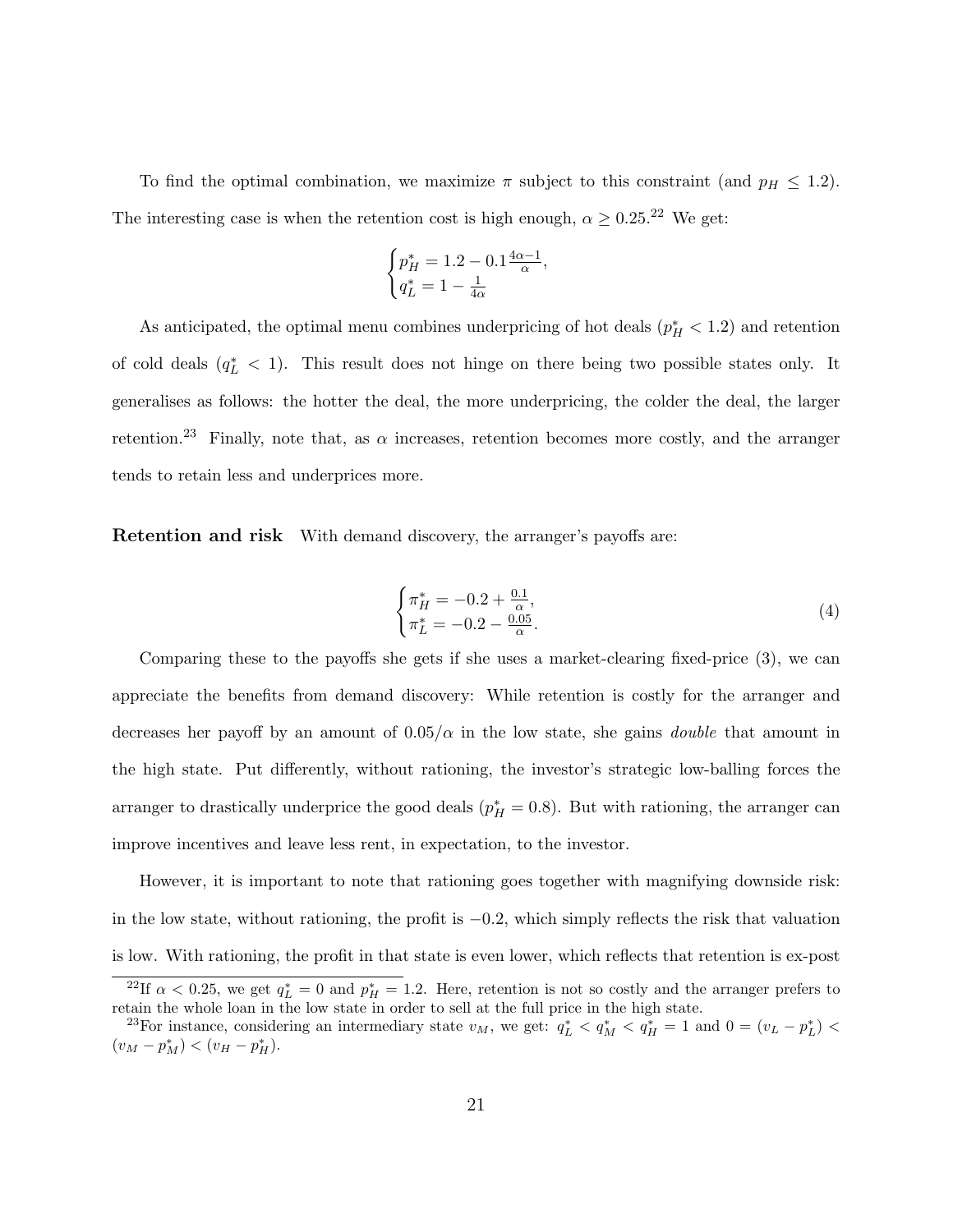To find the optimal combination, we maximize $\pi$ subject to this constraint (and $p_H \leq 1.2$). The interesting case is when the retention cost is high enough, $\alpha \geq 0.25$.[22] We get:

$$\begin{cases} p_H^* = 1.2 - 0.1\frac{4\alpha-1}{\alpha}, \\ q_L^* = 1 - \frac{1}{4\alpha} \end{cases}$$

As anticipated, the optimal menu combines underpricing of hot deals ($p_H^* < 1.2$) and retention of cold deals ($q_L^* < 1$). This result does not hinge on there being two possible states only. It generalises as follows: the hotter the deal, the more underpricing, the colder the deal, the larger retention.[23] Finally, note that, as $\alpha$ increases, retention becomes more costly, and the arranger tends to retain less and underprices more.

**Retention and risk** With demand discovery, the arranger's payoffs are:

$$\begin{cases} \pi_H^* = -0.2 + \frac{0.1}{\alpha}, \\ \pi_L^* = -0.2 - \frac{0.05}{\alpha}. \end{cases} \tag{4}$$

Comparing these to the payoffs she gets if she uses a market-clearing fixed-price (3), we can appreciate the benefits from demand discovery: While retention is costly for the arranger and decreases her payoff by an amount of $0.05/\alpha$ in the low state, she gains *double* that amount in the high state. Put differently, without rationing, the investor's strategic low-balling forces the arranger to drastically underprice the good deals ($p_H^* = 0.8$). But with rationing, the arranger can improve incentives and leave less rent, in expectation, to the investor.

However, it is important to note that rationing goes together with magnifying downside risk: in the low state, without rationing, the profit is $-0.2$, which simply reflects the risk that valuation is low. With rationing, the profit in that state is even lower, which reflects that retention is ex-post

[22] If $\alpha < 0.25$, we get $q_L^* = 0$ and $p_H^* = 1.2$. Here, retention is not so costly and the arranger prefers to retain the whole loan in the low state in order to sell at the full price in the high state.

[23] For instance, considering an intermediary state $v_M$, we get: $q_L^* < q_M^* < q_H^* = 1$ and $0 = (v_L - p_L^*) < (v_M - p_M^*) < (v_H - p_H^*)$.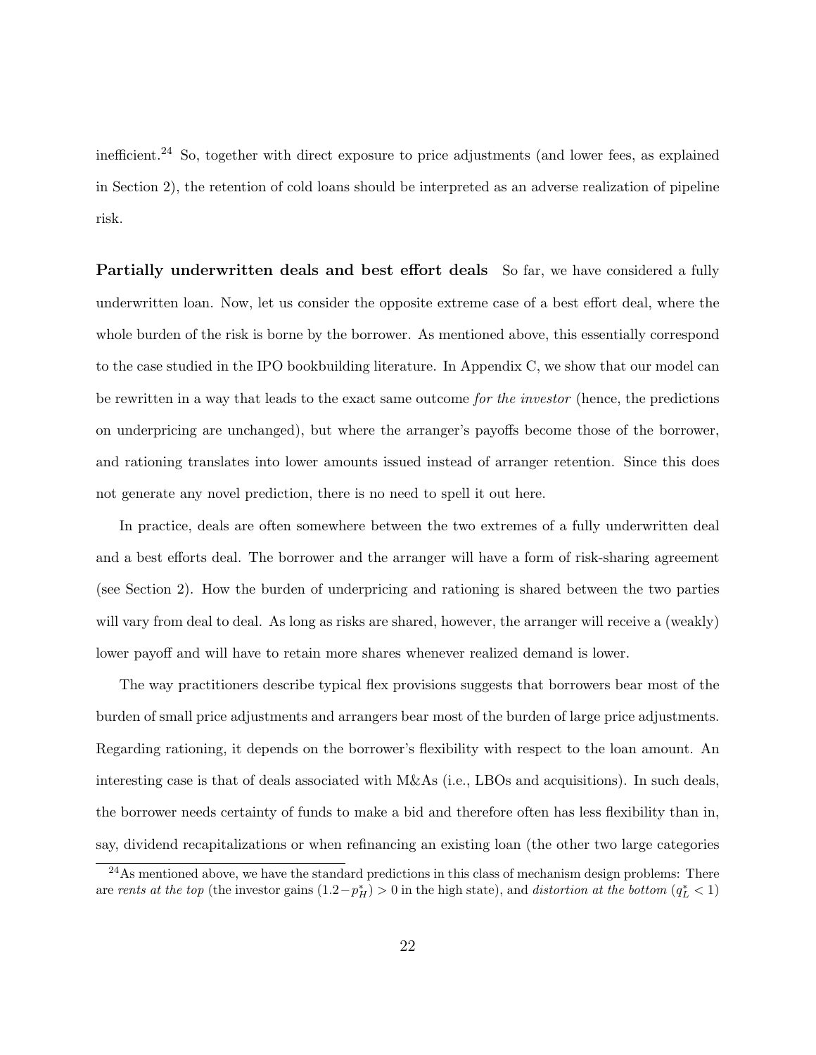inefficient.[24] So, together with direct exposure to price adjustments (and lower fees, as explained in Section 2), the retention of cold loans should be interpreted as an adverse realization of pipeline risk.

**Partially underwritten deals and best effort deals** So far, we have considered a fully underwritten loan. Now, let us consider the opposite extreme case of a best effort deal, where the whole burden of the risk is borne by the borrower. As mentioned above, this essentially correspond to the case studied in the IPO bookbuilding literature. In Appendix C, we show that our model can be rewritten in a way that leads to the exact same outcome *for the investor* (hence, the predictions on underpricing are unchanged), but where the arranger's payoffs become those of the borrower, and rationing translates into lower amounts issued instead of arranger retention. Since this does not generate any novel prediction, there is no need to spell it out here.

In practice, deals are often somewhere between the two extremes of a fully underwritten deal and a best efforts deal. The borrower and the arranger will have a form of risk-sharing agreement (see Section 2). How the burden of underpricing and rationing is shared between the two parties will vary from deal to deal. As long as risks are shared, however, the arranger will receive a (weakly) lower payoff and will have to retain more shares whenever realized demand is lower.

The way practitioners describe typical flex provisions suggests that borrowers bear most of the burden of small price adjustments and arrangers bear most of the burden of large price adjustments. Regarding rationing, it depends on the borrower's flexibility with respect to the loan amount. An interesting case is that of deals associated with M&As (i.e., LBOs and acquisitions). In such deals, the borrower needs certainty of funds to make a bid and therefore often has less flexibility than in, say, dividend recapitalizations or when refinancing an existing loan (the other two large categories

[24] As mentioned above, we have the standard predictions in this class of mechanism design problems: There are *rents at the top* (the investor gains $(1.2-p_H^*) > 0$ in the high state), and *distortion at the bottom* ($q_L^* < 1$)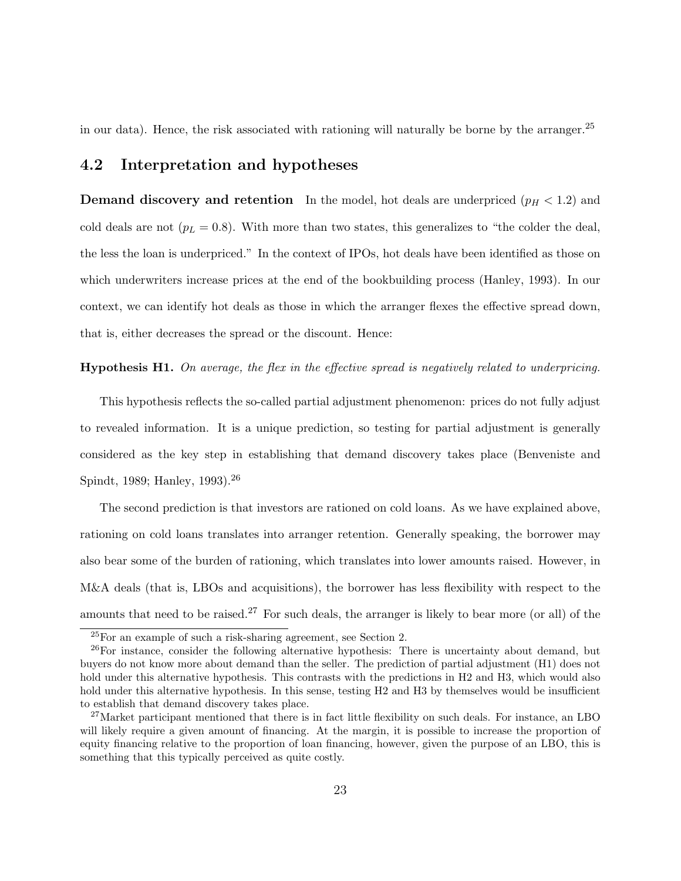in our data). Hence, the risk associated with rationing will naturally be borne by the arranger.[25]

## 4.2 Interpretation and hypotheses

**Demand discovery and retention** In the model, hot deals are underpriced ($p_H < 1.2$) and cold deals are not ($p_L = 0.8$). With more than two states, this generalizes to "the colder the deal, the less the loan is underpriced." In the context of IPOs, hot deals have been identified as those on which underwriters increase prices at the end of the bookbuilding process (Hanley, 1993). In our context, we can identify hot deals as those in which the arranger flexes the effective spread down, that is, either decreases the spread or the discount. Hence:

**Hypothesis H1.** *On average, the flex in the effective spread is negatively related to underpricing.*

This hypothesis reflects the so-called partial adjustment phenomenon: prices do not fully adjust to revealed information. It is a unique prediction, so testing for partial adjustment is generally considered as the key step in establishing that demand discovery takes place (Benveniste and Spindt, 1989; Hanley, 1993).[26]

The second prediction is that investors are rationed on cold loans. As we have explained above, rationing on cold loans translates into arranger retention. Generally speaking, the borrower may also bear some of the burden of rationing, which translates into lower amounts raised. However, in M&A deals (that is, LBOs and acquisitions), the borrower has less flexibility with respect to the amounts that need to be raised.[27] For such deals, the arranger is likely to bear more (or all) of the

[25] For an example of such a risk-sharing agreement, see Section 2.

[26] For instance, consider the following alternative hypothesis: There is uncertainty about demand, but buyers do not know more about demand than the seller. The prediction of partial adjustment (H1) does not hold under this alternative hypothesis. This contrasts with the predictions in H2 and H3, which would also hold under this alternative hypothesis. In this sense, testing H2 and H3 by themselves would be insufficient to establish that demand discovery takes place.

[27] Market participant mentioned that there is in fact little flexibility on such deals. For instance, an LBO will likely require a given amount of financing. At the margin, it is possible to increase the proportion of equity financing relative to the proportion of loan financing, however, given the purpose of an LBO, this is something that this typically perceived as quite costly.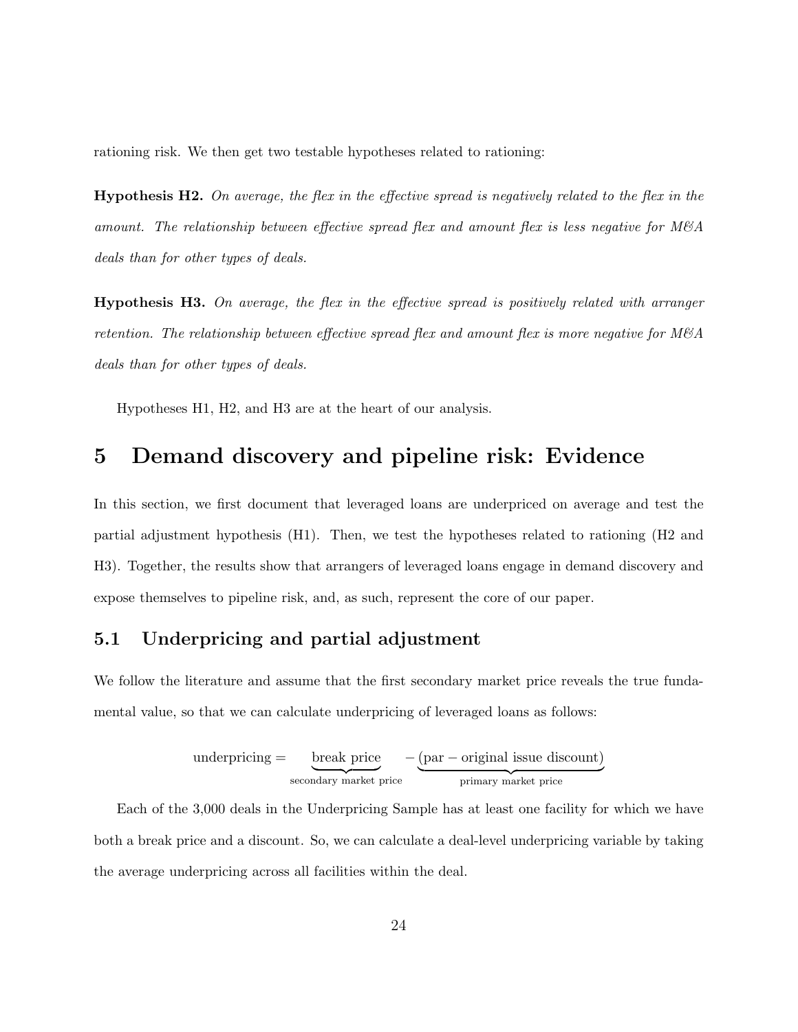rationing risk. We then get two testable hypotheses related to rationing:

**Hypothesis H2.** *On average, the flex in the effective spread is negatively related to the flex in the amount. The relationship between effective spread flex and amount flex is less negative for M&A deals than for other types of deals.*

**Hypothesis H3.** *On average, the flex in the effective spread is positively related with arranger retention. The relationship between effective spread flex and amount flex is more negative for M&A deals than for other types of deals.*

Hypotheses H1, H2, and H3 are at the heart of our analysis.

# 5 Demand discovery and pipeline risk: Evidence

In this section, we first document that leveraged loans are underpriced on average and test the partial adjustment hypothesis (H1). Then, we test the hypotheses related to rationing (H2 and H3). Together, the results show that arrangers of leveraged loans engage in demand discovery and expose themselves to pipeline risk, and, as such, represent the core of our paper.

## 5.1 Underpricing and partial adjustment

We follow the literature and assume that the first secondary market price reveals the true fundamental value, so that we can calculate underpricing of leveraged loans as follows:

$$\text{underpricing} = \underbrace{\text{break price}}_{\text{secondary market price}} - \underbrace{(\text{par} - \text{original issue discount})}_{\text{primary market price}}$$

Each of the 3,000 deals in the Underpricing Sample has at least one facility for which we have both a break price and a discount. So, we can calculate a deal-level underpricing variable by taking the average underpricing across all facilities within the deal.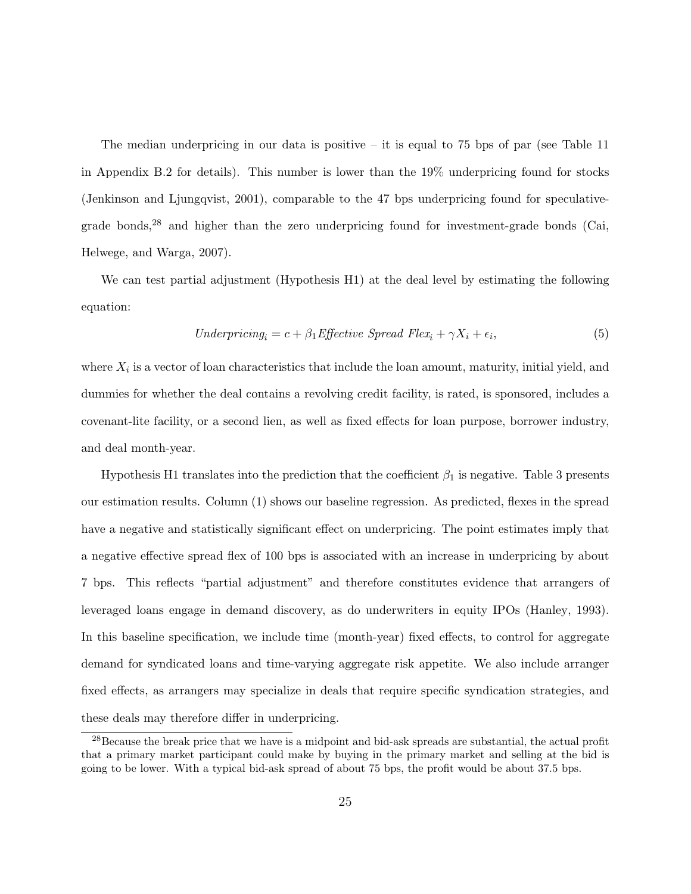The median underpricing in our data is positive – it is equal to 75 bps of par (see Table 11 in Appendix B.2 for details). This number is lower than the 19% underpricing found for stocks (Jenkinson and Ljungqvist, 2001), comparable to the 47 bps underpricing found for speculative-grade bonds,[28] and higher than the zero underpricing found for investment-grade bonds (Cai, Helwege, and Warga, 2007).

We can test partial adjustment (Hypothesis H1) at the deal level by estimating the following equation:

$$Underpricing_i = c + \beta_1 \mathit{Effective\ Spread\ Flex}_i + \gamma X_i + \epsilon_i, \tag{5}$$

where $X_i$ is a vector of loan characteristics that include the loan amount, maturity, initial yield, and dummies for whether the deal contains a revolving credit facility, is rated, is sponsored, includes a covenant-lite facility, or a second lien, as well as fixed effects for loan purpose, borrower industry, and deal month-year.

Hypothesis H1 translates into the prediction that the coefficient $\beta_1$ is negative. Table 3 presents our estimation results. Column (1) shows our baseline regression. As predicted, flexes in the spread have a negative and statistically significant effect on underpricing. The point estimates imply that a negative effective spread flex of 100 bps is associated with an increase in underpricing by about 7 bps. This reflects "partial adjustment" and therefore constitutes evidence that arrangers of leveraged loans engage in demand discovery, as do underwriters in equity IPOs (Hanley, 1993). In this baseline specification, we include time (month-year) fixed effects, to control for aggregate demand for syndicated loans and time-varying aggregate risk appetite. We also include arranger fixed effects, as arrangers may specialize in deals that require specific syndication strategies, and these deals may therefore differ in underpricing.

[28] Because the break price that we have is a midpoint and bid-ask spreads are substantial, the actual profit that a primary market participant could make by buying in the primary market and selling at the bid is going to be lower. With a typical bid-ask spread of about 75 bps, the profit would be about 37.5 bps.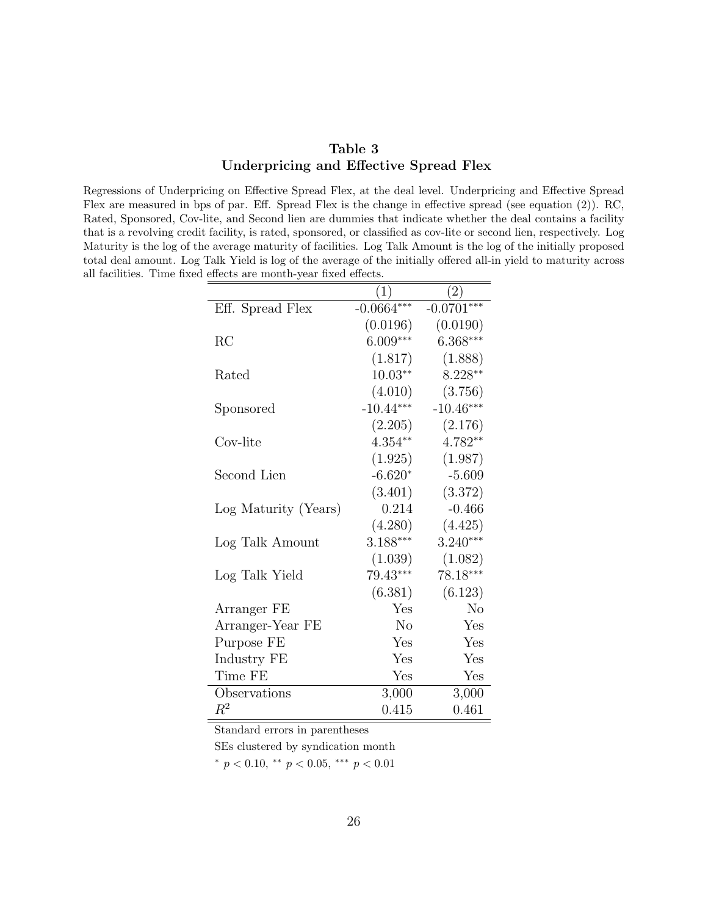## Table 3
## Underpricing and Effective Spread Flex

Regressions of Underpricing on Effective Spread Flex, at the deal level. Underpricing and Effective Spread Flex are measured in bps of par. Eff. Spread Flex is the change in effective spread (see equation (2)). RC, Rated, Sponsored, Cov-lite, and Second lien are dummies that indicate whether the deal contains a facility that is a revolving credit facility, is rated, sponsored, or classified as cov-lite or second lien, respectively. Log Maturity is the log of the average maturity of facilities. Log Talk Amount is the log of the initially proposed total deal amount. Log Talk Yield is log of the average of the initially offered all-in yield to maturity across all facilities. Time fixed effects are month-year fixed effects.

| | (1) | (2) |
|---|---|---|
| Eff. Spread Flex | -0.0664*** | -0.0701*** |
| | (0.0196) | (0.0190) |
| RC | 6.009*** | 6.368*** |
| | (1.817) | (1.888) |
| Rated | 10.03** | 8.228** |
| | (4.010) | (3.756) |
| Sponsored | -10.44*** | -10.46*** |
| | (2.205) | (2.176) |
| Cov-lite | 4.354** | 4.782** |
| | (1.925) | (1.987) |
| Second Lien | -6.620* | -5.609 |
| | (3.401) | (3.372) |
| Log Maturity (Years) | 0.214 | -0.466 |
| | (4.280) | (4.425) |
| Log Talk Amount | 3.188*** | 3.240*** |
| | (1.039) | (1.082) |
| Log Talk Yield | 79.43*** | 78.18*** |
| | (6.381) | (6.123) |
| Arranger FE | Yes | No |
| Arranger-Year FE | No | Yes |
| Purpose FE | Yes | Yes |
| Industry FE | Yes | Yes |
| Time FE | Yes | Yes |
| Observations | 3,000 | 3,000 |
| $R^2$ | 0.415 | 0.461 |

Standard errors in parentheses

SEs clustered by syndication month

* $p < 0.10$, ** $p < 0.05$, *** $p < 0.01$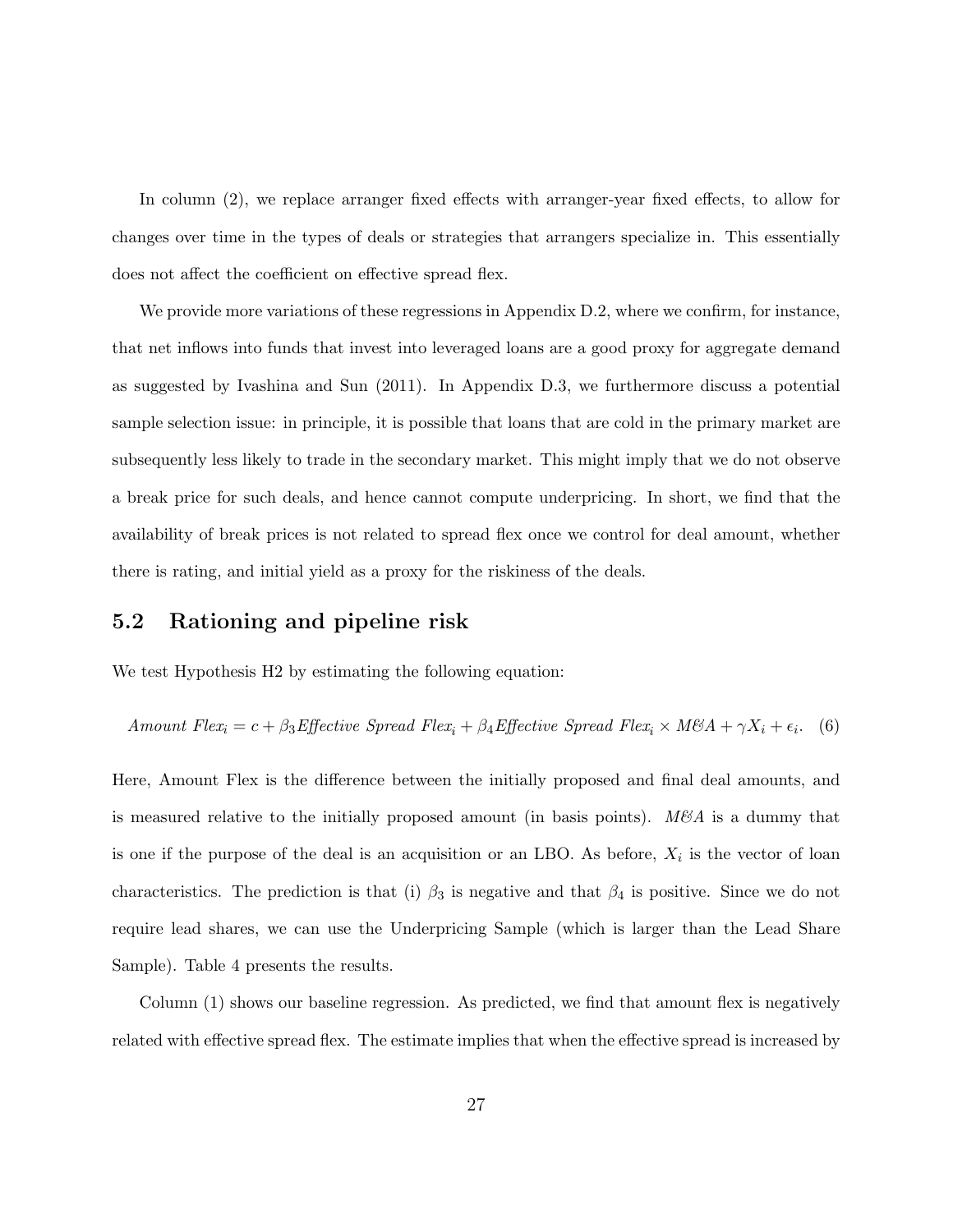In column (2), we replace arranger fixed effects with arranger-year fixed effects, to allow for changes over time in the types of deals or strategies that arrangers specialize in. This essentially does not affect the coefficient on effective spread flex.

We provide more variations of these regressions in Appendix D.2, where we confirm, for instance, that net inflows into funds that invest into leveraged loans are a good proxy for aggregate demand as suggested by Ivashina and Sun (2011). In Appendix D.3, we furthermore discuss a potential sample selection issue: in principle, it is possible that loans that are cold in the primary market are subsequently less likely to trade in the secondary market. This might imply that we do not observe a break price for such deals, and hence cannot compute underpricing. In short, we find that the availability of break prices is not related to spread flex once we control for deal amount, whether there is rating, and initial yield as a proxy for the riskiness of the deals.

## 5.2 Rationing and pipeline risk

We test Hypothesis H2 by estimating the following equation:

$$\textit{Amount Flex}_i = c + \beta_3 \textit{Effective Spread Flex}_i + \beta_4 \textit{Effective Spread Flex}_i \times \textit{M\&A} + \gamma X_i + \epsilon_i. \quad (6)$$

Here, Amount Flex is the difference between the initially proposed and final deal amounts, and is measured relative to the initially proposed amount (in basis points). *M&A* is a dummy that is one if the purpose of the deal is an acquisition or an LBO. As before, $X_i$ is the vector of loan characteristics. The prediction is that (i) $\beta_3$ is negative and that $\beta_4$ is positive. Since we do not require lead shares, we can use the Underpricing Sample (which is larger than the Lead Share Sample). Table 4 presents the results.

Column (1) shows our baseline regression. As predicted, we find that amount flex is negatively related with effective spread flex. The estimate implies that when the effective spread is increased by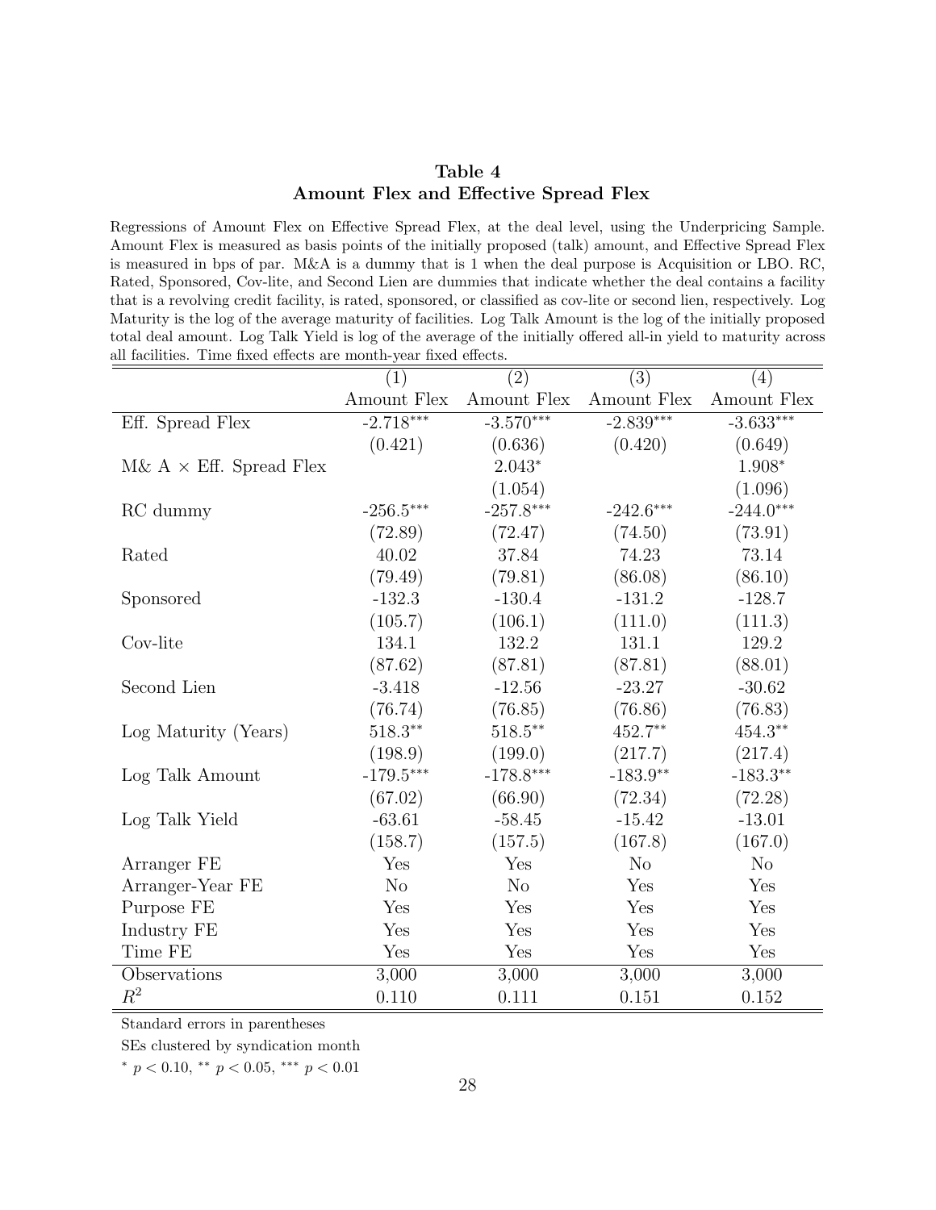## Table 4
## Amount Flex and Effective Spread Flex

Regressions of Amount Flex on Effective Spread Flex, at the deal level, using the Underpricing Sample. Amount Flex is measured as basis points of the initially proposed (talk) amount, and Effective Spread Flex is measured in bps of par. M&A is a dummy that is 1 when the deal purpose is Acquisition or LBO. RC, Rated, Sponsored, Cov-lite, and Second Lien are dummies that indicate whether the deal contains a facility that is a revolving credit facility, is rated, sponsored, or classified as cov-lite or second lien, respectively. Log Maturity is the log of the average maturity of facilities. Log Talk Amount is the log of the initially proposed total deal amount. Log Talk Yield is log of the average of the initially offered all-in yield to maturity across all facilities. Time fixed effects are month-year fixed effects.

| | (1) | (2) | (3) | (4) |
|---|---|---|---|---|
| | Amount Flex | Amount Flex | Amount Flex | Amount Flex |
| Eff. Spread Flex | -2.718*** | -3.570*** | -2.839*** | -3.633*** |
| | (0.421) | (0.636) | (0.420) | (0.649) |
| M& A × Eff. Spread Flex | | 2.043* | | 1.908* |
| | | (1.054) | | (1.096) |
| RC dummy | -256.5*** | -257.8*** | -242.6*** | -244.0*** |
| | (72.89) | (72.47) | (74.50) | (73.91) |
| Rated | 40.02 | 37.84 | 74.23 | 73.14 |
| | (79.49) | (79.81) | (86.08) | (86.10) |
| Sponsored | -132.3 | -130.4 | -131.2 | -128.7 |
| | (105.7) | (106.1) | (111.0) | (111.3) |
| Cov-lite | 134.1 | 132.2 | 131.1 | 129.2 |
| | (87.62) | (87.81) | (87.81) | (88.01) |
| Second Lien | -3.418 | -12.56 | -23.27 | -30.62 |
| | (76.74) | (76.85) | (76.86) | (76.83) |
| Log Maturity (Years) | 518.3** | 518.5** | 452.7** | 454.3** |
| | (198.9) | (199.0) | (217.7) | (217.4) |
| Log Talk Amount | -179.5*** | -178.8*** | -183.9** | -183.3** |
| | (67.02) | (66.90) | (72.34) | (72.28) |
| Log Talk Yield | -63.61 | -58.45 | -15.42 | -13.01 |
| | (158.7) | (157.5) | (167.8) | (167.0) |
| Arranger FE | Yes | Yes | No | No |
| Arranger-Year FE | No | No | Yes | Yes |
| Purpose FE | Yes | Yes | Yes | Yes |
| Industry FE | Yes | Yes | Yes | Yes |
| Time FE | Yes | Yes | Yes | Yes |
| Observations | 3,000 | 3,000 | 3,000 | 3,000 |
| $R^2$ | 0.110 | 0.111 | 0.151 | 0.152 |

Standard errors in parentheses

SEs clustered by syndication month

* $p < 0.10$, ** $p < 0.05$, *** $p < 0.01$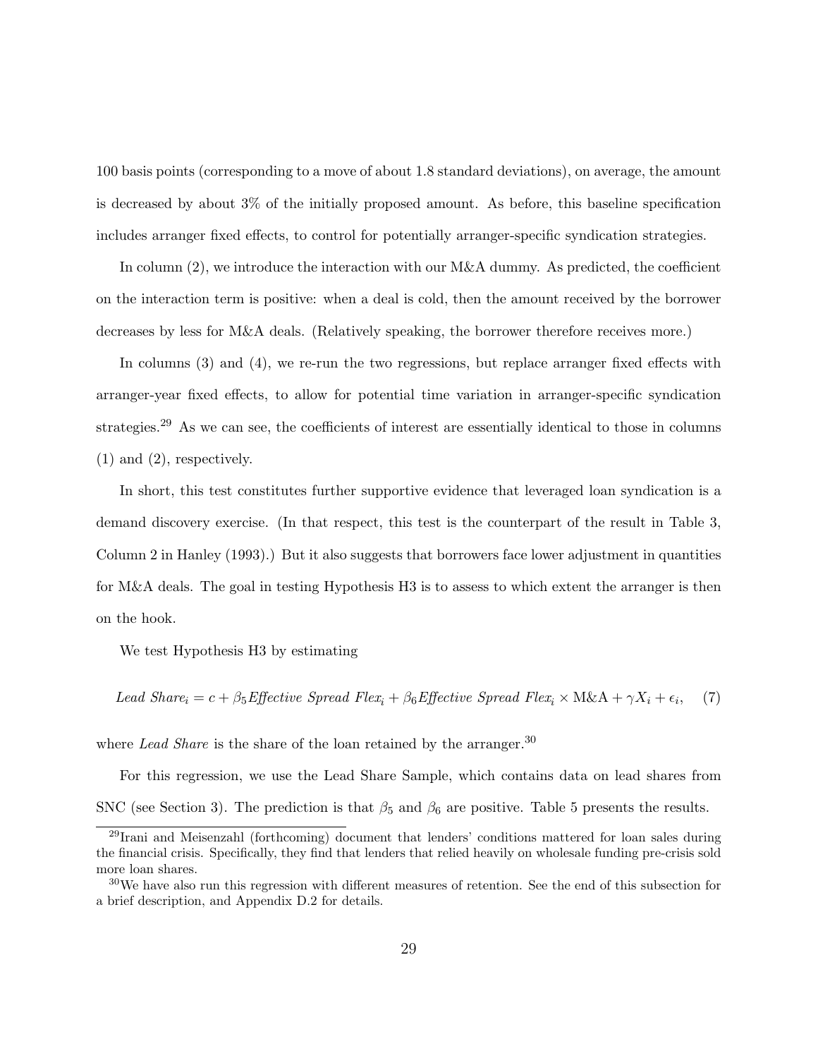100 basis points (corresponding to a move of about 1.8 standard deviations), on average, the amount is decreased by about 3% of the initially proposed amount. As before, this baseline specification includes arranger fixed effects, to control for potentially arranger-specific syndication strategies.

In column (2), we introduce the interaction with our M&A dummy. As predicted, the coefficient on the interaction term is positive: when a deal is cold, then the amount received by the borrower decreases by less for M&A deals. (Relatively speaking, the borrower therefore receives more.)

In columns (3) and (4), we re-run the two regressions, but replace arranger fixed effects with arranger-year fixed effects, to allow for potential time variation in arranger-specific syndication strategies.[29] As we can see, the coefficients of interest are essentially identical to those in columns (1) and (2), respectively.

In short, this test constitutes further supportive evidence that leveraged loan syndication is a demand discovery exercise. (In that respect, this test is the counterpart of the result in Table 3, Column 2 in Hanley (1993).) But it also suggests that borrowers face lower adjustment in quantities for M&A deals. The goal in testing Hypothesis H3 is to assess to which extent the arranger is then on the hook.

We test Hypothesis H3 by estimating

$$\textit{Lead Share}_i = c + \beta_5 \textit{Effective Spread Flex}_i + \beta_6 \textit{Effective Spread Flex}_i \times \text{M\&A} + \gamma X_i + \epsilon_i, \quad (7)$$

where *Lead Share* is the share of the loan retained by the arranger.[30]

For this regression, we use the Lead Share Sample, which contains data on lead shares from SNC (see Section 3). The prediction is that $\beta_5$ and $\beta_6$ are positive. Table 5 presents the results.

[29] Irani and Meisenzahl (forthcoming) document that lenders' conditions mattered for loan sales during the financial crisis. Specifically, they find that lenders that relied heavily on wholesale funding pre-crisis sold more loan shares.

[30] We have also run this regression with different measures of retention. See the end of this subsection for a brief description, and Appendix D.2 for details.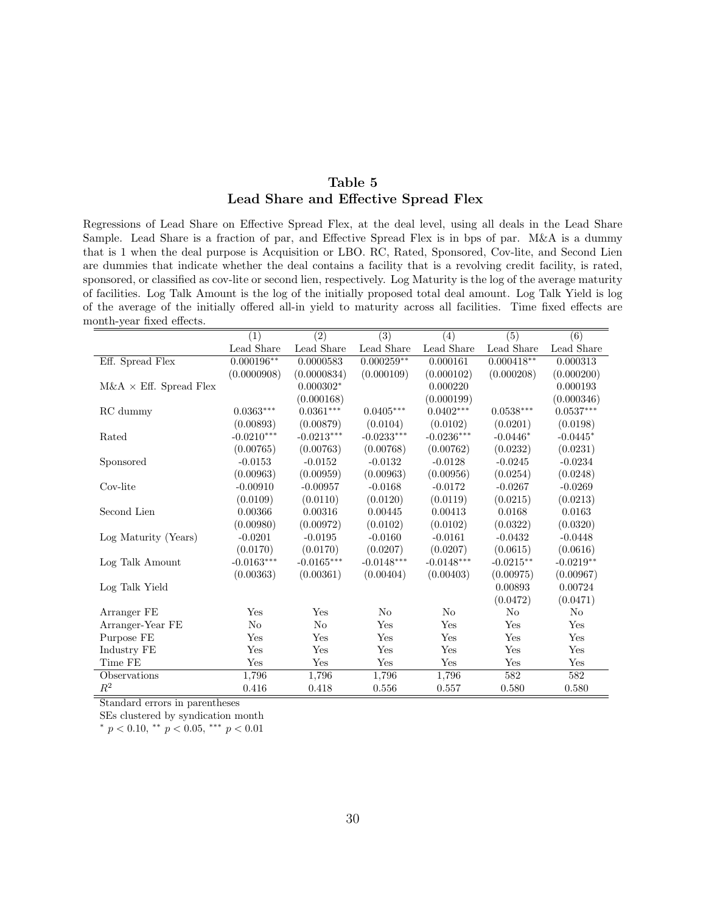## Table 5
## Lead Share and Effective Spread Flex

Regressions of Lead Share on Effective Spread Flex, at the deal level, using all deals in the Lead Share Sample. Lead Share is a fraction of par, and Effective Spread Flex is in bps of par. M&A is a dummy that is 1 when the deal purpose is Acquisition or LBO. RC, Rated, Sponsored, Cov-lite, and Second Lien are dummies that indicate whether the deal contains a facility that is a revolving credit facility, is rated, sponsored, or classified as cov-lite or second lien, respectively. Log Maturity is the log of the average maturity of facilities. Log Talk Amount is the log of the initially proposed total deal amount. Log Talk Yield is log of the average of the initially offered all-in yield to maturity across all facilities. Time fixed effects are month-year fixed effects.

| | (1) | (2) | (3) | (4) | (5) | (6) |
|---|---|---|---|---|---|---|
| | Lead Share | Lead Share | Lead Share | Lead Share | Lead Share | Lead Share |
| Eff. Spread Flex | 0.000196** | 0.0000583 | 0.000259** | 0.000161 | 0.000418** | 0.000313 |
| | (0.0000908) | (0.0000834) | (0.000109) | (0.000102) | (0.000208) | (0.000200) |
| M&A $\times$ Eff. Spread Flex | | 0.000302* | | 0.000220 | | 0.000193 |
| | | (0.000168) | | (0.000199) | | (0.000346) |
| RC dummy | 0.0363*** | 0.0361*** | 0.0405*** | 0.0402*** | 0.0538*** | 0.0537*** |
| | (0.00893) | (0.00879) | (0.0104) | (0.0102) | (0.0201) | (0.0198) |
| Rated | -0.0210*** | -0.0213*** | -0.0233*** | -0.0236*** | -0.0446* | -0.0445* |
| | (0.00765) | (0.00763) | (0.00768) | (0.00762) | (0.0232) | (0.0231) |
| Sponsored | -0.0153 | -0.0152 | -0.0132 | -0.0128 | -0.0245 | -0.0234 |
| | (0.00963) | (0.00959) | (0.00963) | (0.00956) | (0.0254) | (0.0248) |
| Cov-lite | -0.00910 | -0.00957 | -0.0168 | -0.0172 | -0.0267 | -0.0269 |
| | (0.0109) | (0.0110) | (0.0120) | (0.0119) | (0.0215) | (0.0213) |
| Second Lien | 0.00366 | 0.00316 | 0.00445 | 0.00413 | 0.0168 | 0.0163 |
| | (0.00980) | (0.00972) | (0.0102) | (0.0102) | (0.0322) | (0.0320) |
| Log Maturity (Years) | -0.0201 | -0.0195 | -0.0160 | -0.0161 | -0.0432 | -0.0448 |
| | (0.0170) | (0.0170) | (0.0207) | (0.0207) | (0.0615) | (0.0616) |
| Log Talk Amount | -0.0163*** | -0.0165*** | -0.0148*** | -0.0148*** | -0.0215** | -0.0219** |
| | (0.00363) | (0.00361) | (0.00404) | (0.00403) | (0.00975) | (0.00967) |
| Log Talk Yield | | | | | 0.00893 | 0.00724 |
| | | | | | (0.0472) | (0.0471) |
| Arranger FE | Yes | Yes | No | No | No | No |
| Arranger-Year FE | No | No | Yes | Yes | Yes | Yes |
| Purpose FE | Yes | Yes | Yes | Yes | Yes | Yes |
| Industry FE | Yes | Yes | Yes | Yes | Yes | Yes |
| Time FE | Yes | Yes | Yes | Yes | Yes | Yes |
| Observations | 1,796 | 1,796 | 1,796 | 1,796 | 582 | 582 |
| $R^2$ | 0.416 | 0.418 | 0.556 | 0.557 | 0.580 | 0.580 |

Standard errors in parentheses

SEs clustered by syndication month

\* $p < 0.10$, ** $p < 0.05$, *** $p < 0.01$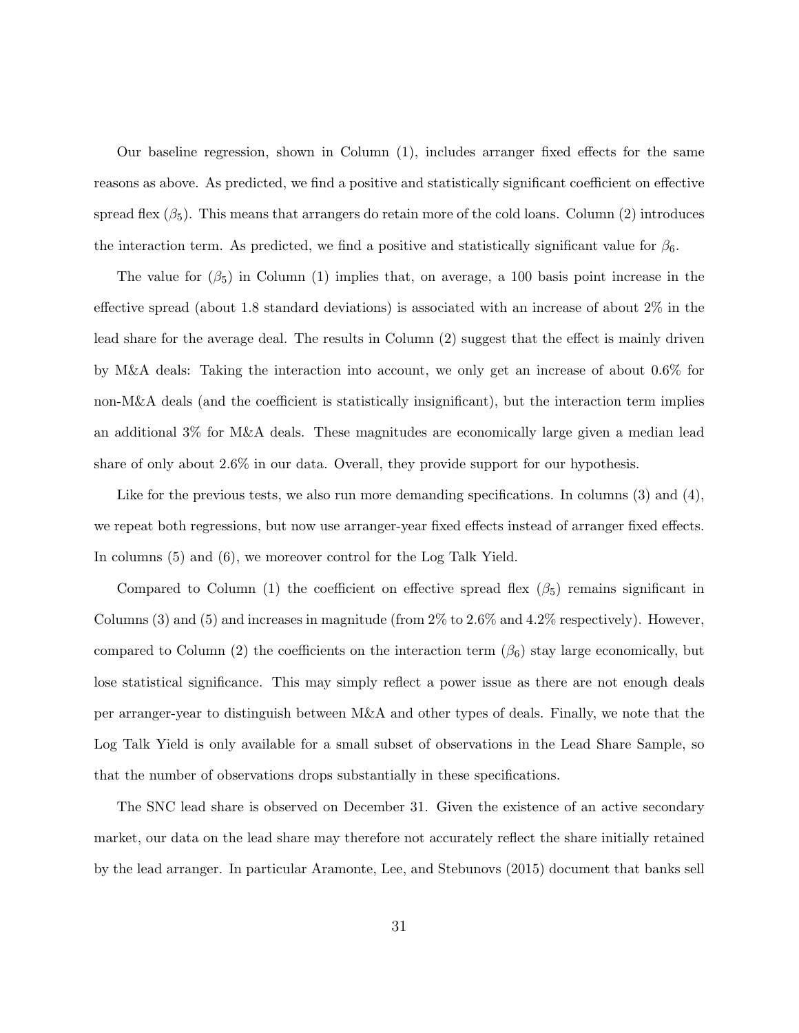Our baseline regression, shown in Column (1), includes arranger fixed effects for the same reasons as above. As predicted, we find a positive and statistically significant coefficient on effective spread flex ($\beta_5$). This means that arrangers do retain more of the cold loans. Column (2) introduces the interaction term. As predicted, we find a positive and statistically significant value for $\beta_6$.

The value for ($\beta_5$) in Column (1) implies that, on average, a 100 basis point increase in the effective spread (about 1.8 standard deviations) is associated with an increase of about 2% in the lead share for the average deal. The results in Column (2) suggest that the effect is mainly driven by M&A deals: Taking the interaction into account, we only get an increase of about 0.6% for non-M&A deals (and the coefficient is statistically insignificant), but the interaction term implies an additional 3% for M&A deals. These magnitudes are economically large given a median lead share of only about 2.6% in our data. Overall, they provide support for our hypothesis.

Like for the previous tests, we also run more demanding specifications. In columns (3) and (4), we repeat both regressions, but now use arranger-year fixed effects instead of arranger fixed effects. In columns (5) and (6), we moreover control for the Log Talk Yield.

Compared to Column (1) the coefficient on effective spread flex ($\beta_5$) remains significant in Columns (3) and (5) and increases in magnitude (from 2% to 2.6% and 4.2% respectively). However, compared to Column (2) the coefficients on the interaction term ($\beta_6$) stay large economically, but lose statistical significance. This may simply reflect a power issue as there are not enough deals per arranger-year to distinguish between M&A and other types of deals. Finally, we note that the Log Talk Yield is only available for a small subset of observations in the Lead Share Sample, so that the number of observations drops substantially in these specifications.

The SNC lead share is observed on December 31. Given the existence of an active secondary market, our data on the lead share may therefore not accurately reflect the share initially retained by the lead arranger. In particular Aramonte, Lee, and Stebunovs (2015) document that banks sell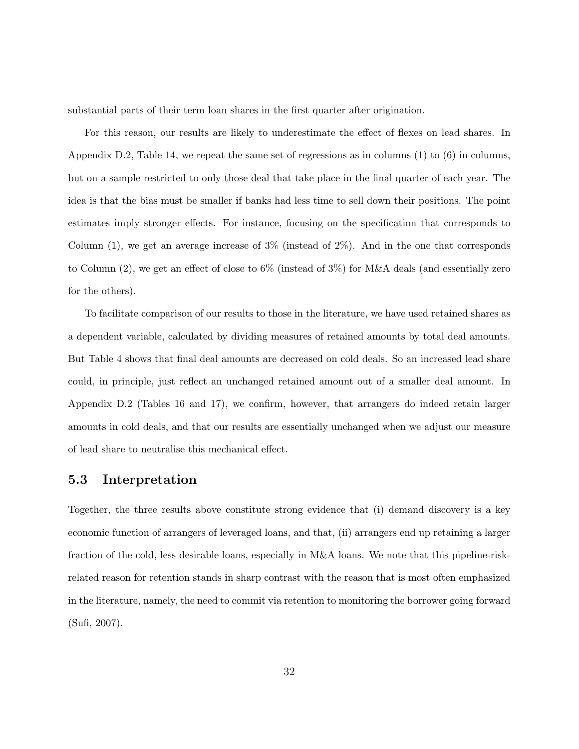substantial parts of their term loan shares in the first quarter after origination.

For this reason, our results are likely to underestimate the effect of flexes on lead shares. In Appendix D.2, Table 14, we repeat the same set of regressions as in columns (1) to (6) in columns, but on a sample restricted to only those deal that take place in the final quarter of each year. The idea is that the bias must be smaller if banks had less time to sell down their positions. The point estimates imply stronger effects. For instance, focusing on the specification that corresponds to Column (1), we get an average increase of 3% (instead of 2%). And in the one that corresponds to Column (2), we get an effect of close to 6% (instead of 3%) for M&A deals (and essentially zero for the others).

To facilitate comparison of our results to those in the literature, we have used retained shares as a dependent variable, calculated by dividing measures of retained amounts by total deal amounts. But Table 4 shows that final deal amounts are decreased on cold deals. So an increased lead share could, in principle, just reflect an unchanged retained amount out of a smaller deal amount. In Appendix D.2 (Tables 16 and 17), we confirm, however, that arrangers do indeed retain larger amounts in cold deals, and that our results are essentially unchanged when we adjust our measure of lead share to neutralise this mechanical effect.

## 5.3 Interpretation

Together, the three results above constitute strong evidence that (i) demand discovery is a key economic function of arrangers of leveraged loans, and that, (ii) arrangers end up retaining a larger fraction of the cold, less desirable loans, especially in M&A loans. We note that this pipeline-risk-related reason for retention stands in sharp contrast with the reason that is most often emphasized in the literature, namely, the need to commit via retention to monitoring the borrower going forward (Sufi, 2007).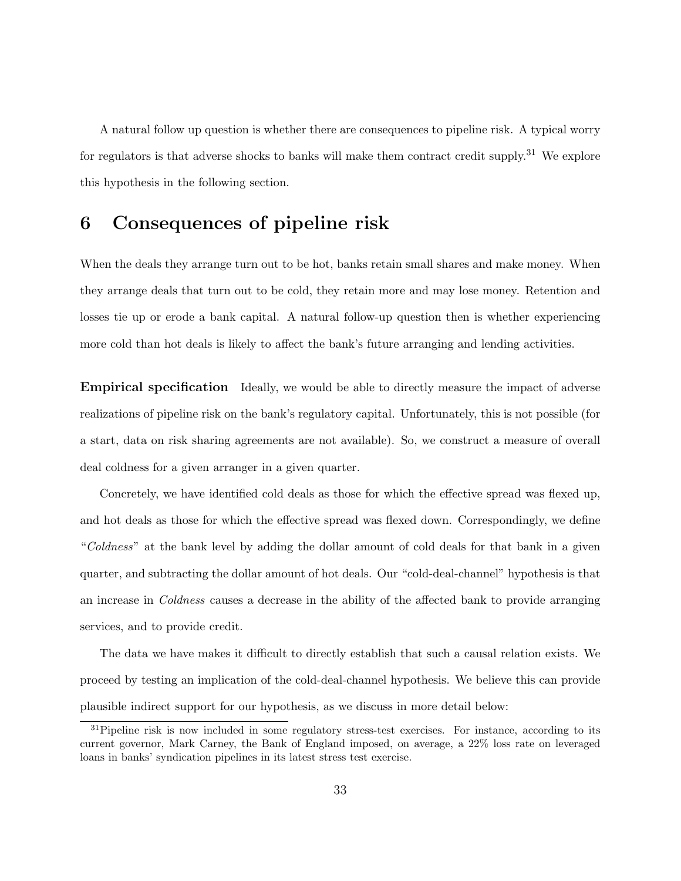A natural follow up question is whether there are consequences to pipeline risk. A typical worry for regulators is that adverse shocks to banks will make them contract credit supply.[31] We explore this hypothesis in the following section.

# 6 Consequences of pipeline risk

When the deals they arrange turn out to be hot, banks retain small shares and make money. When they arrange deals that turn out to be cold, they retain more and may lose money. Retention and losses tie up or erode a bank capital. A natural follow-up question then is whether experiencing more cold than hot deals is likely to affect the bank's future arranging and lending activities.

**Empirical specification** Ideally, we would be able to directly measure the impact of adverse realizations of pipeline risk on the bank's regulatory capital. Unfortunately, this is not possible (for a start, data on risk sharing agreements are not available). So, we construct a measure of overall deal coldness for a given arranger in a given quarter.

Concretely, we have identified cold deals as those for which the effective spread was flexed up, and hot deals as those for which the effective spread was flexed down. Correspondingly, we define "*Coldness*" at the bank level by adding the dollar amount of cold deals for that bank in a given quarter, and subtracting the dollar amount of hot deals. Our "cold-deal-channel" hypothesis is that an increase in *Coldness* causes a decrease in the ability of the affected bank to provide arranging services, and to provide credit.

The data we have makes it difficult to directly establish that such a causal relation exists. We proceed by testing an implication of the cold-deal-channel hypothesis. We believe this can provide plausible indirect support for our hypothesis, as we discuss in more detail below:

[31] Pipeline risk is now included in some regulatory stress-test exercises. For instance, according to its current governor, Mark Carney, the Bank of England imposed, on average, a 22% loss rate on leveraged loans in banks' syndication pipelines in its latest stress test exercise.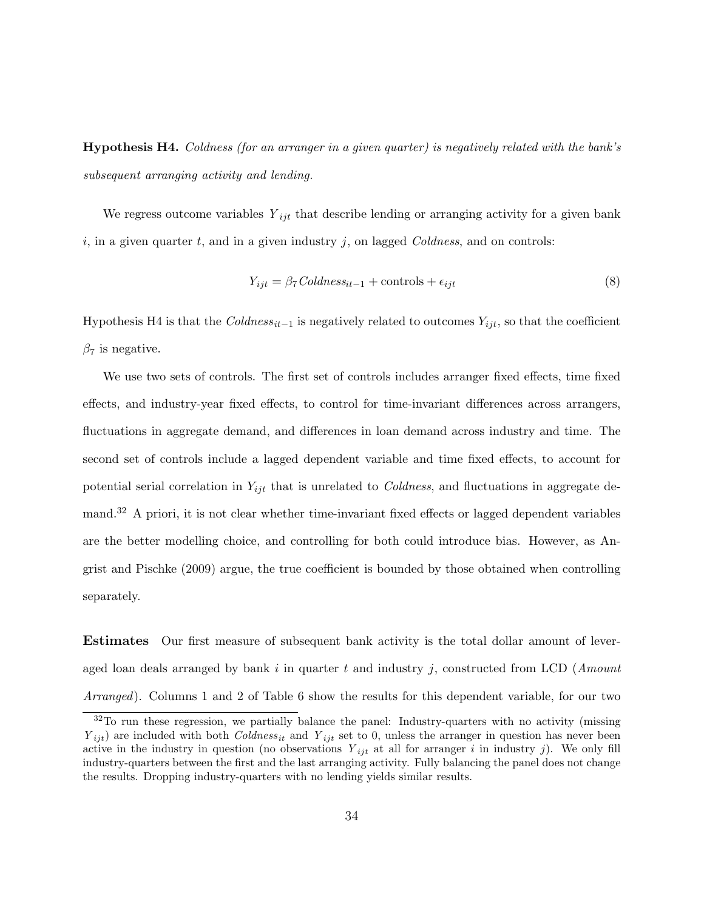**Hypothesis H4.** *Coldness (for an arranger in a given quarter) is negatively related with the bank's subsequent arranging activity and lending.*

We regress outcome variables $Y_{ijt}$ that describe lending or arranging activity for a given bank $i$, in a given quarter $t$, and in a given industry $j$, on lagged *Coldness*, and on controls:

$$Y_{ijt} = \beta_7 Coldness_{it-1} + \text{controls} + \epsilon_{ijt} \tag{8}$$

Hypothesis H4 is that the $Coldness_{it-1}$ is negatively related to outcomes $Y_{ijt}$, so that the coefficient $\beta_7$ is negative.

We use two sets of controls. The first set of controls includes arranger fixed effects, time fixed effects, and industry-year fixed effects, to control for time-invariant differences across arrangers, fluctuations in aggregate demand, and differences in loan demand across industry and time. The second set of controls include a lagged dependent variable and time fixed effects, to account for potential serial correlation in $Y_{ijt}$ that is unrelated to *Coldness*, and fluctuations in aggregate demand.[32] A priori, it is not clear whether time-invariant fixed effects or lagged dependent variables are the better modelling choice, and controlling for both could introduce bias. However, as Angrist and Pischke (2009) argue, the true coefficient is bounded by those obtained when controlling separately.

**Estimates** Our first measure of subsequent bank activity is the total dollar amount of leveraged loan deals arranged by bank $i$ in quarter $t$ and industry $j$, constructed from LCD (*Amount Arranged*). Columns 1 and 2 of Table 6 show the results for this dependent variable, for our two

[32] To run these regression, we partially balance the panel: Industry-quarters with no activity (missing $Y_{ijt}$) are included with both $Coldness_{it}$ and $Y_{ijt}$ set to 0, unless the arranger in question has never been active in the industry in question (no observations $Y_{ijt}$ at all for arranger $i$ in industry $j$). We only fill industry-quarters between the first and the last arranging activity. Fully balancing the panel does not change the results. Dropping industry-quarters with no lending yields similar results.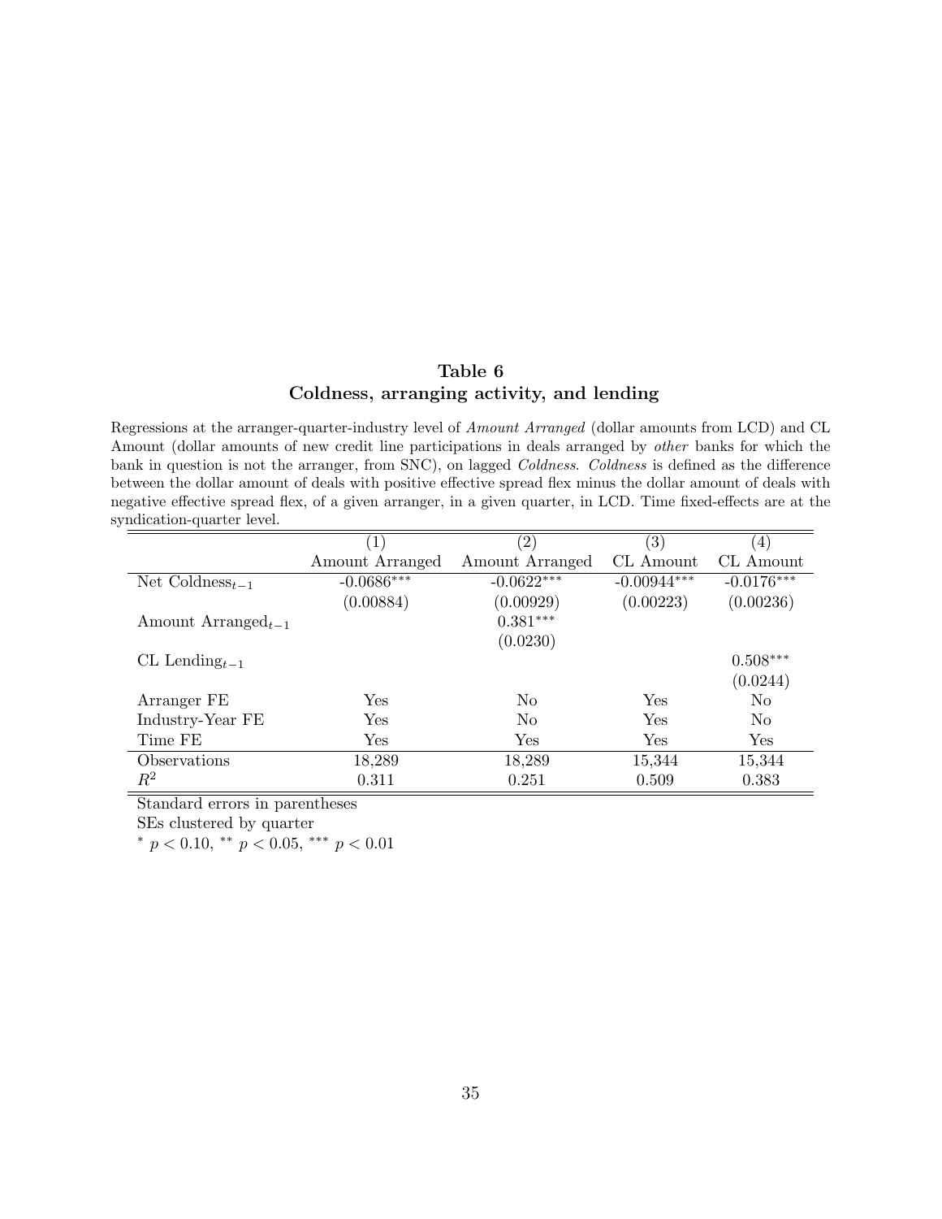## Table 6
## Coldness, arranging activity, and lending

Regressions at the arranger-quarter-industry level of *Amount Arranged* (dollar amounts from LCD) and CL Amount (dollar amounts of new credit line participations in deals arranged by *other* banks for which the bank in question is not the arranger, from SNC), on lagged *Coldness*. *Coldness* is defined as the difference between the dollar amount of deals with positive effective spread flex minus the dollar amount of deals with negative effective spread flex, of a given arranger, in a given quarter, in LCD. Time fixed-effects are at the syndication-quarter level.

| | (1) | (2) | (3) | (4) |
|---|---|---|---|---|
| | Amount Arranged | Amount Arranged | CL Amount | CL Amount |
| Net Coldness$_{t-1}$ | -0.0686$^{***}$ | -0.0622$^{***}$ | -0.00944$^{***}$ | -0.0176$^{***}$ |
| | (0.00884) | (0.00929) | (0.00223) | (0.00236) |
| Amount Arranged$_{t-1}$ | | 0.381$^{***}$ | | |
| | | (0.0230) | | |
| CL Lending$_{t-1}$ | | | | 0.508$^{***}$ |
| | | | | (0.0244) |
| Arranger FE | Yes | No | Yes | No |
| Industry-Year FE | Yes | No | Yes | No |
| Time FE | Yes | Yes | Yes | Yes |
| Observations | 18,289 | 18,289 | 15,344 | 15,344 |
| $R^2$ | 0.311 | 0.251 | 0.509 | 0.383 |

Standard errors in parentheses

SEs clustered by quarter

$^{*}$ $p < 0.10$, $^{**}$ $p < 0.05$, $^{***}$ $p < 0.01$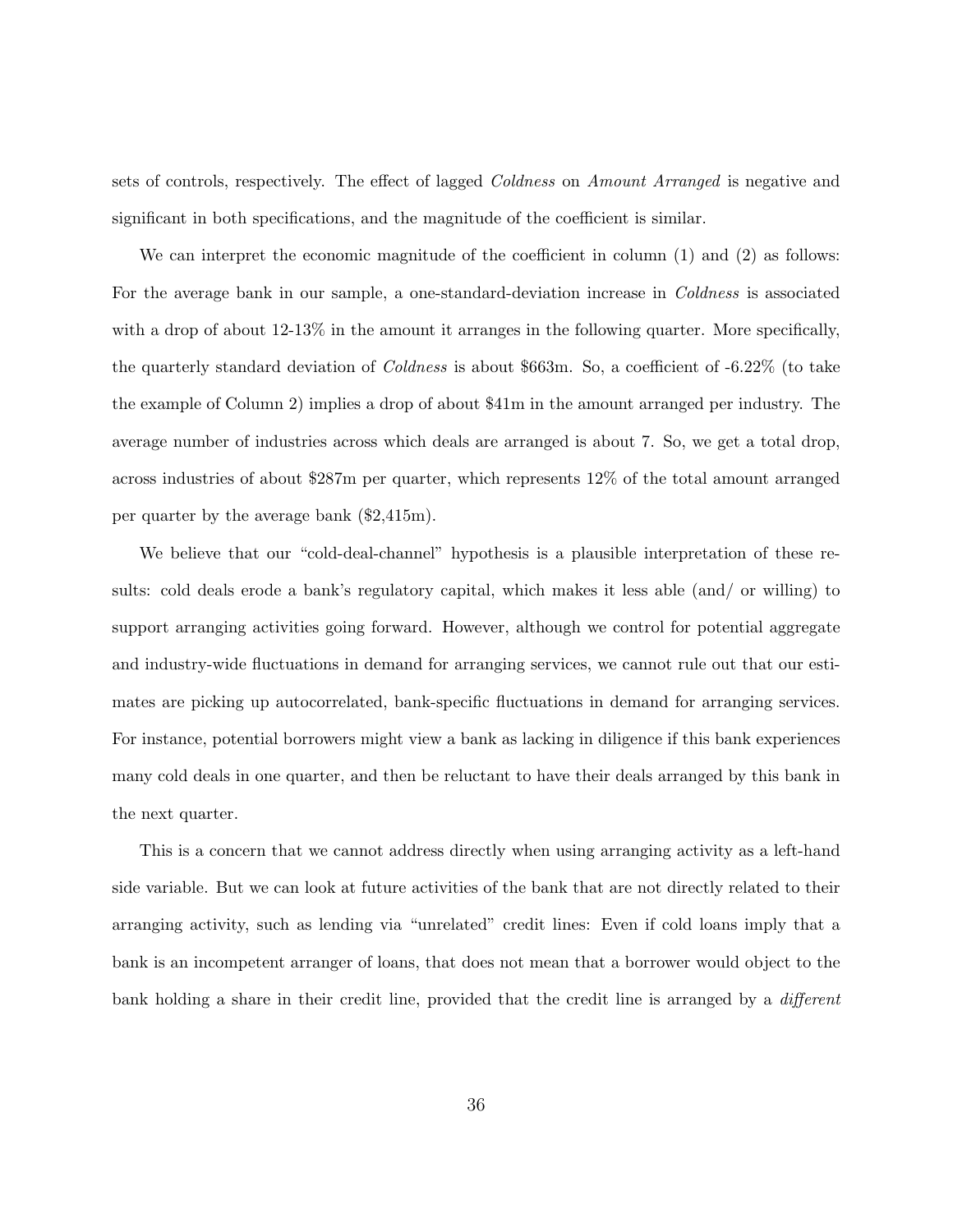sets of controls, respectively. The effect of lagged *Coldness* on *Amount Arranged* is negative and significant in both specifications, and the magnitude of the coefficient is similar.

We can interpret the economic magnitude of the coefficient in column (1) and (2) as follows: For the average bank in our sample, a one-standard-deviation increase in *Coldness* is associated with a drop of about 12-13% in the amount it arranges in the following quarter. More specifically, the quarterly standard deviation of *Coldness* is about \$663m. So, a coefficient of -6.22% (to take the example of Column 2) implies a drop of about \$41m in the amount arranged per industry. The average number of industries across which deals are arranged is about 7. So, we get a total drop, across industries of about \$287m per quarter, which represents 12% of the total amount arranged per quarter by the average bank (\$2,415m).

We believe that our "cold-deal-channel" hypothesis is a plausible interpretation of these results: cold deals erode a bank's regulatory capital, which makes it less able (and/ or willing) to support arranging activities going forward. However, although we control for potential aggregate and industry-wide fluctuations in demand for arranging services, we cannot rule out that our estimates are picking up autocorrelated, bank-specific fluctuations in demand for arranging services. For instance, potential borrowers might view a bank as lacking in diligence if this bank experiences many cold deals in one quarter, and then be reluctant to have their deals arranged by this bank in the next quarter.

This is a concern that we cannot address directly when using arranging activity as a left-hand side variable. But we can look at future activities of the bank that are not directly related to their arranging activity, such as lending via "unrelated" credit lines: Even if cold loans imply that a bank is an incompetent arranger of loans, that does not mean that a borrower would object to the bank holding a share in their credit line, provided that the credit line is arranged by a *different*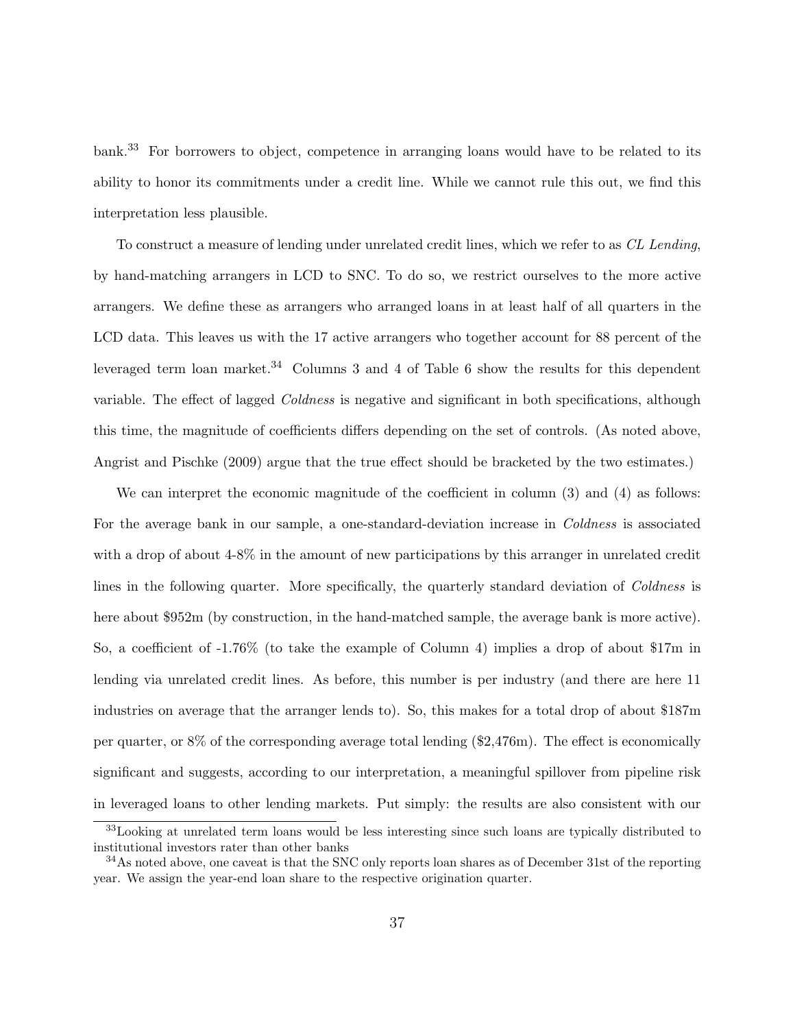bank.[33] For borrowers to object, competence in arranging loans would have to be related to its ability to honor its commitments under a credit line. While we cannot rule this out, we find this interpretation less plausible.

To construct a measure of lending under unrelated credit lines, which we refer to as *CL Lending*, by hand-matching arrangers in LCD to SNC. To do so, we restrict ourselves to the more active arrangers. We define these as arrangers who arranged loans in at least half of all quarters in the LCD data. This leaves us with the 17 active arrangers who together account for 88 percent of the leveraged term loan market.[34] Columns 3 and 4 of Table 6 show the results for this dependent variable. The effect of lagged *Coldness* is negative and significant in both specifications, although this time, the magnitude of coefficients differs depending on the set of controls. (As noted above, Angrist and Pischke (2009) argue that the true effect should be bracketed by the two estimates.)

We can interpret the economic magnitude of the coefficient in column (3) and (4) as follows: For the average bank in our sample, a one-standard-deviation increase in *Coldness* is associated with a drop of about 4-8% in the amount of new participations by this arranger in unrelated credit lines in the following quarter. More specifically, the quarterly standard deviation of *Coldness* is here about \$952m (by construction, in the hand-matched sample, the average bank is more active). So, a coefficient of -1.76% (to take the example of Column 4) implies a drop of about \$17m in lending via unrelated credit lines. As before, this number is per industry (and there are here 11 industries on average that the arranger lends to). So, this makes for a total drop of about \$187m per quarter, or 8% of the corresponding average total lending (\$2,476m). The effect is economically significant and suggests, according to our interpretation, a meaningful spillover from pipeline risk in leveraged loans to other lending markets. Put simply: the results are also consistent with our

[33] Looking at unrelated term loans would be less interesting since such loans are typically distributed to institutional investors rater than other banks

[34] As noted above, one caveat is that the SNC only reports loan shares as of December 31st of the reporting year. We assign the year-end loan share to the respective origination quarter.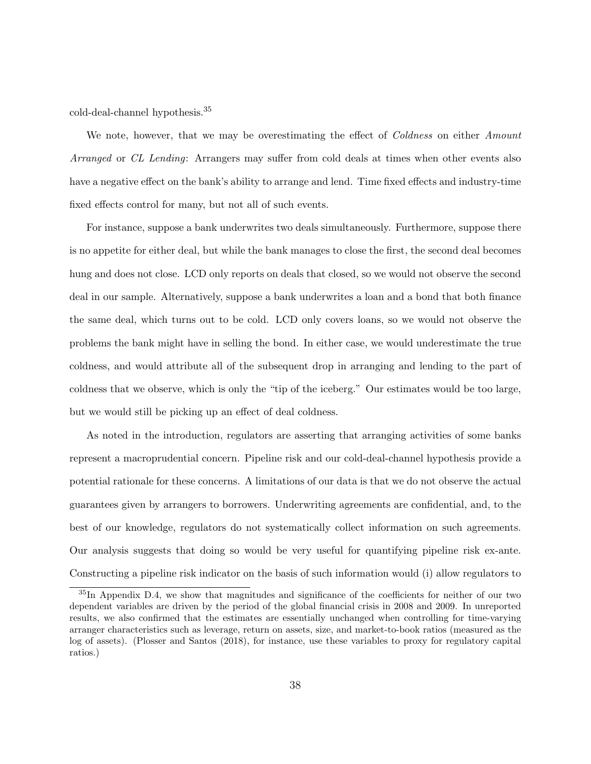cold-deal-channel hypothesis.[35]

We note, however, that we may be overestimating the effect of *Coldness* on either *Amount Arranged* or *CL Lending*: Arrangers may suffer from cold deals at times when other events also have a negative effect on the bank's ability to arrange and lend. Time fixed effects and industry-time fixed effects control for many, but not all of such events.

For instance, suppose a bank underwrites two deals simultaneously. Furthermore, suppose there is no appetite for either deal, but while the bank manages to close the first, the second deal becomes hung and does not close. LCD only reports on deals that closed, so we would not observe the second deal in our sample. Alternatively, suppose a bank underwrites a loan and a bond that both finance the same deal, which turns out to be cold. LCD only covers loans, so we would not observe the problems the bank might have in selling the bond. In either case, we would underestimate the true coldness, and would attribute all of the subsequent drop in arranging and lending to the part of coldness that we observe, which is only the "tip of the iceberg." Our estimates would be too large, but we would still be picking up an effect of deal coldness.

As noted in the introduction, regulators are asserting that arranging activities of some banks represent a macroprudential concern. Pipeline risk and our cold-deal-channel hypothesis provide a potential rationale for these concerns. A limitations of our data is that we do not observe the actual guarantees given by arrangers to borrowers. Underwriting agreements are confidential, and, to the best of our knowledge, regulators do not systematically collect information on such agreements. Our analysis suggests that doing so would be very useful for quantifying pipeline risk ex-ante. Constructing a pipeline risk indicator on the basis of such information would (i) allow regulators to

[35] In Appendix D.4, we show that magnitudes and significance of the coefficients for neither of our two dependent variables are driven by the period of the global financial crisis in 2008 and 2009. In unreported results, we also confirmed that the estimates are essentially unchanged when controlling for time-varying arranger characteristics such as leverage, return on assets, size, and market-to-book ratios (measured as the log of assets). (Plosser and Santos (2018), for instance, use these variables to proxy for regulatory capital ratios.)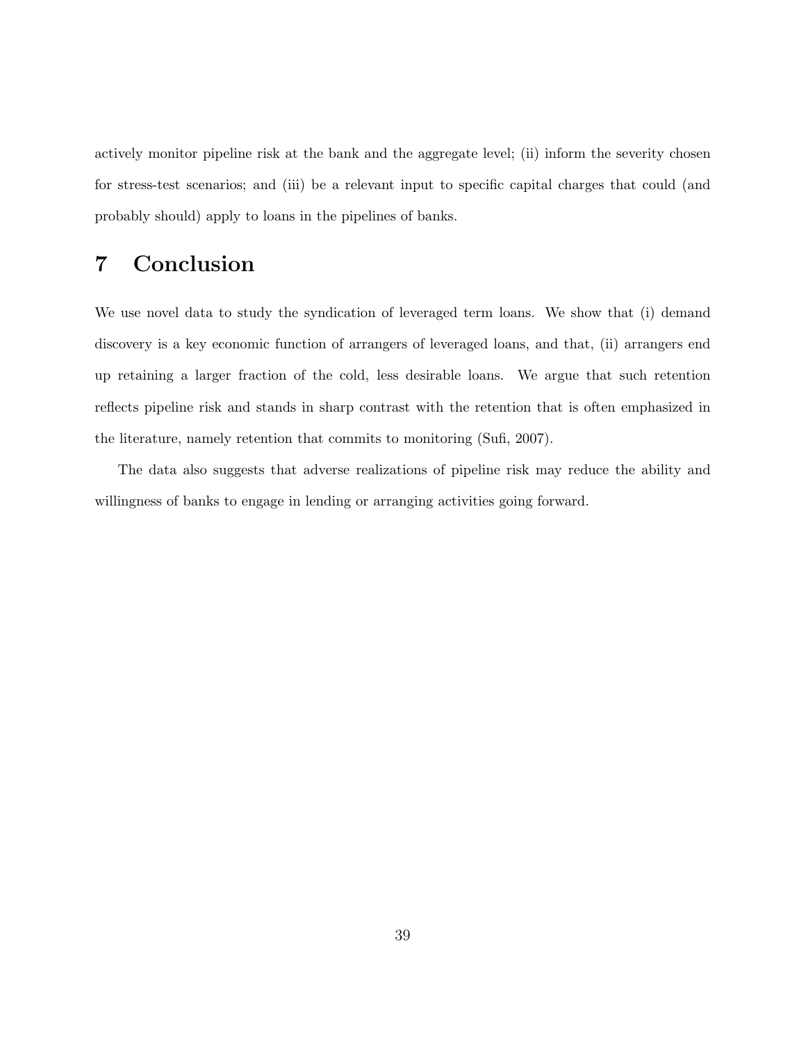actively monitor pipeline risk at the bank and the aggregate level; (ii) inform the severity chosen for stress-test scenarios; and (iii) be a relevant input to specific capital charges that could (and probably should) apply to loans in the pipelines of banks.

# 7 Conclusion

We use novel data to study the syndication of leveraged term loans. We show that (i) demand discovery is a key economic function of arrangers of leveraged loans, and that, (ii) arrangers end up retaining a larger fraction of the cold, less desirable loans. We argue that such retention reflects pipeline risk and stands in sharp contrast with the retention that is often emphasized in the literature, namely retention that commits to monitoring (Sufi, 2007).

The data also suggests that adverse realizations of pipeline risk may reduce the ability and willingness of banks to engage in lending or arranging activities going forward.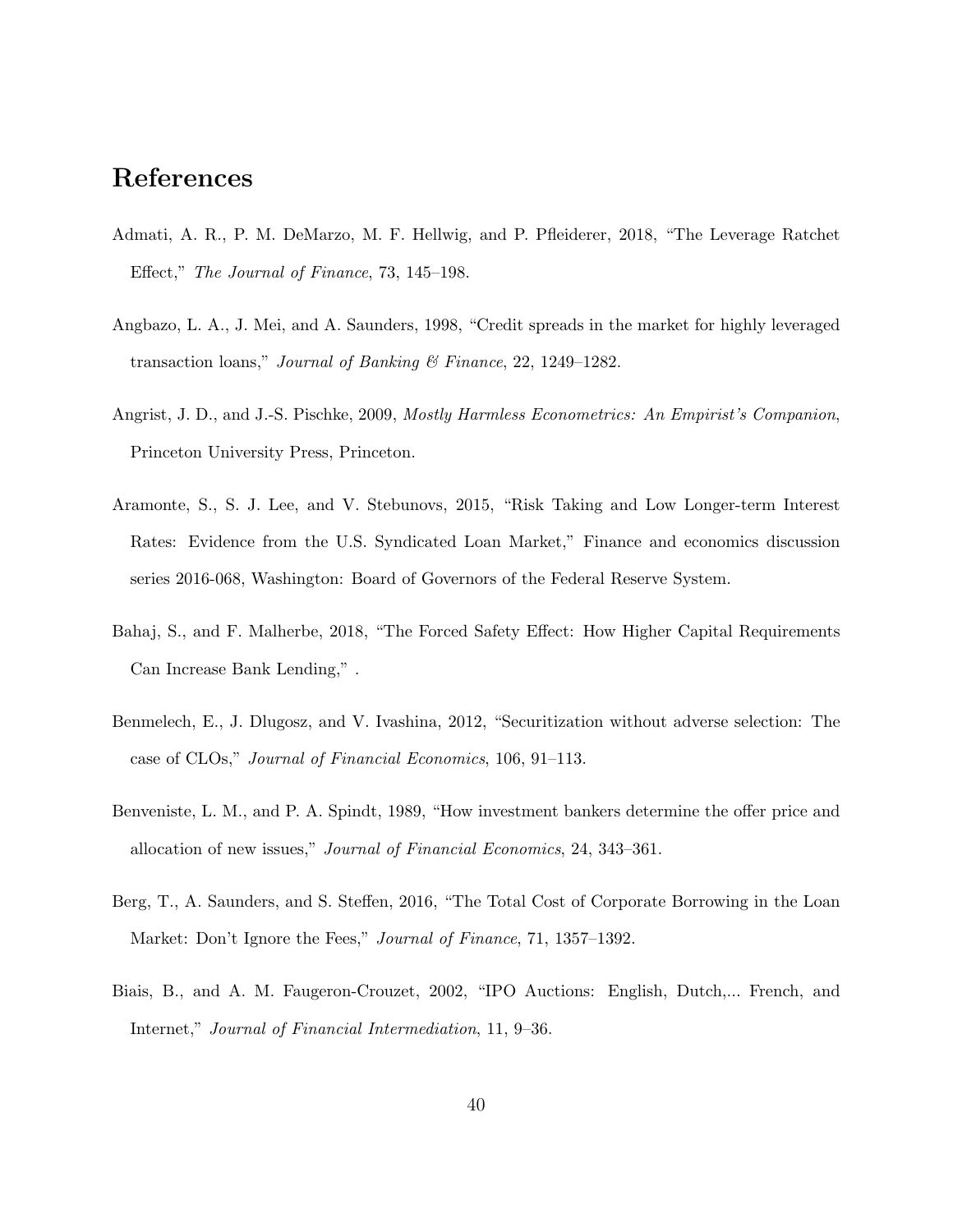# References

Admati, A. R., P. M. DeMarzo, M. F. Hellwig, and P. Pfleiderer, 2018, "The Leverage Ratchet Effect," *The Journal of Finance*, 73, 145–198.

Angbazo, L. A., J. Mei, and A. Saunders, 1998, "Credit spreads in the market for highly leveraged transaction loans," *Journal of Banking & Finance*, 22, 1249–1282.

Angrist, J. D., and J.-S. Pischke, 2009, *Mostly Harmless Econometrics: An Empirist's Companion*, Princeton University Press, Princeton.

Aramonte, S., S. J. Lee, and V. Stebunovs, 2015, "Risk Taking and Low Longer-term Interest Rates: Evidence from the U.S. Syndicated Loan Market," Finance and economics discussion series 2016-068, Washington: Board of Governors of the Federal Reserve System.

Bahaj, S., and F. Malherbe, 2018, "The Forced Safety Effect: How Higher Capital Requirements Can Increase Bank Lending," .

Benmelech, E., J. Dlugosz, and V. Ivashina, 2012, "Securitization without adverse selection: The case of CLOs," *Journal of Financial Economics*, 106, 91–113.

Benveniste, L. M., and P. A. Spindt, 1989, "How investment bankers determine the offer price and allocation of new issues," *Journal of Financial Economics*, 24, 343–361.

Berg, T., A. Saunders, and S. Steffen, 2016, "The Total Cost of Corporate Borrowing in the Loan Market: Don't Ignore the Fees," *Journal of Finance*, 71, 1357–1392.

Biais, B., and A. M. Faugeron-Crouzet, 2002, "IPO Auctions: English, Dutch,... French, and Internet," *Journal of Financial Intermediation*, 11, 9–36.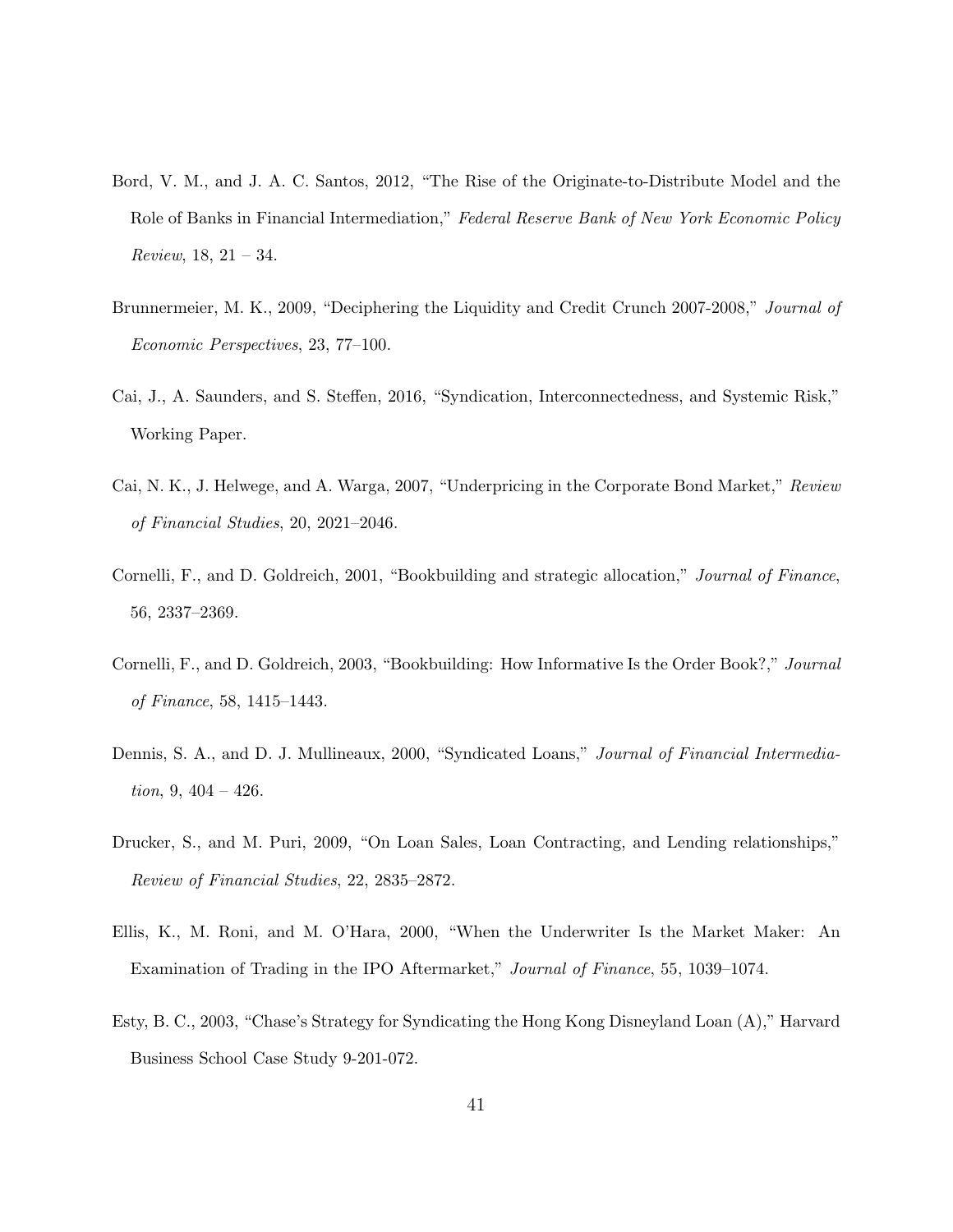Bord, V. M., and J. A. C. Santos, 2012, "The Rise of the Originate-to-Distribute Model and the Role of Banks in Financial Intermediation," *Federal Reserve Bank of New York Economic Policy Review*, 18, 21 – 34.

Brunnermeier, M. K., 2009, "Deciphering the Liquidity and Credit Crunch 2007-2008," *Journal of Economic Perspectives*, 23, 77–100.

Cai, J., A. Saunders, and S. Steffen, 2016, "Syndication, Interconnectedness, and Systemic Risk," Working Paper.

Cai, N. K., J. Helwege, and A. Warga, 2007, "Underpricing in the Corporate Bond Market," *Review of Financial Studies*, 20, 2021–2046.

Cornelli, F., and D. Goldreich, 2001, "Bookbuilding and strategic allocation," *Journal of Finance*, 56, 2337–2369.

Cornelli, F., and D. Goldreich, 2003, "Bookbuilding: How Informative Is the Order Book?," *Journal of Finance*, 58, 1415–1443.

Dennis, S. A., and D. J. Mullineaux, 2000, "Syndicated Loans," *Journal of Financial Intermediation*, 9, 404 – 426.

Drucker, S., and M. Puri, 2009, "On Loan Sales, Loan Contracting, and Lending relationships," *Review of Financial Studies*, 22, 2835–2872.

Ellis, K., M. Roni, and M. O'Hara, 2000, "When the Underwriter Is the Market Maker: An Examination of Trading in the IPO Aftermarket," *Journal of Finance*, 55, 1039–1074.

Esty, B. C., 2003, "Chase's Strategy for Syndicating the Hong Kong Disneyland Loan (A)," Harvard Business School Case Study 9-201-072.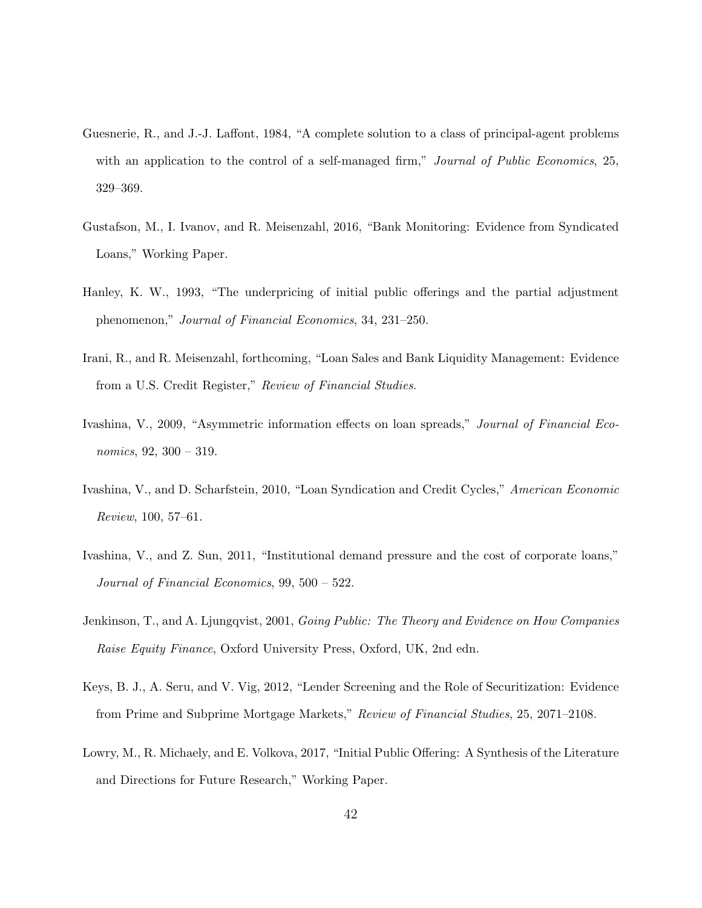Guesnerie, R., and J.-J. Laffont, 1984, "A complete solution to a class of principal-agent problems with an application to the control of a self-managed firm," *Journal of Public Economics*, 25, 329–369.

Gustafson, M., I. Ivanov, and R. Meisenzahl, 2016, "Bank Monitoring: Evidence from Syndicated Loans," Working Paper.

Hanley, K. W., 1993, "The underpricing of initial public offerings and the partial adjustment phenomenon," *Journal of Financial Economics*, 34, 231–250.

Irani, R., and R. Meisenzahl, forthcoming, "Loan Sales and Bank Liquidity Management: Evidence from a U.S. Credit Register," *Review of Financial Studies*.

Ivashina, V., 2009, "Asymmetric information effects on loan spreads," *Journal of Financial Economics*, 92, 300 – 319.

Ivashina, V., and D. Scharfstein, 2010, "Loan Syndication and Credit Cycles," *American Economic Review*, 100, 57–61.

Ivashina, V., and Z. Sun, 2011, "Institutional demand pressure and the cost of corporate loans," *Journal of Financial Economics*, 99, 500 – 522.

Jenkinson, T., and A. Ljungqvist, 2001, *Going Public: The Theory and Evidence on How Companies Raise Equity Finance*, Oxford University Press, Oxford, UK, 2nd edn.

Keys, B. J., A. Seru, and V. Vig, 2012, "Lender Screening and the Role of Securitization: Evidence from Prime and Subprime Mortgage Markets," *Review of Financial Studies*, 25, 2071–2108.

Lowry, M., R. Michaely, and E. Volkova, 2017, "Initial Public Offering: A Synthesis of the Literature and Directions for Future Research," Working Paper.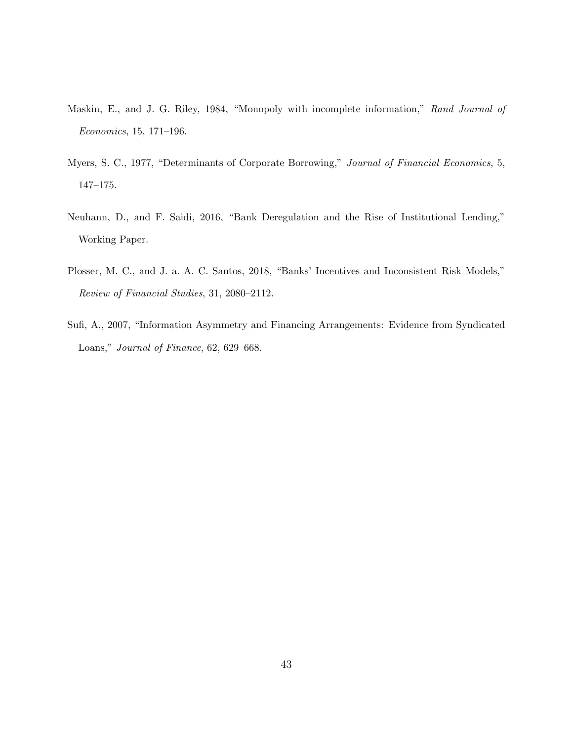Maskin, E., and J. G. Riley, 1984, "Monopoly with incomplete information," *Rand Journal of Economics*, 15, 171–196.

Myers, S. C., 1977, "Determinants of Corporate Borrowing," *Journal of Financial Economics*, 5, 147–175.

Neuhann, D., and F. Saidi, 2016, "Bank Deregulation and the Rise of Institutional Lending," Working Paper.

Plosser, M. C., and J. a. A. C. Santos, 2018, "Banks' Incentives and Inconsistent Risk Models," *Review of Financial Studies*, 31, 2080–2112.

Sufi, A., 2007, "Information Asymmetry and Financing Arrangements: Evidence from Syndicated Loans," *Journal of Finance*, 62, 629–668.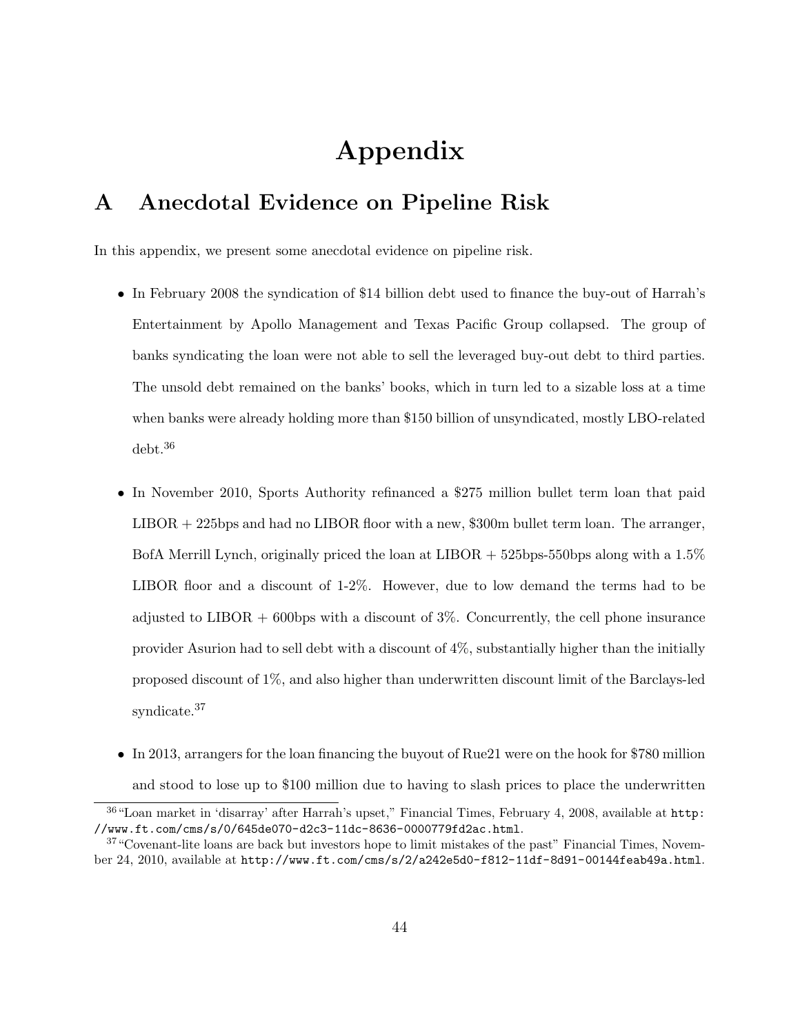# Appendix

## A Anecdotal Evidence on Pipeline Risk

In this appendix, we present some anecdotal evidence on pipeline risk.

- In February 2008 the syndication of $14 billion debt used to finance the buy-out of Harrah's Entertainment by Apollo Management and Texas Pacific Group collapsed. The group of banks syndicating the loan were not able to sell the leveraged buy-out debt to third parties. The unsold debt remained on the banks' books, which in turn led to a sizable loss at a time when banks were already holding more than $150 billion of unsyndicated, mostly LBO-related debt.[36]

- In November 2010, Sports Authority refinanced a $275 million bullet term loan that paid LIBOR + 225bps and had no LIBOR floor with a new, $300m bullet term loan. The arranger, BofA Merrill Lynch, originally priced the loan at LIBOR + 525bps-550bps along with a 1.5% LIBOR floor and a discount of 1-2%. However, due to low demand the terms had to be adjusted to LIBOR + 600bps with a discount of 3%. Concurrently, the cell phone insurance provider Asurion had to sell debt with a discount of 4%, substantially higher than the initially proposed discount of 1%, and also higher than underwritten discount limit of the Barclays-led syndicate.[37]

- In 2013, arrangers for the loan financing the buyout of Rue21 were on the hook for $780 million and stood to lose up to $100 million due to having to slash prices to place the underwritten

[36] "Loan market in 'disarray' after Harrah's upset," Financial Times, February 4, 2008, available at http://www.ft.com/cms/s/0/645de070-d2c3-11dc-8636-0000779fd2ac.html.

[37] "Covenant-lite loans are back but investors hope to limit mistakes of the past" Financial Times, November 24, 2010, available at http://www.ft.com/cms/s/2/a242e5d0-f812-11df-8d91-00144feab49a.html.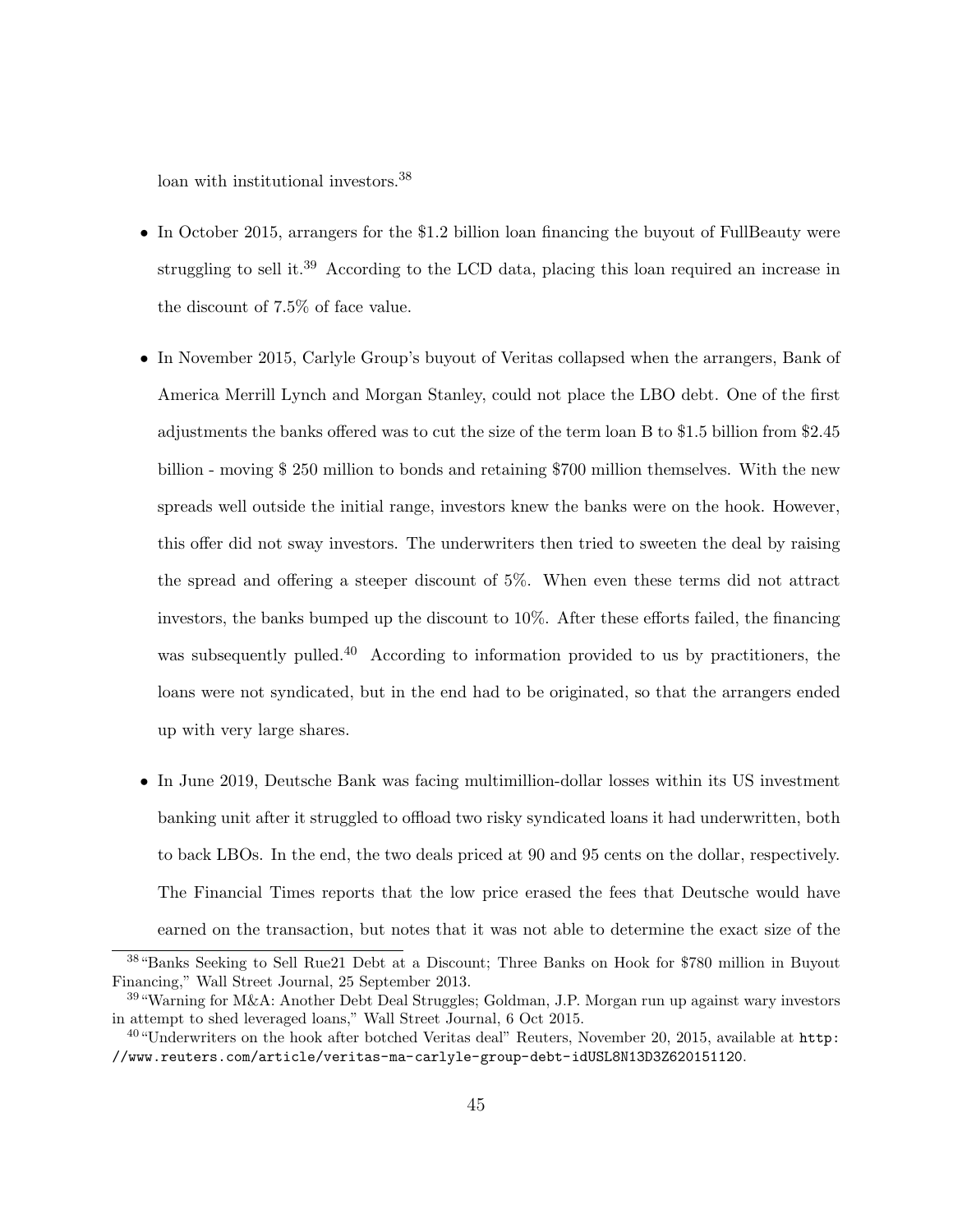loan with institutional investors.[38]

- In October 2015, arrangers for the $1.2 billion loan financing the buyout of FullBeauty were struggling to sell it.[39] According to the LCD data, placing this loan required an increase in the discount of 7.5% of face value.

- In November 2015, Carlyle Group's buyout of Veritas collapsed when the arrangers, Bank of America Merrill Lynch and Morgan Stanley, could not place the LBO debt. One of the first adjustments the banks offered was to cut the size of the term loan B to $1.5 billion from $2.45 billion - moving $ 250 million to bonds and retaining $700 million themselves. With the new spreads well outside the initial range, investors knew the banks were on the hook. However, this offer did not sway investors. The underwriters then tried to sweeten the deal by raising the spread and offering a steeper discount of 5%. When even these terms did not attract investors, the banks bumped up the discount to 10%. After these efforts failed, the financing was subsequently pulled.[40] According to information provided to us by practitioners, the loans were not syndicated, but in the end had to be originated, so that the arrangers ended up with very large shares.

- In June 2019, Deutsche Bank was facing multimillion-dollar losses within its US investment banking unit after it struggled to offload two risky syndicated loans it had underwritten, both to back LBOs. In the end, the two deals priced at 90 and 95 cents on the dollar, respectively. The Financial Times reports that the low price erased the fees that Deutsche would have earned on the transaction, but notes that it was not able to determine the exact size of the

---

[38] "Banks Seeking to Sell Rue21 Debt at a Discount; Three Banks on Hook for $780 million in Buyout Financing," Wall Street Journal, 25 September 2013.

[39] "Warning for M&A: Another Debt Deal Struggles; Goldman, J.P. Morgan run up against wary investors in attempt to shed leveraged loans," Wall Street Journal, 6 Oct 2015.

[40] "Underwriters on the hook after botched Veritas deal" Reuters, November 20, 2015, available at `http://www.reuters.com/article/veritas-ma-carlyle-group-debt-idUSL8N13D3Z620151120`.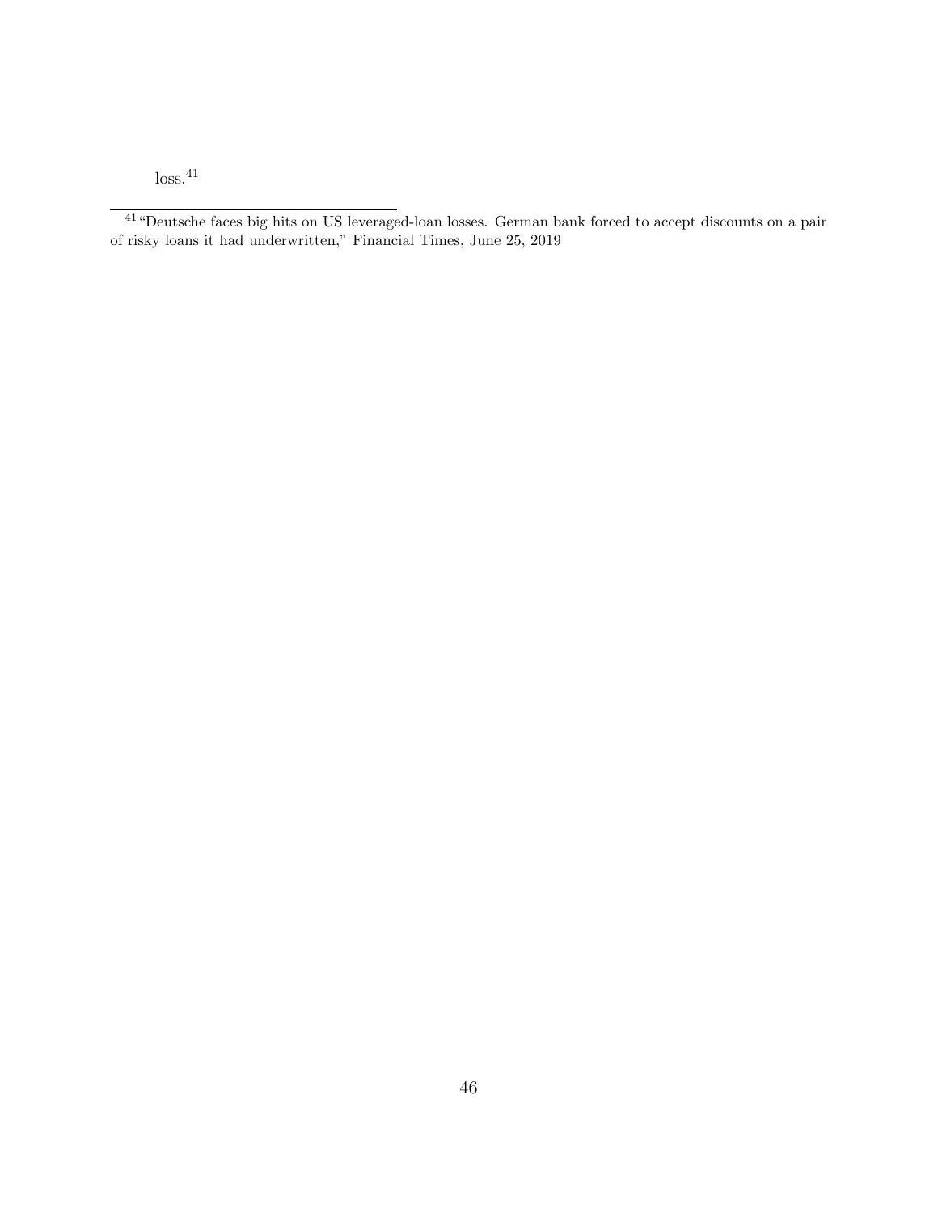loss.[41]

[41] "Deutsche faces big hits on US leveraged-loan losses. German bank forced to accept discounts on a pair of risky loans it had underwritten," Financial Times, June 25, 2019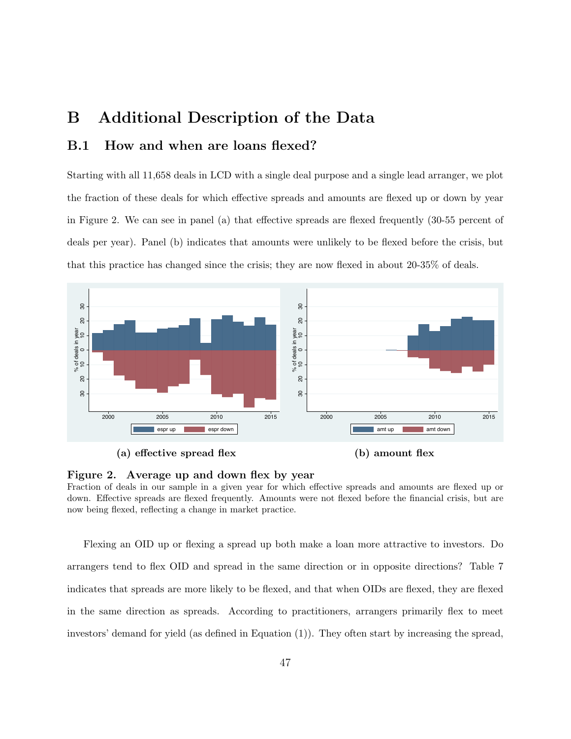# B Additional Description of the Data

## B.1 How and when are loans flexed?

Starting with all 11,658 deals in LCD with a single deal purpose and a single lead arranger, we plot the fraction of these deals for which effective spreads and amounts are flexed up or down by year in Figure 2. We can see in panel (a) that effective spreads are flexed frequently (30-55 percent of deals per year). Panel (b) indicates that amounts were unlikely to be flexed before the crisis, but that this practice has changed since the crisis; they are now flexed in about 20-35% of deals.

**(a) effective spread flex** **(b) amount flex**

**Figure 2. Average up and down flex by year**
Fraction of deals in our sample in a given year for which effective spreads and amounts are flexed up or down. Effective spreads are flexed frequently. Amounts were not flexed before the financial crisis, but are now being flexed, reflecting a change in market practice.

Flexing an OID up or flexing a spread up both make a loan more attractive to investors. Do arrangers tend to flex OID and spread in the same direction or in opposite directions? Table 7 indicates that spreads are more likely to be flexed, and that when OIDs are flexed, they are flexed in the same direction as spreads. According to practitioners, arrangers primarily flex to meet investors' demand for yield (as defined in Equation (1)). They often start by increasing the spread,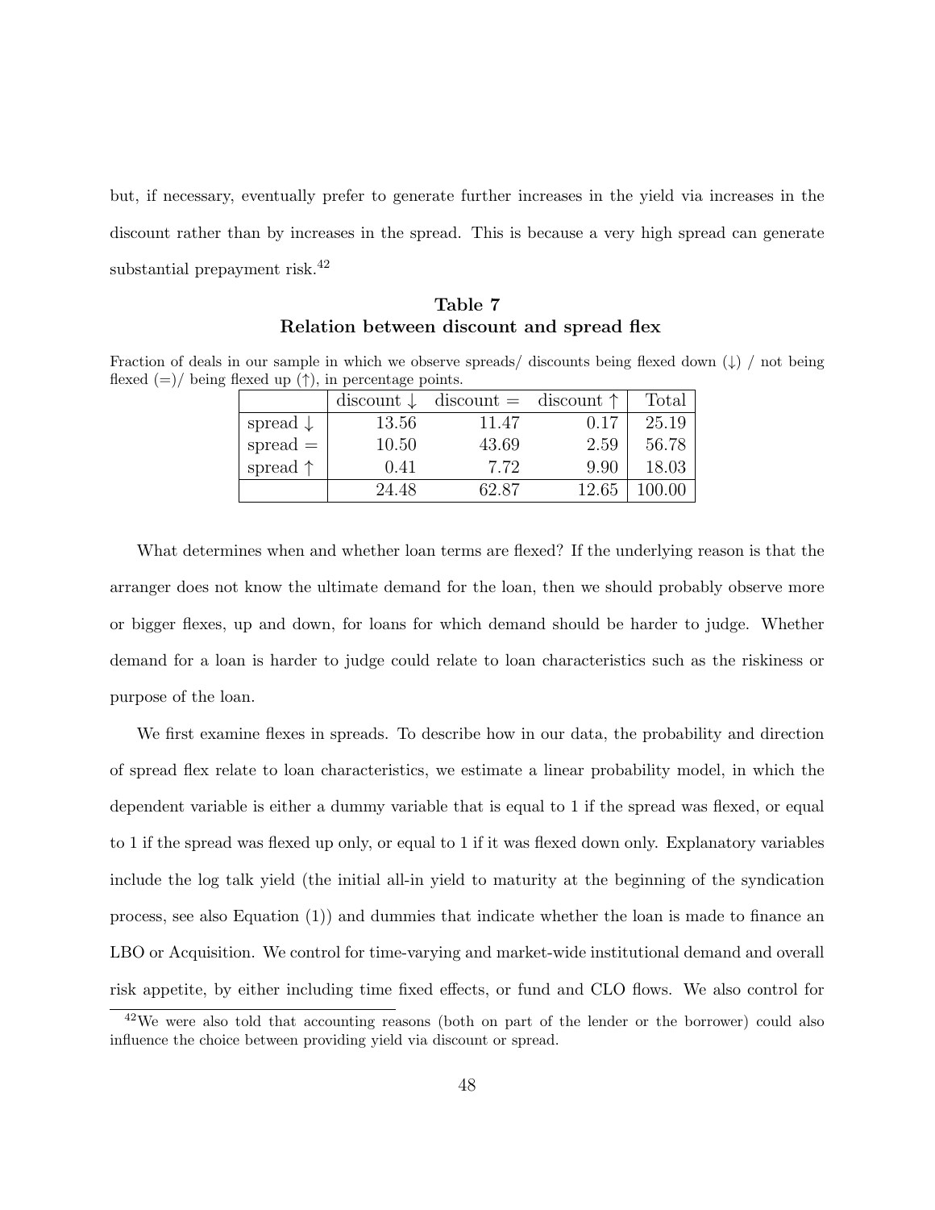but, if necessary, eventually prefer to generate further increases in the yield via increases in the discount rather than by increases in the spread. This is because a very high spread can generate substantial prepayment risk.[42]

**Table 7**
**Relation between discount and spread flex**

Fraction of deals in our sample in which we observe spreads/ discounts being flexed down (↓) / not being flexed (=)/ being flexed up (↑), in percentage points.

| | discount ↓ | discount = | discount ↑ | Total |
|---|---|---|---|---|
| spread ↓ | 13.56 | 11.47 | 0.17 | 25.19 |
| spread = | 10.50 | 43.69 | 2.59 | 56.78 |
| spread ↑ | 0.41 | 7.72 | 9.90 | 18.03 |
| | 24.48 | 62.87 | 12.65 | 100.00 |

What determines when and whether loan terms are flexed? If the underlying reason is that the arranger does not know the ultimate demand for the loan, then we should probably observe more or bigger flexes, up and down, for loans for which demand should be harder to judge. Whether demand for a loan is harder to judge could relate to loan characteristics such as the riskiness or purpose of the loan.

We first examine flexes in spreads. To describe how in our data, the probability and direction of spread flex relate to loan characteristics, we estimate a linear probability model, in which the dependent variable is either a dummy variable that is equal to 1 if the spread was flexed, or equal to 1 if the spread was flexed up only, or equal to 1 if it was flexed down only. Explanatory variables include the log talk yield (the initial all-in yield to maturity at the beginning of the syndication process, see also Equation (1)) and dummies that indicate whether the loan is made to finance an LBO or Acquisition. We control for time-varying and market-wide institutional demand and overall risk appetite, by either including time fixed effects, or fund and CLO flows. We also control for

[42] We were also told that accounting reasons (both on part of the lender or the borrower) could also influence the choice between providing yield via discount or spread.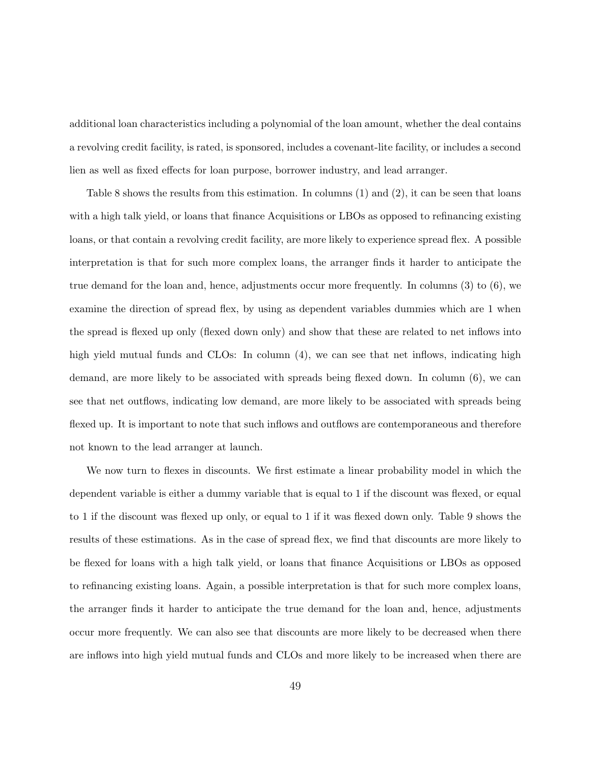additional loan characteristics including a polynomial of the loan amount, whether the deal contains a revolving credit facility, is rated, is sponsored, includes a covenant-lite facility, or includes a second lien as well as fixed effects for loan purpose, borrower industry, and lead arranger.

Table 8 shows the results from this estimation. In columns (1) and (2), it can be seen that loans with a high talk yield, or loans that finance Acquisitions or LBOs as opposed to refinancing existing loans, or that contain a revolving credit facility, are more likely to experience spread flex. A possible interpretation is that for such more complex loans, the arranger finds it harder to anticipate the true demand for the loan and, hence, adjustments occur more frequently. In columns (3) to (6), we examine the direction of spread flex, by using as dependent variables dummies which are 1 when the spread is flexed up only (flexed down only) and show that these are related to net inflows into high yield mutual funds and CLOs: In column (4), we can see that net inflows, indicating high demand, are more likely to be associated with spreads being flexed down. In column (6), we can see that net outflows, indicating low demand, are more likely to be associated with spreads being flexed up. It is important to note that such inflows and outflows are contemporaneous and therefore not known to the lead arranger at launch.

We now turn to flexes in discounts. We first estimate a linear probability model in which the dependent variable is either a dummy variable that is equal to 1 if the discount was flexed, or equal to 1 if the discount was flexed up only, or equal to 1 if it was flexed down only. Table 9 shows the results of these estimations. As in the case of spread flex, we find that discounts are more likely to be flexed for loans with a high talk yield, or loans that finance Acquisitions or LBOs as opposed to refinancing existing loans. Again, a possible interpretation is that for such more complex loans, the arranger finds it harder to anticipate the true demand for the loan and, hence, adjustments occur more frequently. We can also see that discounts are more likely to be decreased when there are inflows into high yield mutual funds and CLOs and more likely to be increased when there are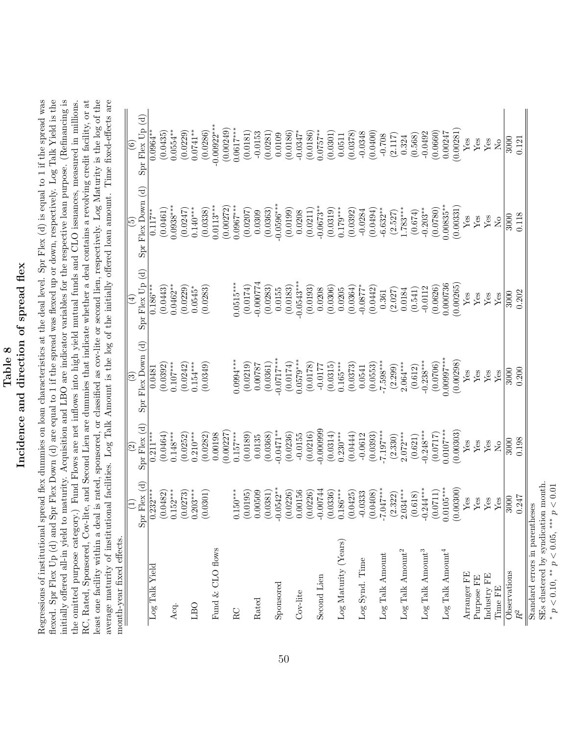# Table 8

## Incidence and direction of spread flex

Regressions of institutional spread flex dummies on loan characteristics at the deal level. Spr Flex (d) is equal to 1 if the spread was flexed. Spr Flex Up (d) and Spr Flex Down (d) are equal to 1 if the spread was flexed up or down, respectively. Log Talk Yield is the initially offered all-in yield to maturity. Acquisition and LBO are indicator variables for the respective loan purpose. (Refinancing is the omitted purpose category.) Fund Flows are net inflows into high yield mutual funds and CLO issuances, measured in millions. RC, Rated, Sponsored, Cov-lite, and Second Lien are dummies that indicate whether a deal contains a revolving credit facility, or at least one facility within a deal is rated, sponsored, or classified as cov-lite or second lien, respectively. Log Maturity is the log of the average maturity of institutional facilities. Log Talk Amount is the log of the initially offered loan amount. Time fixed-effects are month-year fixed effects.

| | (1) | (2) | (3) | (4) | (5) | (6) |
|---|---|---|---|---|---|---|
| | Spr Flex (d) | Spr Flex (d) | Spr Flex Down (d) | Spr Flex Up (d) | Spr Flex Down (d) | Spr Flex Up (d) |
| Log Talk Yield | 0.232*** | 0.211*** | 0.0481 | 0.186*** | 0.117** | 0.0964** |
| | (0.0482) | (0.0464) | (0.0392) | (0.0443) | (0.0461) | (0.0435) |
| Acq. | 0.152*** | 0.148*** | 0.107*** | 0.0462** | 0.0938*** | 0.0554** |
| | (0.0273) | (0.0252) | (0.0242) | (0.0229) | (0.0247) | (0.0229) |
| LBO | 0.203*** | 0.210*** | 0.154*** | 0.0545* | 0.140*** | 0.0741** |
| | (0.0301) | (0.0282) | (0.0349) | (0.0283) | (0.0338) | (0.0286) |
| Fund & CLO flows | | 0.00198 | | | 0.0113*** | -0.00922*** |
| | | (0.00227) | | | (0.00272) | (0.00249) |
| RC | 0.150*** | 0.157*** | 0.0994*** | 0.0515*** | 0.0967*** | 0.0617*** |
| | (0.0195) | (0.0189) | (0.0219) | (0.0174) | (0.0207) | (0.0181) |
| Rated | 0.00509 | 0.0135 | 0.00787 | -0.000774 | 0.0309 | -0.0153 |
| | (0.0381) | (0.0368) | (0.0361) | (0.0283) | (0.0363) | (0.0281) |
| Sponsored | -0.0542** | -0.0471** | -0.0717*** | 0.0155 | -0.0596*** | 0.0109 |
| | (0.0226) | (0.0236) | (0.0174) | (0.0183) | (0.0199) | (0.0186) |
| Cov-lite | 0.00156 | -0.0155 | 0.0579*** | -0.0543*** | 0.0208 | -0.0347* |
| | (0.0226) | (0.0216) | (0.0178) | (0.0193) | (0.0211) | (0.0186) |
| Second Lien | -0.00744 | -0.000999 | -0.0177 | 0.0208 | -0.0673** | 0.0757** |
| | (0.0336) | (0.0314) | (0.0315) | (0.0306) | (0.0319) | (0.0301) |
| Log Maturity (Years) | 0.186*** | 0.230*** | 0.165*** | 0.0205 | 0.179*** | 0.0511 |
| | (0.0425) | (0.0444) | (0.0373) | (0.0364) | (0.0392) | (0.0378) |
| Log Synd. Time | -0.0333 | -0.0612 | 0.0541 | -0.0877* | -0.0284 | -0.0348 |
| | (0.0408) | (0.0393) | (0.0553) | (0.0442) | (0.0494) | (0.0400) |
| Log Talk Amount | -7.047*** | -7.197*** | -7.598*** | 0.361 | -6.632** | -0.708 |
| | (2.322) | (2.330) | (2.299) | (2.027) | (2.527) | (2.117) |
| Log Talk Amount$^2$ | 2.034*** | 2.072*** | 2.064*** | 0.0184 | 1.783*** | 0.324 |
| | (0.618) | (0.621) | (0.612) | (0.541) | (0.674) | (0.568) |
| Log Talk Amount$^3$ | -0.244*** | -0.248*** | -0.238*** | -0.0112 | -0.203** | -0.0492 |
| | (0.0711) | (0.0717) | (0.0706) | (0.0626) | (0.0780) | (0.0660) |
| Log Talk Amount$^4$ | 0.0105*** | 0.0107*** | 0.00997*** | 0.000736 | 0.00835** | 0.00247 |
| | (0.00300) | (0.00303) | (0.00298) | (0.00265) | (0.00331) | (0.00281) |
| Arranger FE | Yes | Yes | Yes | Yes | Yes | Yes |
| Purpose FE | Yes | Yes | Yes | Yes | Yes | Yes |
| Industry FE | Yes | Yes | Yes | Yes | Yes | Yes |
| Time FE | Yes | No | Yes | Yes | No | No |
| Observations | 3000 | 3000 | 3000 | 3000 | 3000 | 3000 |
| $R^2$ | 0.247 | 0.198 | 0.200 | 0.202 | 0.118 | 0.121 |

Standard errors in parentheses
SEs clustered by syndication month.
* $p < 0.10$, ** $p < 0.05$, *** $p < 0.01$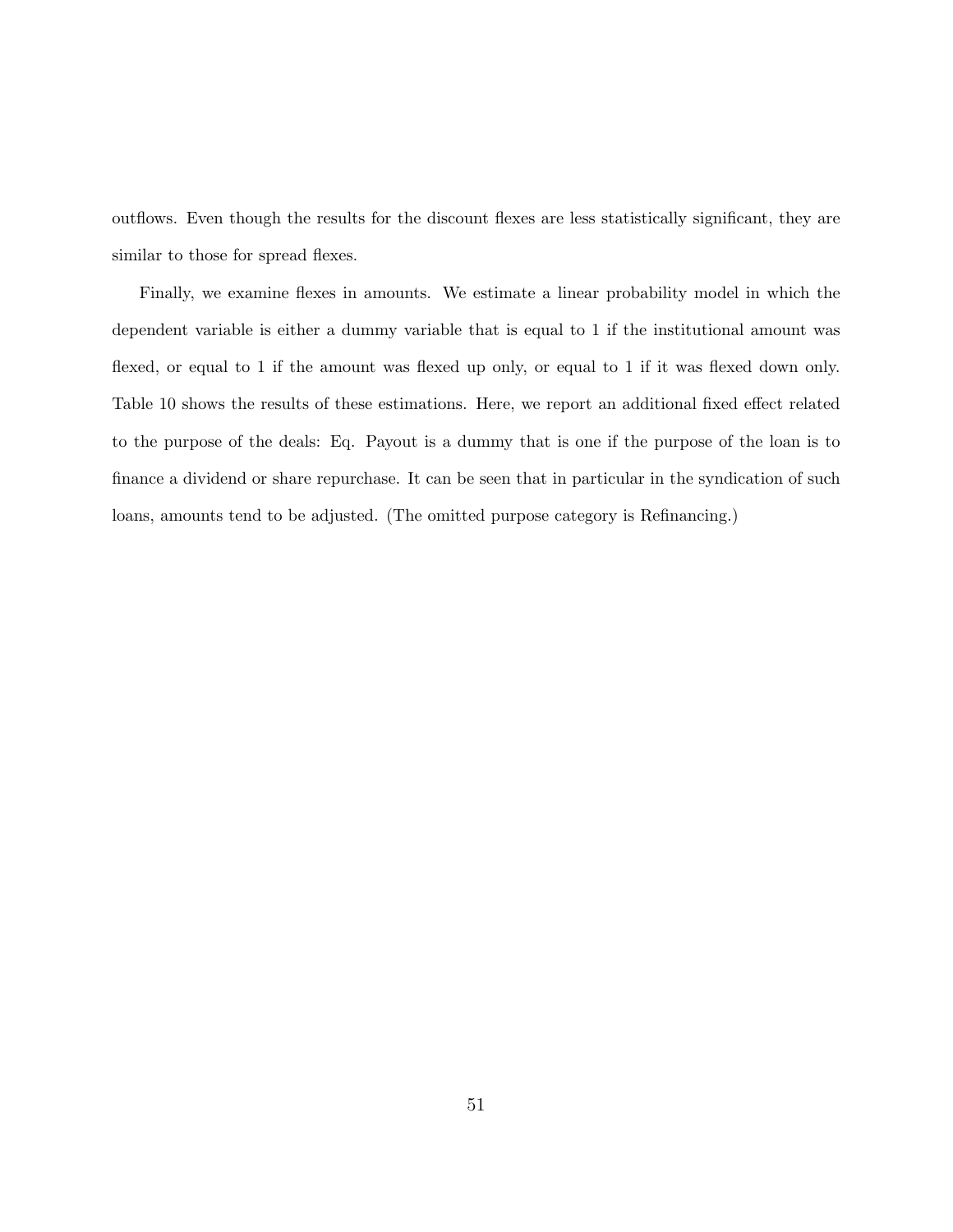outflows. Even though the results for the discount flexes are less statistically significant, they are similar to those for spread flexes.

Finally, we examine flexes in amounts. We estimate a linear probability model in which the dependent variable is either a dummy variable that is equal to 1 if the institutional amount was flexed, or equal to 1 if the amount was flexed up only, or equal to 1 if it was flexed down only. Table 10 shows the results of these estimations. Here, we report an additional fixed effect related to the purpose of the deals: Eq. Payout is a dummy that is one if the purpose of the loan is to finance a dividend or share repurchase. It can be seen that in particular in the syndication of such loans, amounts tend to be adjusted. (The omitted purpose category is Refinancing.)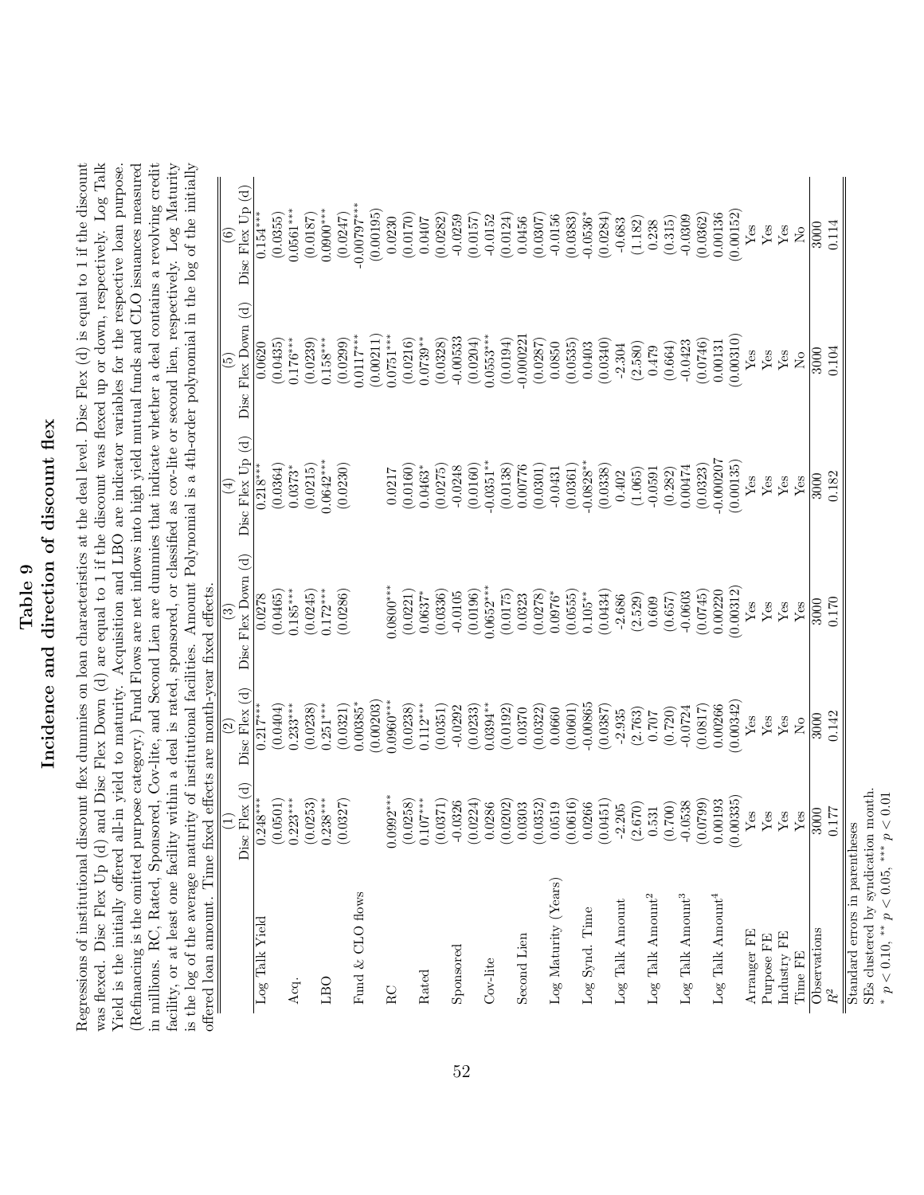# Table 9
## Incidence and direction of discount flex

Regressions of institutional discount flex dummies on loan characteristics at the deal level. Disc Flex (d) is equal to 1 if the discount was flexed. Disc Flex Up (d) and Disc Flex Down (d) are equal to 1 if the discount was flexed up or down, respectively. Log Talk Yield is the initially offered all-in yield to maturity. Acquisition and LBO are indicator variables for the respective loan purpose. (Refinancing is the omitted purpose category.) Fund Flows are net inflows into high yield mutual funds and CLO issuances measured in millions. RC, Rated, Sponsored, Cov-lite, and Second Lien are dummies that indicate whether a deal contains a revolving credit facility, or at least one facility within a deal is rated, sponsored, or classified as cov-lite or second lien, respectively. Log Maturity is the log of the average maturity of institutional facilities. Amount Polynomial is a 4th-order polynomial in the log of the initially offered loan amount. Time fixed effects are month-year fixed effects.

| | (1) Disc Flex (d) | (2) Disc Flex (d) | (3) Disc Flex Down (d) | (4) Disc Flex Up (d) | (5) Disc Flex Down (d) | (6) Disc Flex Up (d) |
|---|---|---|---|---|---|---|
| Log Talk Yield | 0.248*** | 0.217*** | 0.0278 | 0.218*** | 0.0620 | 0.154*** |
| | (0.0501) | (0.0404) | (0.0465) | (0.0364) | (0.0435) | (0.0355) |
| Acq. | 0.223*** | 0.233*** | 0.185*** | 0.0373* | 0.176*** | 0.0561*** |
| | (0.0253) | (0.0238) | (0.0245) | (0.0215) | (0.0239) | (0.0187) |
| LBO | 0.238*** | 0.251*** | 0.172*** | 0.0642*** | 0.158*** | 0.0900*** |
| | (0.0327) | (0.0321) | (0.0286) | (0.0230) | (0.0299) | (0.0247) |
| Fund & CLO flows | | 0.00385* | | | 0.0117*** | -0.00797*** |
| | | (0.00203) | | | (0.00211) | (0.00195) |
| RC | 0.0992*** | 0.0960*** | 0.0800*** | 0.0217 | 0.0751*** | 0.0230 |
| | (0.0258) | (0.0238) | (0.0221) | (0.0160) | (0.0216) | (0.0170) |
| Rated | 0.107*** | 0.112*** | 0.0637* | 0.0463* | 0.0739** | 0.0407 |
| | (0.0371) | (0.0351) | (0.0336) | (0.0275) | (0.0328) | (0.0282) |
| Sponsored | -0.0326 | -0.0292 | -0.0105 | -0.0248 | -0.00533 | -0.0259 |
| | (0.0224) | (0.0233) | (0.0196) | (0.0160) | (0.0204) | (0.0157) |
| Cov-lite | 0.0286 | 0.0394** | 0.0652*** | -0.0351** | 0.0553*** | -0.0152 |
| | (0.0202) | (0.0192) | (0.0175) | (0.0138) | (0.0194) | (0.0124) |
| Second Lien | 0.0303 | 0.0370 | 0.0323 | 0.00776 | -0.000221 | 0.0456 |
| | (0.0352) | (0.0322) | (0.0278) | (0.0301) | (0.0287) | (0.0307) |
| Log Maturity (Years) | 0.0519 | 0.0660 | 0.0976* | -0.0431 | 0.0850 | -0.0156 |
| | (0.0616) | (0.0601) | (0.0555) | (0.0361) | (0.0535) | (0.0383) |
| Log Synd. Time | 0.0266 | -0.00865 | 0.105** | -0.0828** | 0.0403 | -0.0536* |
| | (0.0451) | (0.0387) | (0.0434) | (0.0338) | (0.0340) | (0.0284) |
| Log Talk Amount | -2.205 | -2.935 | -2.686 | 0.402 | -2.304 | -0.683 |
| | (2.670) | (2.763) | (2.529) | (1.065) | (2.580) | (1.182) |
| Log Talk Amount$^2$ | 0.531 | 0.707 | 0.609 | -0.0591 | 0.479 | 0.238 |
| | (0.700) | (0.720) | (0.657) | (0.282) | (0.664) | (0.315) |
| Log Talk Amount$^3$ | -0.0538 | -0.0724 | -0.0603 | 0.00474 | -0.0423 | -0.0309 |
| | (0.0799) | (0.0817) | (0.0745) | (0.0323) | (0.0746) | (0.0362) |
| Log Talk Amount$^4$ | 0.00193 | 0.00266 | 0.00220 | -0.000207 | 0.00131 | 0.00136 |
| | (0.00335) | (0.00342) | (0.00312) | (0.00135) | (0.00310) | (0.00152) |
| Arranger FE | Yes | Yes | Yes | Yes | Yes | Yes |
| Purpose FE | Yes | Yes | Yes | Yes | Yes | Yes |
| Industry FE | Yes | Yes | Yes | Yes | Yes | Yes |
| Time FE | Yes | No | Yes | Yes | No | No |
| Observations | 3000 | 3000 | 3000 | 3000 | 3000 | 3000 |
| $R^2$ | 0.177 | 0.142 | 0.170 | 0.182 | 0.104 | 0.114 |

Standard errors in parentheses

SEs clustered by syndication month.

* $p < 0.10$, ** $p < 0.05$, *** $p < 0.01$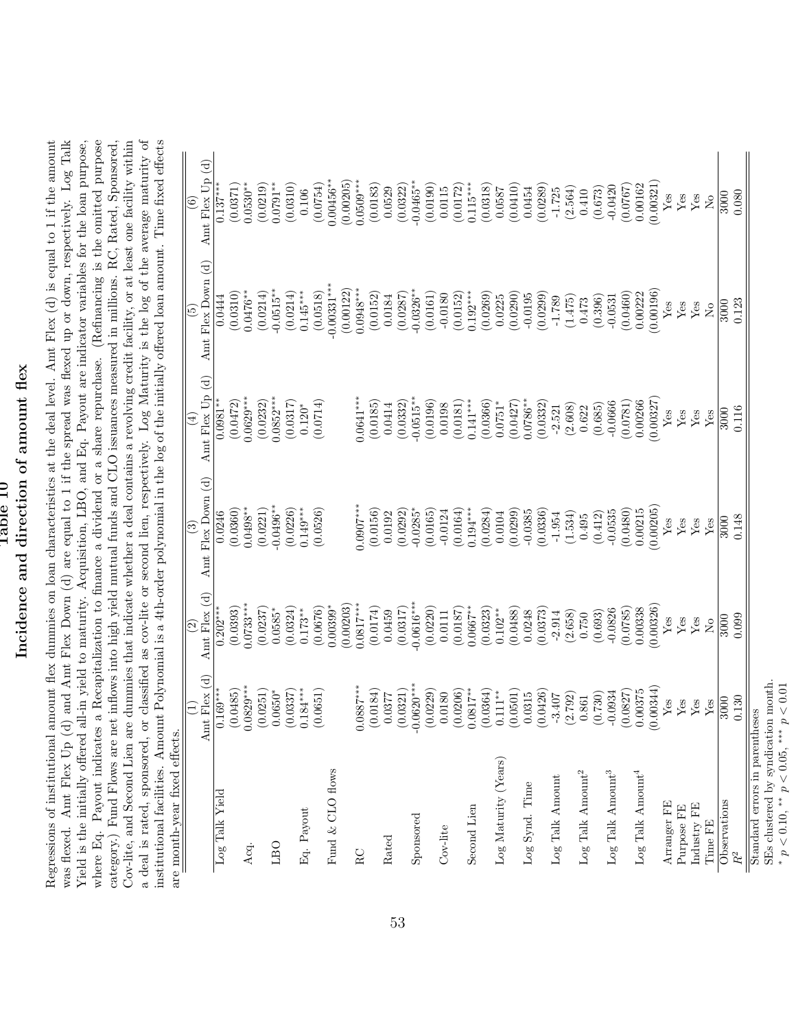## Table 10
## Incidence and direction of amount flex

Regressions of institutional amount flex dummies on loan characteristics at the deal level. Amt Flex (d) is equal to 1 if the amount was flexed. Amt Flex Up (d) and Amt Flex Down (d) are equal to 1 if the spread was flexed up or down, respectively. Log Talk Yield is the initially offered all-in yield to maturity. Acquisition, LBO, and Eq. Payout are indicator variables for the loan purpose, where Eq. Payout indicates a Recapitalization to finance a dividend or a share repurchase. (Refinancing is the omitted purpose category.) Fund Flows are net inflows into high yield mutual funds and CLO issuances measured in millions. RC, Rated, Sponsored, Cov-lite, and Second Lien are dummies that indicate whether a deal contains a revolving credit facility, or at least one facility within a deal is rated, sponsored, or classified as cov-lite or second lien, respectively. Log Maturity is the log of the average maturity of institutional facilities. Amount Polynomial is a 4th-order polynomial in the log of the initially offered loan amount. Time fixed effects are month-year fixed effects.

| | (1) Amt Flex (d) | (2) Amt Flex (d) | (3) Amt Flex Down (d) | (4) Amt Flex Up (d) | (5) Amt Flex Down (d) | (6) Amt Flex Up (d) |
|---|---|---|---|---|---|---|
| Log Talk Yield | 0.169*** | 0.202*** | 0.0246 | 0.0981** | 0.0444 | 0.137*** |
| | (0.0485) | (0.0393) | (0.0360) | (0.0472) | (0.0310) | (0.0371) |
| Acq. | 0.0829*** | 0.0733*** | 0.0498** | 0.0629*** | 0.0476** | 0.0530** |
| | (0.0251) | (0.0237) | (0.0221) | (0.0232) | (0.0214) | (0.0219) |
| LBO | 0.0650* | 0.0585* | -0.0496** | 0.0852*** | -0.0515** | 0.0791** |
| | (0.0337) | (0.0324) | (0.0226) | (0.0317) | (0.0214) | (0.0310) |
| Eq. Payout | 0.184*** | 0.173** | 0.149*** | 0.120* | 0.145*** | 0.106 |
| | (0.0651) | (0.0676) | (0.0526) | (0.0714) | (0.0518) | (0.0754) |
| Fund & CLO flows | | 0.00399* | | | -0.00331*** | 0.00456** |
| | | (0.00203) | | | (0.00122) | (0.00205) |
| RC | 0.0887*** | 0.0817*** | 0.0907*** | 0.0641*** | 0.0948*** | 0.0509*** |
| | (0.0184) | (0.0174) | (0.0156) | (0.0185) | (0.0152) | (0.0183) |
| Rated | 0.0377 | 0.0459 | 0.0192 | 0.0414 | 0.0184 | 0.0529 |
| | (0.0321) | (0.0317) | (0.0292) | (0.0332) | (0.0287) | (0.0322) |
| Sponsored | -0.0620*** | -0.0616*** | -0.0285* | -0.0515** | -0.0326** | -0.0465** |
| | (0.0229) | (0.0220) | (0.0165) | (0.0196) | (0.0161) | (0.0190) |
| Cov-lite | 0.0180 | 0.0111 | -0.0124 | 0.0198 | -0.0180 | 0.0115 |
| | (0.0206) | (0.0187) | (0.0164) | (0.0181) | (0.0152) | (0.0172) |
| Second Lien | 0.0817** | 0.0667** | 0.194*** | 0.141*** | 0.192*** | 0.115*** |
| | (0.0364) | (0.0323) | (0.0284) | (0.0366) | (0.0269) | (0.0318) |
| Log Maturity (Years) | 0.111** | 0.102** | 0.0104 | 0.0751* | 0.0225 | 0.0587 |
| | (0.0501) | (0.0488) | (0.0299) | (0.0427) | (0.0290) | (0.0410) |
| Log Synd. Time | 0.0315 | 0.0248 | -0.0385 | 0.0786** | -0.0195 | 0.0454 |
| | (0.0426) | (0.0373) | (0.0336) | (0.0332) | (0.0299) | (0.0289) |
| Log Talk Amount | -3.407 | -2.914 | -1.954 | -2.521 | -1.789 | -1.725 |
| | (2.792) | (2.658) | (1.534) | (2.608) | (1.475) | (2.564) |
| Log Talk Amount$^2$ | 0.861 | 0.750 | 0.495 | 0.622 | 0.473 | 0.410 |
| | (0.730) | (0.693) | (0.412) | (0.685) | (0.396) | (0.673) |
| Log Talk Amount$^3$ | -0.0934 | -0.0826 | -0.0535 | -0.0666 | -0.0531 | -0.0420 |
| | (0.0827) | (0.0785) | (0.0480) | (0.0781) | (0.0460) | (0.0767) |
| Log Talk Amount$^4$ | 0.00375 | 0.00338 | 0.00215 | 0.00266 | 0.00222 | 0.00162 |
| | (0.00344) | (0.00326) | (0.00205) | (0.00327) | (0.00196) | (0.00321) |
| Arranger FE | Yes | Yes | Yes | Yes | Yes | Yes |
| Purpose FE | Yes | Yes | Yes | Yes | Yes | Yes |
| Industry FE | Yes | Yes | Yes | Yes | Yes | Yes |
| Time FE | Yes | No | Yes | Yes | No | No |
| Observations | 3000 | 3000 | 3000 | 3000 | 3000 | 3000 |
| $R^2$ | 0.130 | 0.099 | 0.148 | 0.116 | 0.123 | 0.080 |

Standard errors in parentheses

SEs clustered by syndication month.

* $p < 0.10$, ** $p < 0.05$, *** $p < 0.01$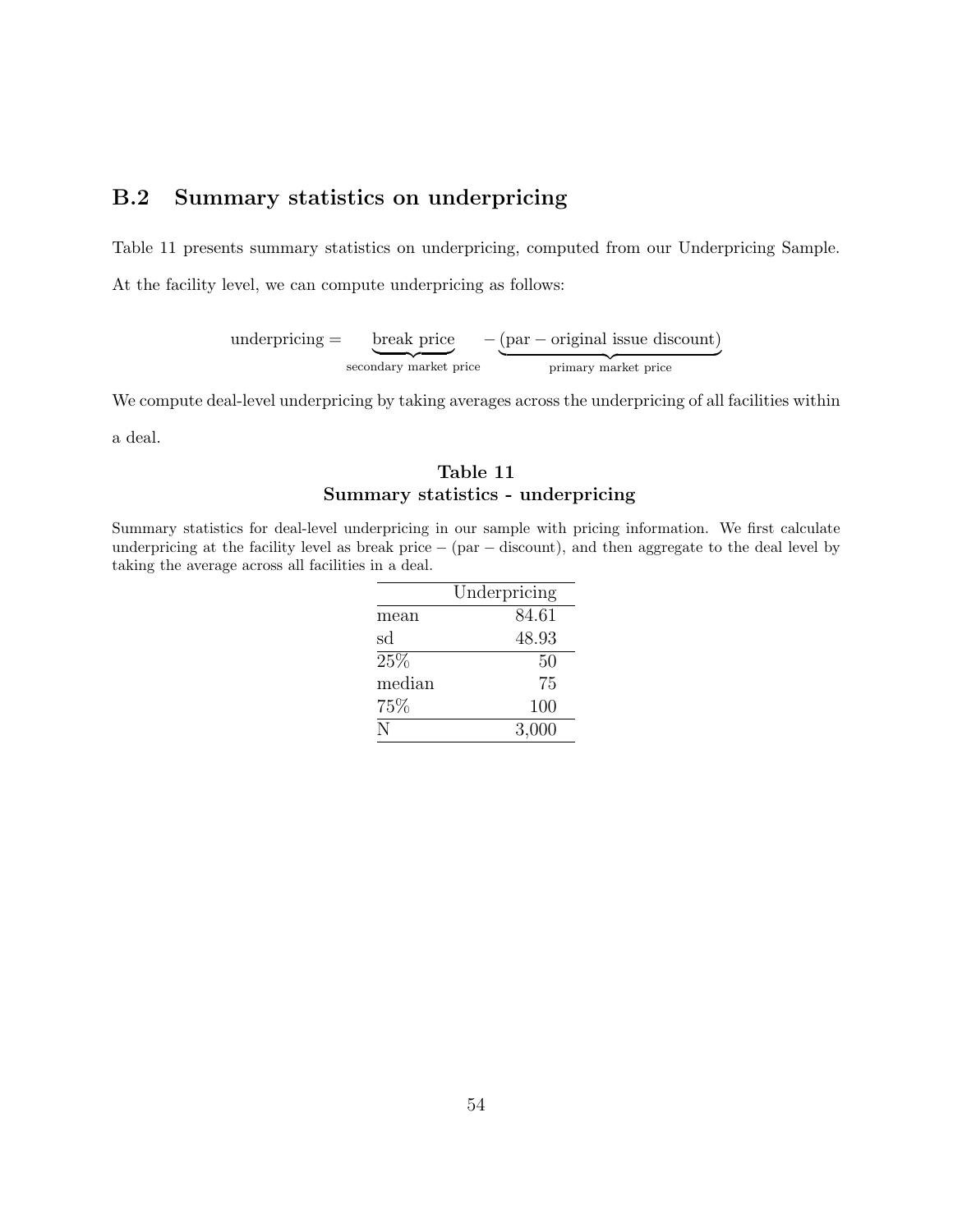## B.2 Summary statistics on underpricing

Table 11 presents summary statistics on underpricing, computed from our Underpricing Sample. At the facility level, we can compute underpricing as follows:

$$\text{underpricing} = \underbrace{\text{break price}}_{\text{secondary market price}} - \underbrace{(\text{par} - \text{original issue discount})}_{\text{primary market price}}$$

We compute deal-level underpricing by taking averages across the underpricing of all facilities within a deal.

**Table 11**
**Summary statistics - underpricing**

Summary statistics for deal-level underpricing in our sample with pricing information. We first calculate underpricing at the facility level as break price − (par − discount), and then aggregate to the deal level by taking the average across all facilities in a deal.

| | Underpricing |
|---|---|
| mean | 84.61 |
| sd | 48.93 |
| 25% | 50 |
| median | 75 |
| 75% | 100 |
| N | 3,000 |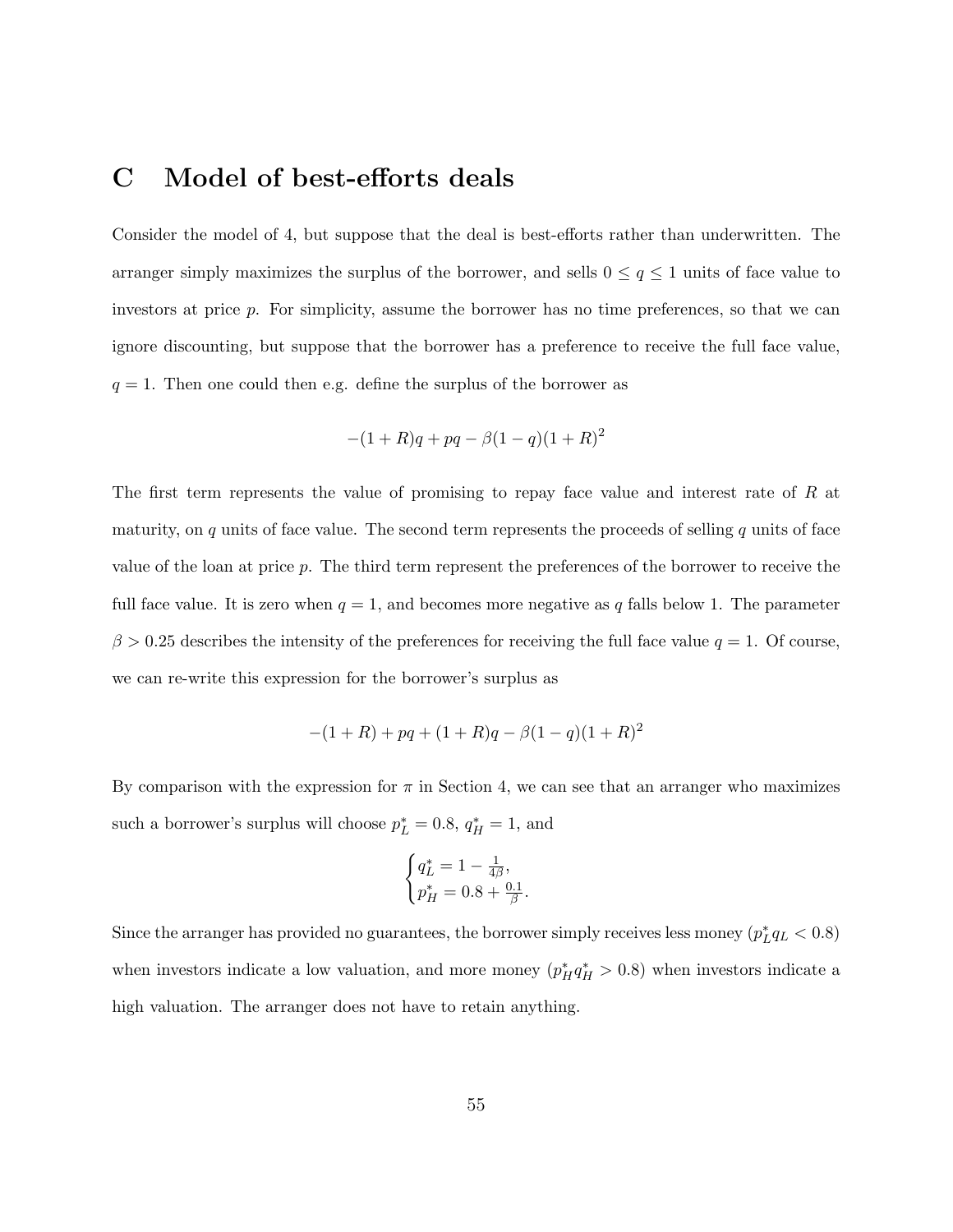# C Model of best-efforts deals

Consider the model of 4, but suppose that the deal is best-efforts rather than underwritten. The arranger simply maximizes the surplus of the borrower, and sells $0 \leq q \leq 1$ units of face value to investors at price $p$. For simplicity, assume the borrower has no time preferences, so that we can ignore discounting, but suppose that the borrower has a preference to receive the full face value, $q = 1$. Then one could then e.g. define the surplus of the borrower as

$$-(1+R)q + pq - \beta(1-q)(1+R)^2$$

The first term represents the value of promising to repay face value and interest rate of $R$ at maturity, on $q$ units of face value. The second term represents the proceeds of selling $q$ units of face value of the loan at price $p$. The third term represent the preferences of the borrower to receive the full face value. It is zero when $q = 1$, and becomes more negative as $q$ falls below 1. The parameter $\beta > 0.25$ describes the intensity of the preferences for receiving the full face value $q = 1$. Of course, we can re-write this expression for the borrower's surplus as

$$-(1+R) + pq + (1+R)q - \beta(1-q)(1+R)^2$$

By comparison with the expression for $\pi$ in Section 4, we can see that an arranger who maximizes such a borrower's surplus will choose $p_L^* = 0.8$, $q_H^* = 1$, and

$$\begin{cases} q_L^* = 1 - \frac{1}{4\beta}, \\ p_H^* = 0.8 + \frac{0.1}{\beta}. \end{cases}$$

Since the arranger has provided no guarantees, the borrower simply receives less money ($p_L^* q_L < 0.8$) when investors indicate a low valuation, and more money ($p_H^* q_H^* > 0.8$) when investors indicate a high valuation. The arranger does not have to retain anything.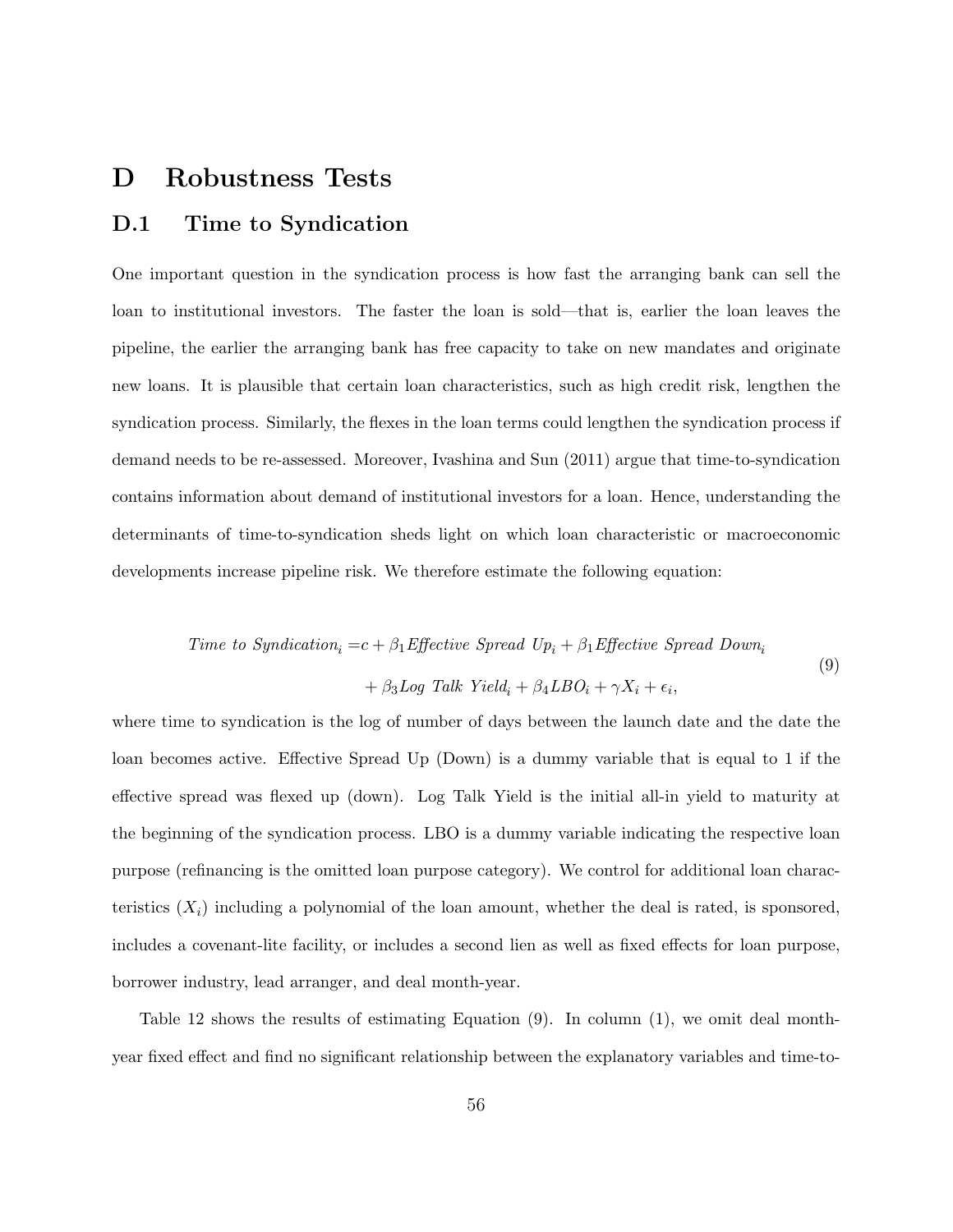# D Robustness Tests

## D.1 Time to Syndication

One important question in the syndication process is how fast the arranging bank can sell the loan to institutional investors. The faster the loan is sold—that is, earlier the loan leaves the pipeline, the earlier the arranging bank has free capacity to take on new mandates and originate new loans. It is plausible that certain loan characteristics, such as high credit risk, lengthen the syndication process. Similarly, the flexes in the loan terms could lengthen the syndication process if demand needs to be re-assessed. Moreover, Ivashina and Sun (2011) argue that time-to-syndication contains information about demand of institutional investors for a loan. Hence, understanding the determinants of time-to-syndication sheds light on which loan characteristic or macroeconomic developments increase pipeline risk. We therefore estimate the following equation:

$$
\begin{aligned}
\textit{Time to Syndication}_i = & c + \beta_1 \textit{Effective Spread Up}_i + \beta_1 \textit{Effective Spread Down}_i \\
& + \beta_3 \textit{Log Talk Yield}_i + \beta_4 \textit{LBO}_i + \gamma X_i + \epsilon_i,
\end{aligned}
\tag{9}
$$

where time to syndication is the log of number of days between the launch date and the date the loan becomes active. Effective Spread Up (Down) is a dummy variable that is equal to 1 if the effective spread was flexed up (down). Log Talk Yield is the initial all-in yield to maturity at the beginning of the syndication process. LBO is a dummy variable indicating the respective loan purpose (refinancing is the omitted loan purpose category). We control for additional loan characteristics ($X_i$) including a polynomial of the loan amount, whether the deal is rated, is sponsored, includes a covenant-lite facility, or includes a second lien as well as fixed effects for loan purpose, borrower industry, lead arranger, and deal month-year.

Table 12 shows the results of estimating Equation (9). In column (1), we omit deal month-year fixed effect and find no significant relationship between the explanatory variables and time-to-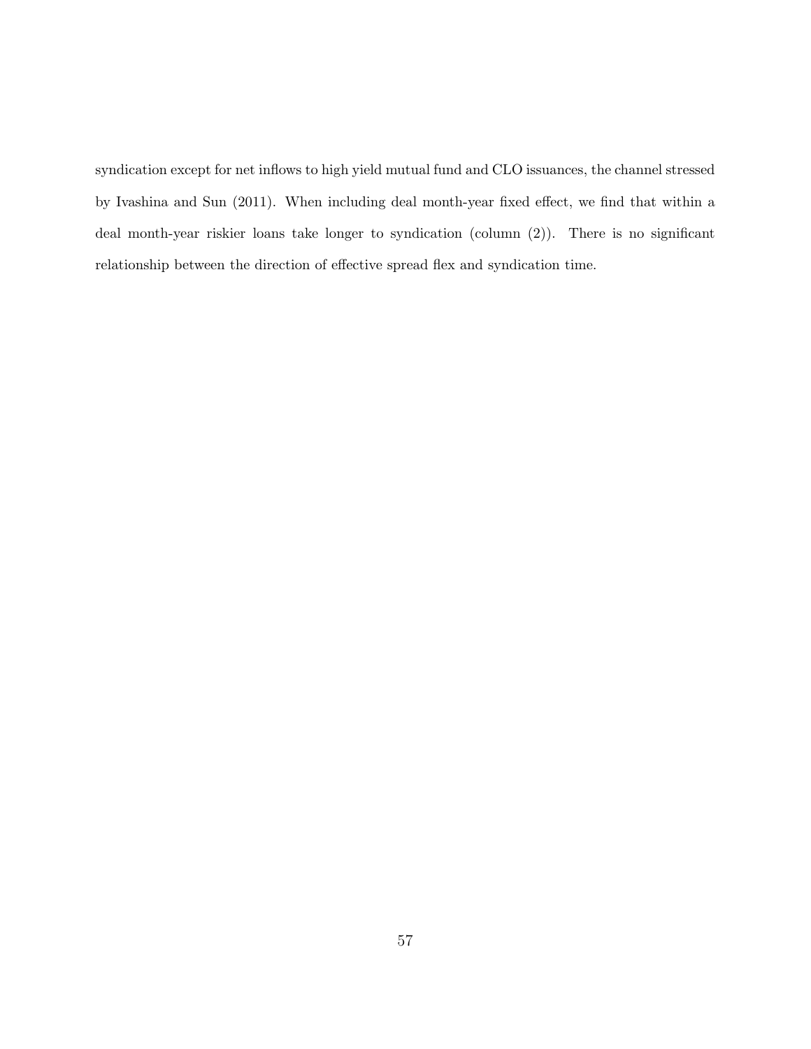syndication except for net inflows to high yield mutual fund and CLO issuances, the channel stressed by Ivashina and Sun (2011). When including deal month-year fixed effect, we find that within a deal month-year riskier loans take longer to syndication (column (2)). There is no significant relationship between the direction of effective spread flex and syndication time.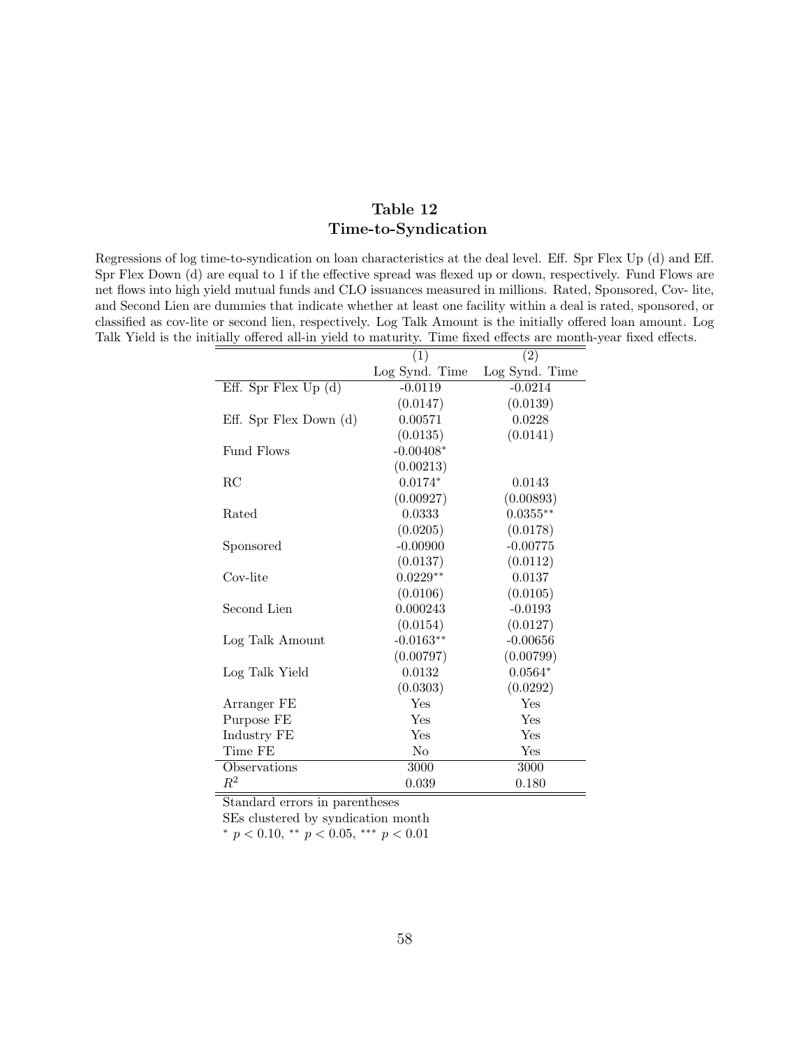## Table 12
## Time-to-Syndication

Regressions of log time-to-syndication on loan characteristics at the deal level. Eff. Spr Flex Up (d) and Eff. Spr Flex Down (d) are equal to 1 if the effective spread was flexed up or down, respectively. Fund Flows are net flows into high yield mutual funds and CLO issuances measured in millions. Rated, Sponsored, Cov- lite, and Second Lien are dummies that indicate whether at least one facility within a deal is rated, sponsored, or classified as cov-lite or second lien, respectively. Log Talk Amount is the initially offered loan amount. Log Talk Yield is the initially offered all-in yield to maturity. Time fixed effects are month-year fixed effects.

| | (1) | (2) |
|---|---|---|
| | Log Synd. Time | Log Synd. Time |
| Eff. Spr Flex Up (d) | -0.0119 | -0.0214 |
| | (0.0147) | (0.0139) |
| Eff. Spr Flex Down (d) | 0.00571 | 0.0228 |
| | (0.0135) | (0.0141) |
| Fund Flows | -0.00408* | |
| | (0.00213) | |
| RC | 0.0174* | 0.0143 |
| | (0.00927) | (0.00893) |
| Rated | 0.0333 | 0.0355** |
| | (0.0205) | (0.0178) |
| Sponsored | -0.00900 | -0.00775 |
| | (0.0137) | (0.0112) |
| Cov-lite | 0.0229** | 0.0137 |
| | (0.0106) | (0.0105) |
| Second Lien | 0.000243 | -0.0193 |
| | (0.0154) | (0.0127) |
| Log Talk Amount | -0.0163** | -0.00656 |
| | (0.00797) | (0.00799) |
| Log Talk Yield | 0.0132 | 0.0564* |
| | (0.0303) | (0.0292) |
| Arranger FE | Yes | Yes |
| Purpose FE | Yes | Yes |
| Industry FE | Yes | Yes |
| Time FE | No | Yes |
| Observations | 3000 | 3000 |
| $R^2$ | 0.039 | 0.180 |

Standard errors in parentheses

SEs clustered by syndication month

* $p < 0.10$, ** $p < 0.05$, *** $p < 0.01$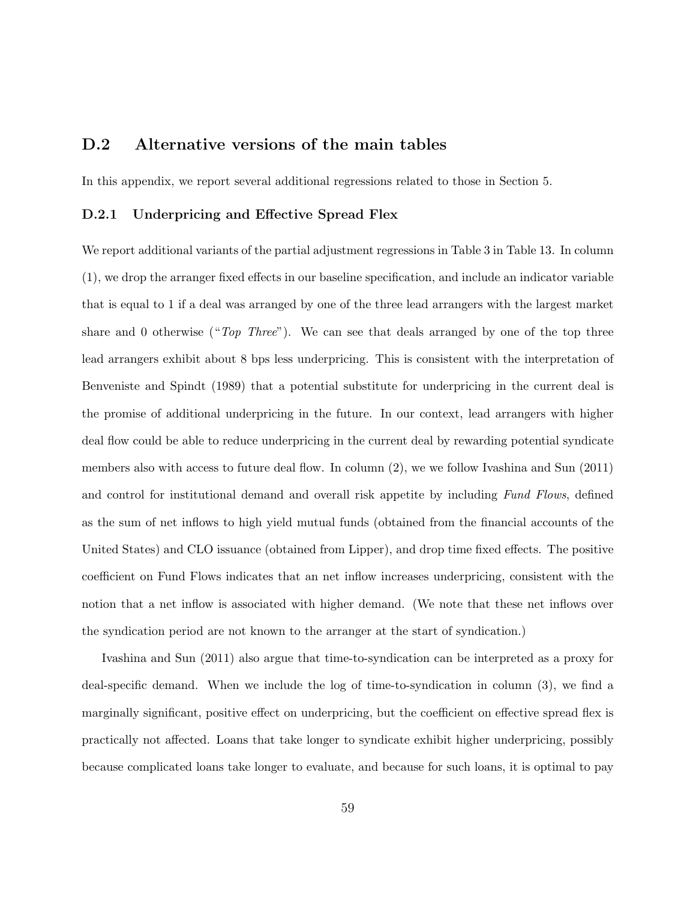## D.2 Alternative versions of the main tables

In this appendix, we report several additional regressions related to those in Section 5.

### D.2.1 Underpricing and Effective Spread Flex

We report additional variants of the partial adjustment regressions in Table 3 in Table 13. In column (1), we drop the arranger fixed effects in our baseline specification, and include an indicator variable that is equal to 1 if a deal was arranged by one of the three lead arrangers with the largest market share and 0 otherwise ("*Top Three*"). We can see that deals arranged by one of the top three lead arrangers exhibit about 8 bps less underpricing. This is consistent with the interpretation of Benveniste and Spindt (1989) that a potential substitute for underpricing in the current deal is the promise of additional underpricing in the future. In our context, lead arrangers with higher deal flow could be able to reduce underpricing in the current deal by rewarding potential syndicate members also with access to future deal flow. In column (2), we we follow Ivashina and Sun (2011) and control for institutional demand and overall risk appetite by including *Fund Flows*, defined as the sum of net inflows to high yield mutual funds (obtained from the financial accounts of the United States) and CLO issuance (obtained from Lipper), and drop time fixed effects. The positive coefficient on Fund Flows indicates that an net inflow increases underpricing, consistent with the notion that a net inflow is associated with higher demand. (We note that these net inflows over the syndication period are not known to the arranger at the start of syndication.)

Ivashina and Sun (2011) also argue that time-to-syndication can be interpreted as a proxy for deal-specific demand. When we include the log of time-to-syndication in column (3), we find a marginally significant, positive effect on underpricing, but the coefficient on effective spread flex is practically not affected. Loans that take longer to syndicate exhibit higher underpricing, possibly because complicated loans take longer to evaluate, and because for such loans, it is optimal to pay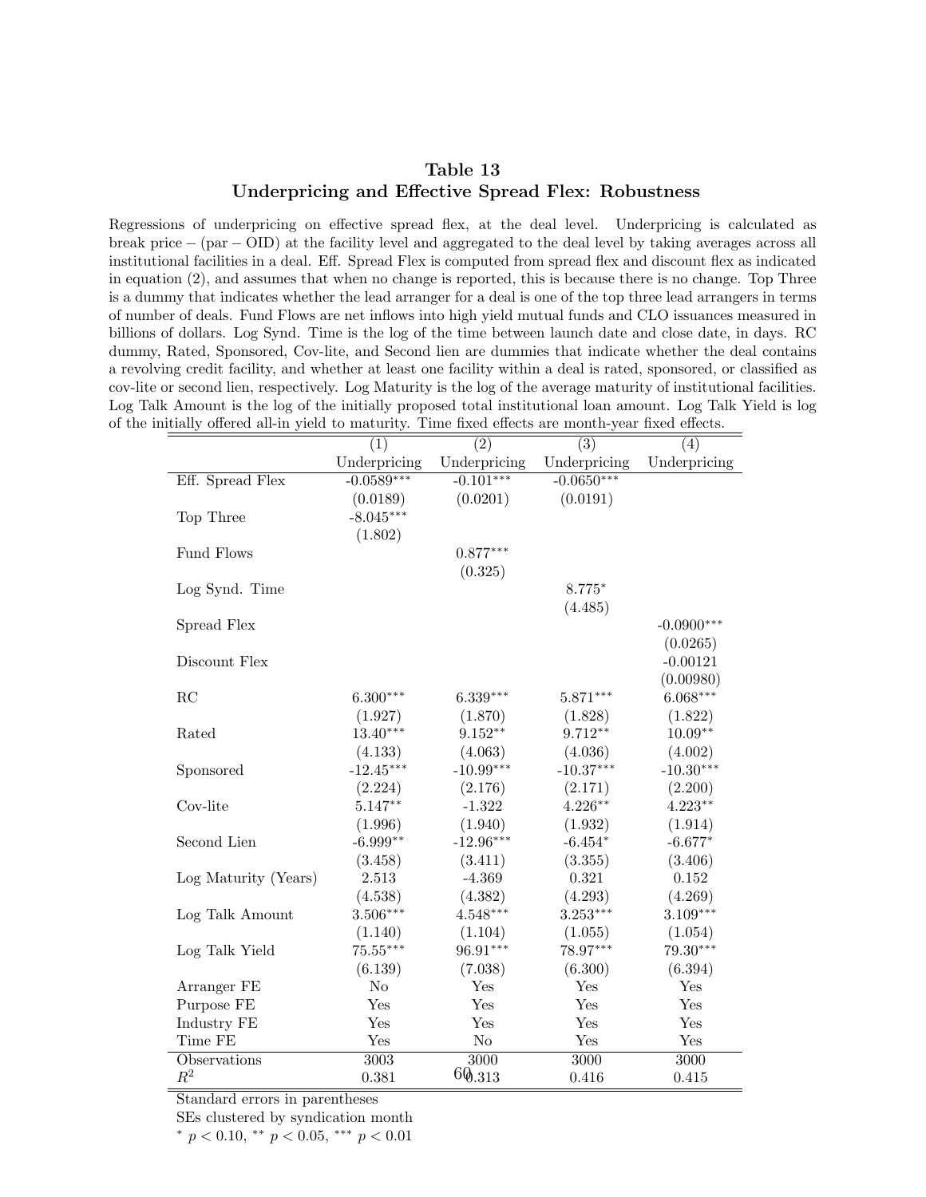## Table 13
## Underpricing and Effective Spread Flex: Robustness

Regressions of underpricing on effective spread flex, at the deal level. Underpricing is calculated as break price – (par – OID) at the facility level and aggregated to the deal level by taking averages across all institutional facilities in a deal. Eff. Spread Flex is computed from spread flex and discount flex as indicated in equation (2), and assumes that when no change is reported, this is because there is no change. Top Three is a dummy that indicates whether the lead arranger for a deal is one of the top three lead arrangers in terms of number of deals. Fund Flows are net inflows into high yield mutual funds and CLO issuances measured in billions of dollars. Log Synd. Time is the log of the time between launch date and close date, in days. RC dummy, Rated, Sponsored, Cov-lite, and Second lien are dummies that indicate whether the deal contains a revolving credit facility, and whether at least one facility within a deal is rated, sponsored, or classified as cov-lite or second lien, respectively. Log Maturity is the log of the average maturity of institutional facilities. Log Talk Amount is the log of the initially proposed total institutional loan amount. Log Talk Yield is log of the initially offered all-in yield to maturity. Time fixed effects are month-year fixed effects.

| | (1) | (2) | (3) | (4) |
|---|---|---|---|---|
| | Underpricing | Underpricing | Underpricing | Underpricing |
| Eff. Spread Flex | -0.0589*** | -0.101*** | -0.0650*** | |
| | (0.0189) | (0.0201) | (0.0191) | |
| Top Three | -8.045*** | | | |
| | (1.802) | | | |
| Fund Flows | | 0.877*** | | |
| | | (0.325) | | |
| Log Synd. Time | | | 8.775* | |
| | | | (4.485) | |
| Spread Flex | | | | -0.0900*** |
| | | | | (0.0265) |
| Discount Flex | | | | -0.00121 |
| | | | | (0.00980) |
| RC | 6.300*** | 6.339*** | 5.871*** | 6.068*** |
| | (1.927) | (1.870) | (1.828) | (1.822) |
| Rated | 13.40*** | 9.152** | 9.712** | 10.09** |
| | (4.133) | (4.063) | (4.036) | (4.002) |
| Sponsored | -12.45*** | -10.99*** | -10.37*** | -10.30*** |
| | (2.224) | (2.176) | (2.171) | (2.200) |
| Cov-lite | 5.147** | -1.322 | 4.226** | 4.223** |
| | (1.996) | (1.940) | (1.932) | (1.914) |
| Second Lien | -6.999** | -12.96*** | -6.454* | -6.677* |
| | (3.458) | (3.411) | (3.355) | (3.406) |
| Log Maturity (Years) | 2.513 | -4.369 | 0.321 | 0.152 |
| | (4.538) | (4.382) | (4.293) | (4.269) |
| Log Talk Amount | 3.506*** | 4.548*** | 3.253*** | 3.109*** |
| | (1.140) | (1.104) | (1.055) | (1.054) |
| Log Talk Yield | 75.55*** | 96.91*** | 78.97*** | 79.30*** |
| | (6.139) | (7.038) | (6.300) | (6.394) |
| Arranger FE | No | Yes | Yes | Yes |
| Purpose FE | Yes | Yes | Yes | Yes |
| Industry FE | Yes | Yes | Yes | Yes |
| Time FE | Yes | No | Yes | Yes |
| Observations | 3003 | 3000 | 3000 | 3000 |
| $R^2$ | 0.381 | 0.313 | 0.416 | 0.415 |

Standard errors in parentheses

SEs clustered by syndication month

\* $p < 0.10$, ** $p < 0.05$, *** $p < 0.01$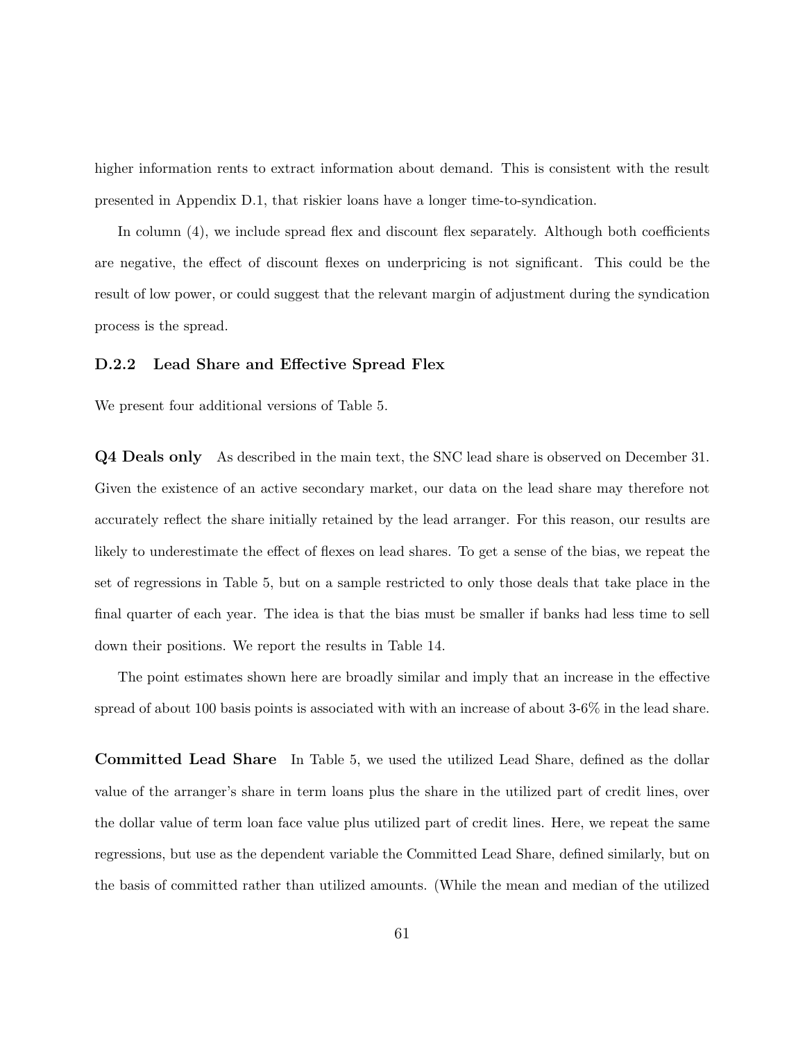higher information rents to extract information about demand. This is consistent with the result presented in Appendix D.1, that riskier loans have a longer time-to-syndication.

In column (4), we include spread flex and discount flex separately. Although both coefficients are negative, the effect of discount flexes on underpricing is not significant. This could be the result of low power, or could suggest that the relevant margin of adjustment during the syndication process is the spread.

### D.2.2 Lead Share and Effective Spread Flex

We present four additional versions of Table 5.

**Q4 Deals only** As described in the main text, the SNC lead share is observed on December 31. Given the existence of an active secondary market, our data on the lead share may therefore not accurately reflect the share initially retained by the lead arranger. For this reason, our results are likely to underestimate the effect of flexes on lead shares. To get a sense of the bias, we repeat the set of regressions in Table 5, but on a sample restricted to only those deals that take place in the final quarter of each year. The idea is that the bias must be smaller if banks had less time to sell down their positions. We report the results in Table 14.

The point estimates shown here are broadly similar and imply that an increase in the effective spread of about 100 basis points is associated with with an increase of about 3-6% in the lead share.

**Committed Lead Share** In Table 5, we used the utilized Lead Share, defined as the dollar value of the arranger's share in term loans plus the share in the utilized part of credit lines, over the dollar value of term loan face value plus utilized part of credit lines. Here, we repeat the same regressions, but use as the dependent variable the Committed Lead Share, defined similarly, but on the basis of committed rather than utilized amounts. (While the mean and median of the utilized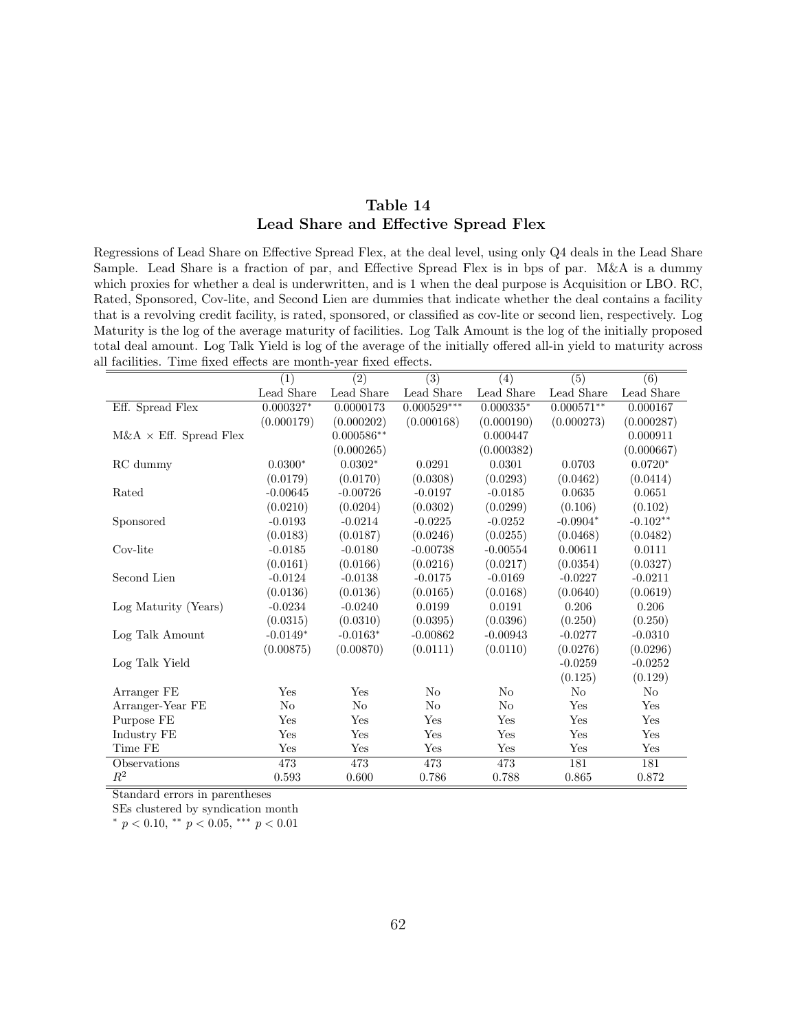## Table 14
## Lead Share and Effective Spread Flex

Regressions of Lead Share on Effective Spread Flex, at the deal level, using only Q4 deals in the Lead Share Sample. Lead Share is a fraction of par, and Effective Spread Flex is in bps of par. M&A is a dummy which proxies for whether a deal is underwritten, and is 1 when the deal purpose is Acquisition or LBO. RC, Rated, Sponsored, Cov-lite, and Second Lien are dummies that indicate whether the deal contains a facility that is a revolving credit facility, is rated, sponsored, or classified as cov-lite or second lien, respectively. Log Maturity is the log of the average maturity of facilities. Log Talk Amount is the log of the initially proposed total deal amount. Log Talk Yield is log of the average of the initially offered all-in yield to maturity across all facilities. Time fixed effects are month-year fixed effects.

| | (1) | (2) | (3) | (4) | (5) | (6) |
|---|---|---|---|---|---|---|
| | Lead Share | Lead Share | Lead Share | Lead Share | Lead Share | Lead Share |
| Eff. Spread Flex | 0.000327* | 0.0000173 | 0.000529*** | 0.000335* | 0.000571** | 0.000167 |
| | (0.000179) | (0.000202) | (0.000168) | (0.000190) | (0.000273) | (0.000287) |
| M&A × Eff. Spread Flex | | 0.000586** | | 0.000447 | | 0.000911 |
| | | (0.000265) | | (0.000382) | | (0.000667) |
| RC dummy | 0.0300* | 0.0302* | 0.0291 | 0.0301 | 0.0703 | 0.0720* |
| | (0.0179) | (0.0170) | (0.0308) | (0.0293) | (0.0462) | (0.0414) |
| Rated | -0.00645 | -0.00726 | -0.0197 | -0.0185 | 0.0635 | 0.0651 |
| | (0.0210) | (0.0204) | (0.0302) | (0.0299) | (0.106) | (0.102) |
| Sponsored | -0.0193 | -0.0214 | -0.0225 | -0.0252 | -0.0904* | -0.102** |
| | (0.0183) | (0.0187) | (0.0246) | (0.0255) | (0.0468) | (0.0482) |
| Cov-lite | -0.0185 | -0.0180 | -0.00738 | -0.00554 | 0.00611 | 0.0111 |
| | (0.0161) | (0.0166) | (0.0216) | (0.0217) | (0.0354) | (0.0327) |
| Second Lien | -0.0124 | -0.0138 | -0.0175 | -0.0169 | -0.0227 | -0.0211 |
| | (0.0136) | (0.0136) | (0.0165) | (0.0168) | (0.0640) | (0.0619) |
| Log Maturity (Years) | -0.0234 | -0.0240 | 0.0199 | 0.0191 | 0.206 | 0.206 |
| | (0.0315) | (0.0310) | (0.0395) | (0.0396) | (0.250) | (0.250) |
| Log Talk Amount | -0.0149* | -0.0163* | -0.00862 | -0.00943 | -0.0277 | -0.0310 |
| | (0.00875) | (0.00870) | (0.0111) | (0.0110) | (0.0276) | (0.0296) |
| Log Talk Yield | | | | | -0.0259 | -0.0252 |
| | | | | | (0.125) | (0.129) |
| Arranger FE | Yes | Yes | No | No | No | No |
| Arranger-Year FE | No | No | No | No | Yes | Yes |
| Purpose FE | Yes | Yes | Yes | Yes | Yes | Yes |
| Industry FE | Yes | Yes | Yes | Yes | Yes | Yes |
| Time FE | Yes | Yes | Yes | Yes | Yes | Yes |
| Observations | 473 | 473 | 473 | 473 | 181 | 181 |
| $R^2$ | 0.593 | 0.600 | 0.786 | 0.788 | 0.865 | 0.872 |

Standard errors in parentheses

SEs clustered by syndication month

* $p < 0.10$, ** $p < 0.05$, *** $p < 0.01$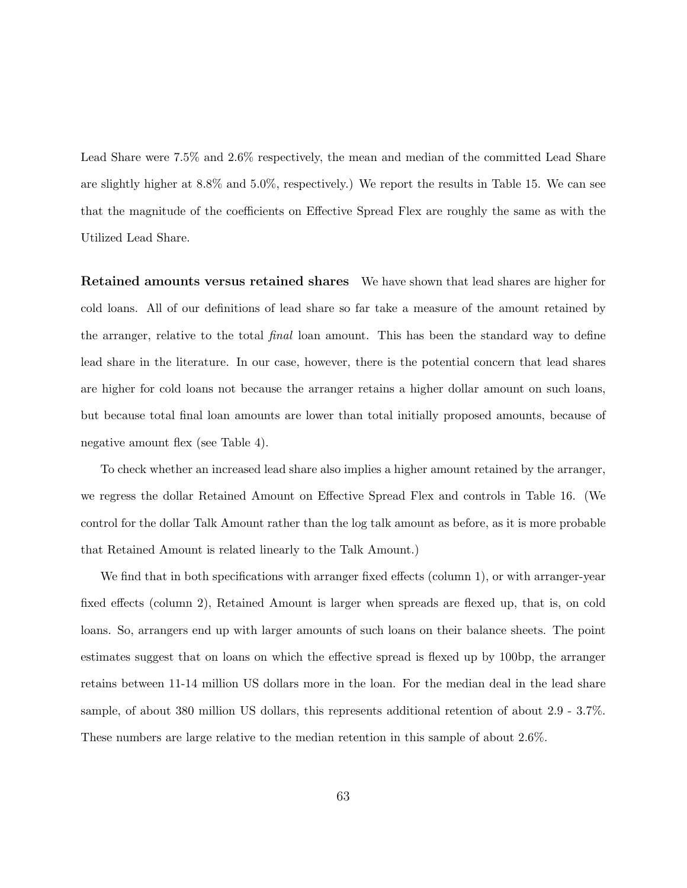Lead Share were 7.5% and 2.6% respectively, the mean and median of the committed Lead Share are slightly higher at 8.8% and 5.0%, respectively.) We report the results in Table 15. We can see that the magnitude of the coefficients on Effective Spread Flex are roughly the same as with the Utilized Lead Share.

**Retained amounts versus retained shares** We have shown that lead shares are higher for cold loans. All of our definitions of lead share so far take a measure of the amount retained by the arranger, relative to the total *final* loan amount. This has been the standard way to define lead share in the literature. In our case, however, there is the potential concern that lead shares are higher for cold loans not because the arranger retains a higher dollar amount on such loans, but because total final loan amounts are lower than total initially proposed amounts, because of negative amount flex (see Table 4).

To check whether an increased lead share also implies a higher amount retained by the arranger, we regress the dollar Retained Amount on Effective Spread Flex and controls in Table 16. (We control for the dollar Talk Amount rather than the log talk amount as before, as it is more probable that Retained Amount is related linearly to the Talk Amount.)

We find that in both specifications with arranger fixed effects (column 1), or with arranger-year fixed effects (column 2), Retained Amount is larger when spreads are flexed up, that is, on cold loans. So, arrangers end up with larger amounts of such loans on their balance sheets. The point estimates suggest that on loans on which the effective spread is flexed up by 100bp, the arranger retains between 11-14 million US dollars more in the loan. For the median deal in the lead share sample, of about 380 million US dollars, this represents additional retention of about 2.9 - 3.7%. These numbers are large relative to the median retention in this sample of about 2.6%.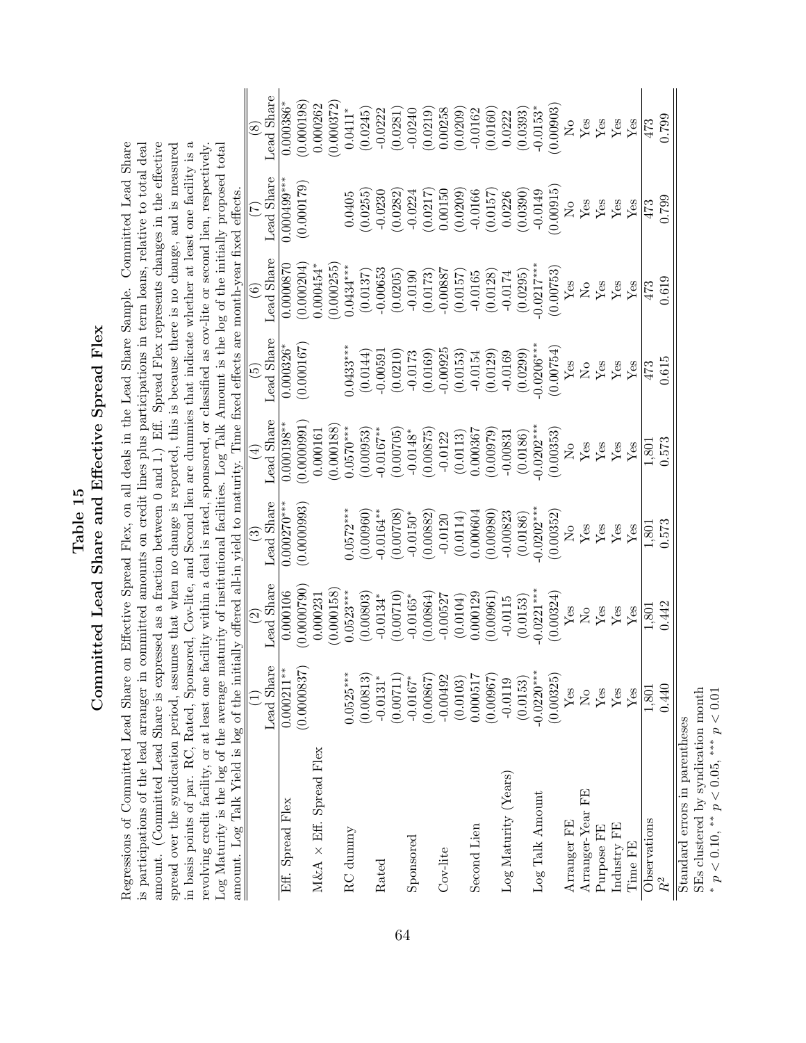# Table 15
## Committed Lead Share and Effective Spread Flex

Regressions of Committed Lead Share on Effective Spread Flex, on all deals in the Lead Share Sample. Committed Lead Share is participations of the lead arranger in committed amounts on credit lines plus participations in term loans, relative to total deal amount. (Committed Lead Share is expressed as a fraction between 0 and 1.) Eff. Spread Flex represents change in the effective spread over the syndication period, assumes that when no change is reported, this is because there is no change, and is measured in basis points of par. RC, Rated, Sponsored, Cov-lite, and Second lien are dummies that indicate whether at least one facility is a revolving credit facility, or at least one facility within a deal is rated, sponsored, or classified as cov-lite or second lien, respectively. Log Maturity is the log of the average maturity of institutional facilities. Log Talk Amount is the log of the initially proposed total amount. Log Talk Yield is log of the initially offered all-in yield to maturity. Time fixed effects are month-year fixed effects.

| | (1) Lead Share | (2) Lead Share | (3) Lead Share | (4) Lead Share | (5) Lead Share | (6) Lead Share | (7) Lead Share | (8) Lead Share |
|---|---|---|---|---|---|---|---|---|
| Eff. Spread Flex | 0.000211** | 0.000106 | 0.000270*** | 0.000198** | 0.000326* | 0.0000870 | 0.000499*** | 0.000386* |
| | (0.0000837) | (0.0000790) | (0.0000993) | (0.0000991) | (0.000167) | (0.000204) | (0.000179) | (0.000198) |
| M&A × Eff. Spread Flex | | 0.000231 | | 0.000161 | | 0.000454* | | 0.000262 |
| | | (0.000158) | | (0.000188) | | (0.000255) | | (0.000372) |
| RC dummy | 0.0525*** | 0.0523*** | 0.0572*** | 0.0570*** | 0.0433*** | 0.0434*** | 0.0405 | 0.0411* |
| | (0.00813) | (0.00803) | (0.00960) | (0.00953) | (0.0144) | (0.0137) | (0.0255) | (0.0245) |
| Rated | -0.0131* | -0.0134* | -0.0164** | -0.0167** | -0.00591 | -0.00653 | -0.0230 | -0.0222 |
| | (0.00711) | (0.00710) | (0.00708) | (0.00705) | (0.0210) | (0.0205) | (0.0282) | (0.0281) |
| Sponsored | -0.0167* | -0.0165* | -0.0150* | -0.0148* | -0.0173 | -0.0190 | -0.0224 | -0.0240 |
| | (0.00867) | (0.00864) | (0.00882) | (0.00875) | (0.0169) | (0.0173) | (0.0217) | (0.0219) |
| Cov-lite | -0.00492 | -0.00527 | -0.0120 | -0.0122 | -0.00925 | -0.00887 | 0.00150 | 0.00258 |
| | (0.0103) | (0.0104) | (0.0114) | (0.0113) | (0.0153) | (0.0157) | (0.0209) | (0.0209) |
| Second Lien | 0.000517 | 0.000129 | 0.000604 | 0.000367 | -0.0154 | -0.0165 | -0.0166 | -0.0162 |
| | (0.00967) | (0.00961) | (0.00980) | (0.00979) | (0.0129) | (0.0128) | (0.0157) | (0.0160) |
| Log Maturity (Years) | -0.0119 | -0.0115 | -0.00823 | -0.00831 | -0.0169 | -0.0174 | 0.0226 | 0.0222 |
| | (0.0153) | (0.0153) | (0.0186) | (0.0186) | (0.0299) | (0.0295) | (0.0390) | (0.0393) |
| Log Talk Amount | -0.0220*** | -0.0221*** | -0.0202*** | -0.0202*** | -0.0206*** | -0.0217*** | -0.0149 | -0.0153* |
| | (0.00325) | (0.00324) | (0.00352) | (0.00353) | (0.00754) | (0.00753) | (0.00915) | (0.00903) |
| Arranger FE | Yes | Yes | No | No | Yes | Yes | No | No |
| Arranger-Year FE | No | No | Yes | Yes | No | No | Yes | Yes |
| Purpose FE | Yes | Yes | Yes | Yes | Yes | Yes | Yes | Yes |
| Industry FE | Yes | Yes | Yes | Yes | Yes | Yes | Yes | Yes |
| Time FE | Yes | Yes | Yes | Yes | Yes | Yes | Yes | Yes |
| Observations | 1,801 | 1,801 | 1,801 | 1,801 | 473 | 473 | 473 | 473 |
| $R^2$ | 0.440 | 0.442 | 0.573 | 0.573 | 0.615 | 0.619 | 0.799 | 0.799 |

Standard errors in parentheses

SEs clustered by syndication month

\* $p < 0.10$, ** $p < 0.05$, *** $p < 0.01$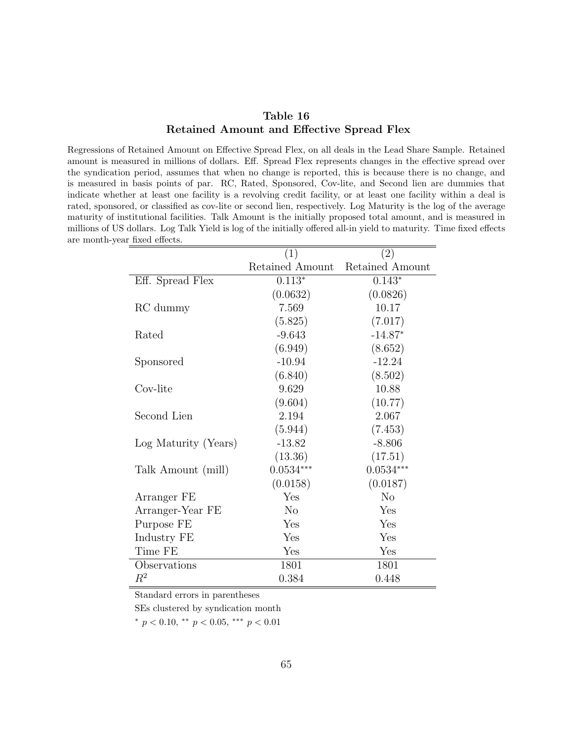**Table 16**
**Retained Amount and Effective Spread Flex**

Regressions of Retained Amount on Effective Spread Flex, on all deals in the Lead Share Sample. Retained amount is measured in millions of dollars. Eff. Spread Flex represents changes in the effective spread over the syndication period, assumes that when no change is reported, this is because there is no change, and is measured in basis points of par. RC, Rated, Sponsored, Cov-lite, and Second lien are dummies that indicate whether at least one facility is a revolving credit facility, or at least one facility within a deal is rated, sponsored, or classified as cov-lite or second lien, respectively. Log Maturity is the log of the average maturity of institutional facilities. Talk Amount is the initially proposed total amount, and is measured in millions of US dollars. Log Talk Yield is log of the initially offered all-in yield to maturity. Time fixed effects are month-year fixed effects.

| | (1) | (2) |
|---|---|---|
| | Retained Amount | Retained Amount |
| Eff. Spread Flex | $0.113^{*}$ | $0.143^{*}$ |
| | (0.0632) | (0.0826) |
| RC dummy | 7.569 | 10.17 |
| | (5.825) | (7.017) |
| Rated | -9.643 | $-14.87^{*}$ |
| | (6.949) | (8.652) |
| Sponsored | -10.94 | -12.24 |
| | (6.840) | (8.502) |
| Cov-lite | 9.629 | 10.88 |
| | (9.604) | (10.77) |
| Second Lien | 2.194 | 2.067 |
| | (5.944) | (7.453) |
| Log Maturity (Years) | -13.82 | -8.806 |
| | (13.36) | (17.51) |
| Talk Amount (mill) | $0.0534^{***}$ | $0.0534^{***}$ |
| | (0.0158) | (0.0187) |
| Arranger FE | Yes | No |
| Arranger-Year FE | No | Yes |
| Purpose FE | Yes | Yes |
| Industry FE | Yes | Yes |
| Time FE | Yes | Yes |
| Observations | 1801 | 1801 |
| $R^2$ | 0.384 | 0.448 |

Standard errors in parentheses

SEs clustered by syndication month

$^{*}$ $p < 0.10$, $^{**}$ $p < 0.05$, $^{***}$ $p < 0.01$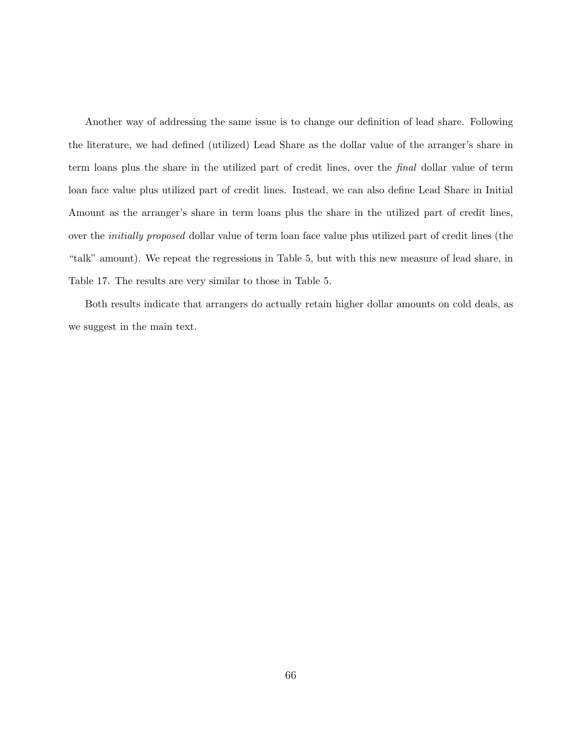Another way of addressing the same issue is to change our definition of lead share. Following the literature, we had defined (utilized) Lead Share as the dollar value of the arranger's share in term loans plus the share in the utilized part of credit lines, over the *final* dollar value of term loan face value plus utilized part of credit lines. Instead, we can also define Lead Share in Initial Amount as the arranger's share in term loans plus the share in the utilized part of credit lines, over the *initially proposed* dollar value of term loan face value plus utilized part of credit lines (the "talk" amount). We repeat the regressions in Table 5, but with this new measure of lead share, in Table 17. The results are very similar to those in Table 5.

Both results indicate that arrangers do actually retain higher dollar amounts on cold deals, as we suggest in the main text.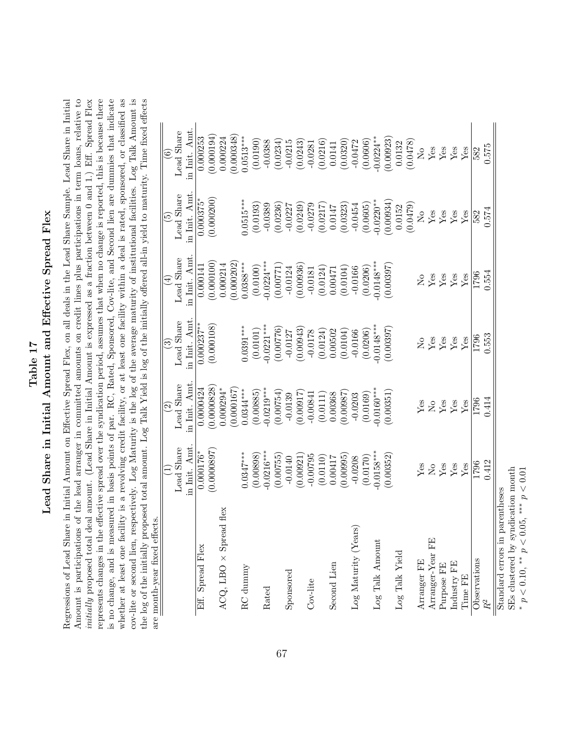# Table 17
## Lead Share in Initial Amount and Effective Spread Flex

Regressions of Lead Share in Initial Amount on Effective Spread Flex, on all deals in the Lead Share Sample. Lead Share in Initial Amount is participations of the lead arranger in committed amounts on credit lines plus participations in term loans, relative to *initially* proposed total deal amount. (Lead Share in Initial Amount is expressed as a fraction between 0 and 1.) Eff. Spread Flex represents changes in the effective spread over the syndication period, assumes that when no change is reported, this is because there is no change, and is measured in basis points of par. RC, Rated, Sponsored, Cov-lite, and Second lien are dummies that indicate whether at least one facility is a revolving credit facility, or at least one facility within a deal is rated, sponsored, or classified as cov-lite or second lien, respectively. Log Maturity is the log of the average maturity of institutional facilities. Log Talk Amount is the log of the initially proposed total amount. Log Talk Yield is log of the initially offered all-in yield to maturity. Time fixed effects are month-year fixed effects.

| | (1) | (2) | (3) | (4) | (5) | (6) |
|---|---|---|---|---|---|---|
| | Lead Share in Init. Amt. | Lead Share in Init. Amt. | Lead Share in Init. Amt. | Lead Share in Init. Amt. | Lead Share in Init. Amt. | Lead Share in Init. Amt. |
| Eff. Spread Flex | 0.000176* | 0.0000424 | 0.000237** | 0.000141 | 0.000375* | 0.000253 |
| | (0.0000897) | (0.0000828) | (0.000108) | (0.000100) | (0.000200) | (0.000194) |
| ACQ, LBO × Spread flex | | 0.000294* | | 0.000214 | | 0.000224 |
| | | (0.000167) | | (0.000202) | | (0.000348) |
| RC dummy | 0.0347*** | 0.0344*** | 0.0391*** | 0.0388*** | 0.0515*** | 0.0513*** |
| | (0.00898) | (0.00885) | (0.0101) | (0.0100) | (0.0193) | (0.0190) |
| Rated | -0.0216*** | -0.0219*** | -0.0221*** | -0.0224*** | -0.0389 | -0.0388 |
| | (0.00755) | (0.00754) | (0.00776) | (0.00771) | (0.0236) | (0.0234) |
| Sponsored | -0.0140 | -0.0139 | -0.0127 | -0.0124 | -0.0227 | -0.0215 |
| | (0.00921) | (0.00917) | (0.00943) | (0.00936) | (0.0249) | (0.0243) |
| Cov-lite | -0.00795 | -0.00841 | -0.0178 | -0.0181 | -0.0279 | -0.0281 |
| | (0.0110) | (0.0111) | (0.0124) | (0.0124) | (0.0217) | (0.0216) |
| Second Lien | 0.00417 | 0.00368 | 0.00502 | 0.00471 | 0.0147 | 0.0141 |
| | (0.00995) | (0.00987) | (0.0104) | (0.0104) | (0.0323) | (0.0320) |
| Log Maturity (Years) | -0.0208 | -0.0203 | -0.0166 | -0.0166 | -0.0454 | -0.0472 |
| | (0.0170) | (0.0169) | (0.0206) | (0.0206) | (0.0605) | (0.0606) |
| Log Talk Amount | -0.0158*** | -0.0160*** | -0.0148*** | -0.0148*** | -0.0220** | -0.0224** |
| | (0.00352) | (0.00351) | (0.00397) | (0.00397) | (0.00934) | (0.00923) |
| Log Talk Yield | | | | | 0.0152 | 0.0132 |
| | | | | | (0.0479) | (0.0478) |
| Arranger FE | Yes | Yes | No | No | No | No |
| Arranger-Year FE | No | No | Yes | Yes | Yes | Yes |
| Purpose FE | Yes | Yes | Yes | Yes | Yes | Yes |
| Industry FE | Yes | Yes | Yes | Yes | Yes | Yes |
| Time FE | Yes | Yes | Yes | Yes | Yes | Yes |
| Observations | 1796 | 1796 | 1796 | 1796 | 582 | 582 |
| $R^2$ | 0.412 | 0.414 | 0.553 | 0.554 | 0.574 | 0.575 |

Standard errors in parentheses
SEs clustered by syndication month
* $p < 0.10$, ** $p < 0.05$, *** $p < 0.01$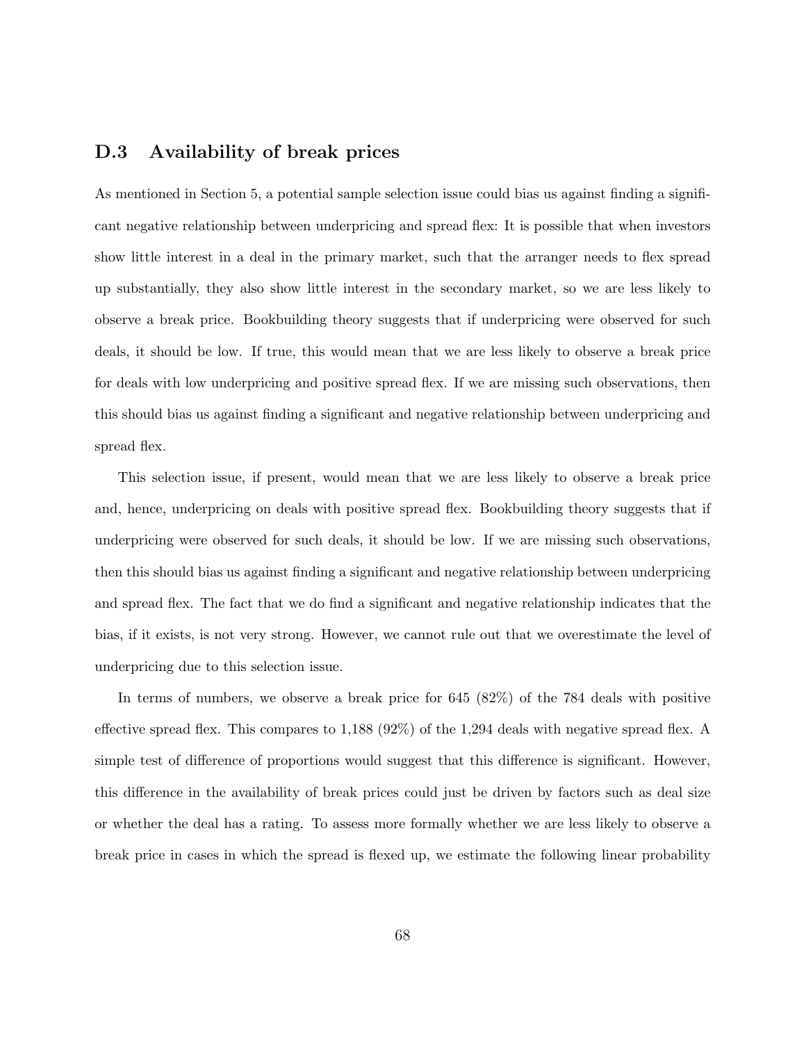## D.3 Availability of break prices

As mentioned in Section 5, a potential sample selection issue could bias us against finding a significant negative relationship between underpricing and spread flex: It is possible that when investors show little interest in a deal in the primary market, such that the arranger needs to flex spread up substantially, they also show little interest in the secondary market, so we are less likely to observe a break price. Bookbuilding theory suggests that if underpricing were observed for such deals, it should be low. If true, this would mean that we are less likely to observe a break price for deals with low underpricing and positive spread flex. If we are missing such observations, then this should bias us against finding a significant and negative relationship between underpricing and spread flex.

This selection issue, if present, would mean that we are less likely to observe a break price and, hence, underpricing on deals with positive spread flex. Bookbuilding theory suggests that if underpricing were observed for such deals, it should be low. If we are missing such observations, then this should bias us against finding a significant and negative relationship between underpricing and spread flex. The fact that we do find a significant and negative relationship indicates that the bias, if it exists, is not very strong. However, we cannot rule out that we overestimate the level of underpricing due to this selection issue.

In terms of numbers, we observe a break price for 645 (82%) of the 784 deals with positive effective spread flex. This compares to 1,188 (92%) of the 1,294 deals with negative spread flex. A simple test of difference of proportions would suggest that this difference is significant. However, this difference in the availability of break prices could just be driven by factors such as deal size or whether the deal has a rating. To assess more formally whether we are less likely to observe a break price in cases in which the spread is flexed up, we estimate the following linear probability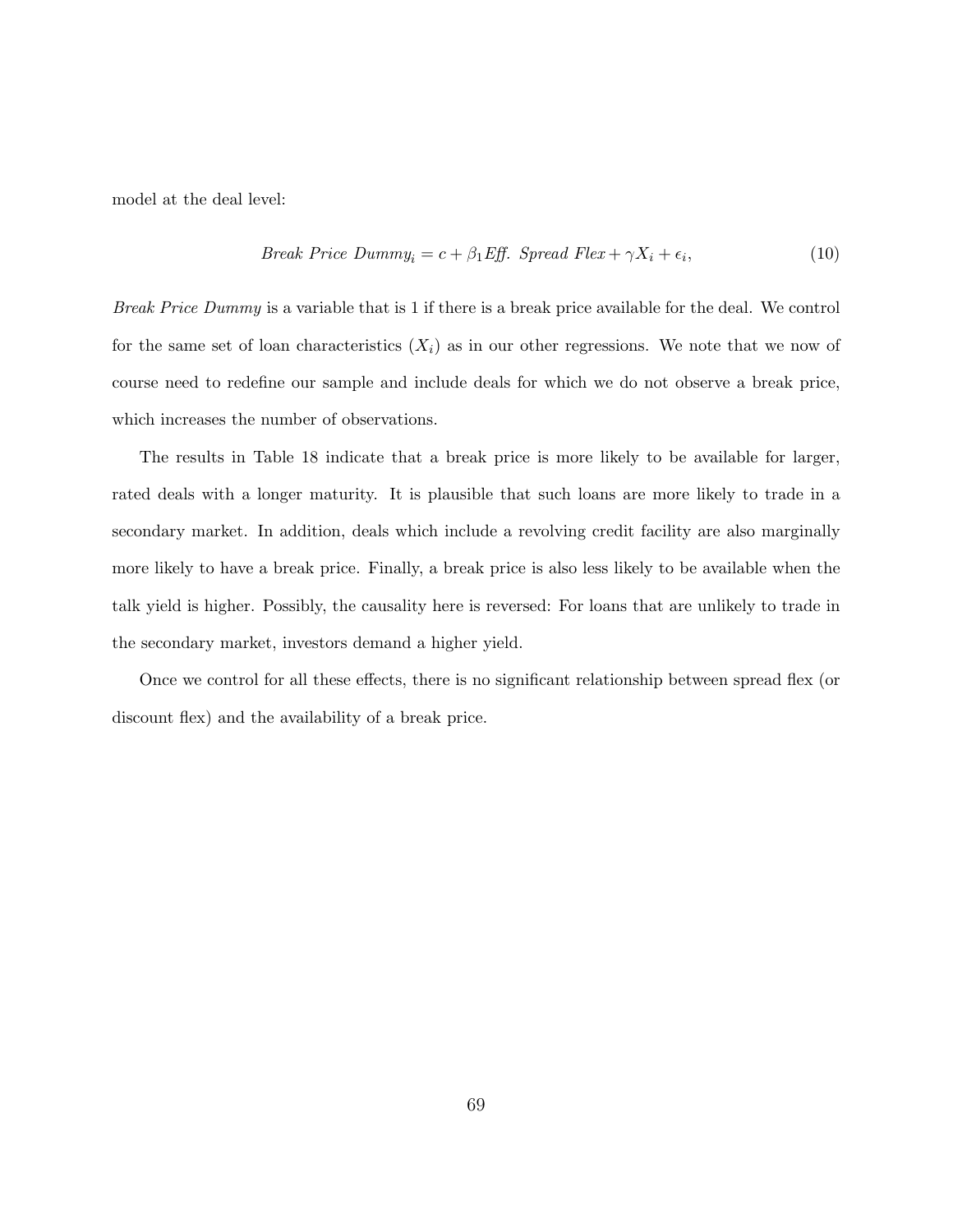model at the deal level:

$$\textit{Break Price Dummy}_i = c + \beta_1 \textit{Eff. Spread Flex} + \gamma X_i + \epsilon_i, \tag{10}$$

*Break Price Dummy* is a variable that is 1 if there is a break price available for the deal. We control for the same set of loan characteristics ($X_i$) as in our other regressions. We note that we now of course need to redefine our sample and include deals for which we do not observe a break price, which increases the number of observations.

The results in Table 18 indicate that a break price is more likely to be available for larger, rated deals with a longer maturity. It is plausible that such loans are more likely to trade in a secondary market. In addition, deals which include a revolving credit facility are also marginally more likely to have a break price. Finally, a break price is also less likely to be available when the talk yield is higher. Possibly, the causality here is reversed: For loans that are unlikely to trade in the secondary market, investors demand a higher yield.

Once we control for all these effects, there is no significant relationship between spread flex (or discount flex) and the availability of a break price.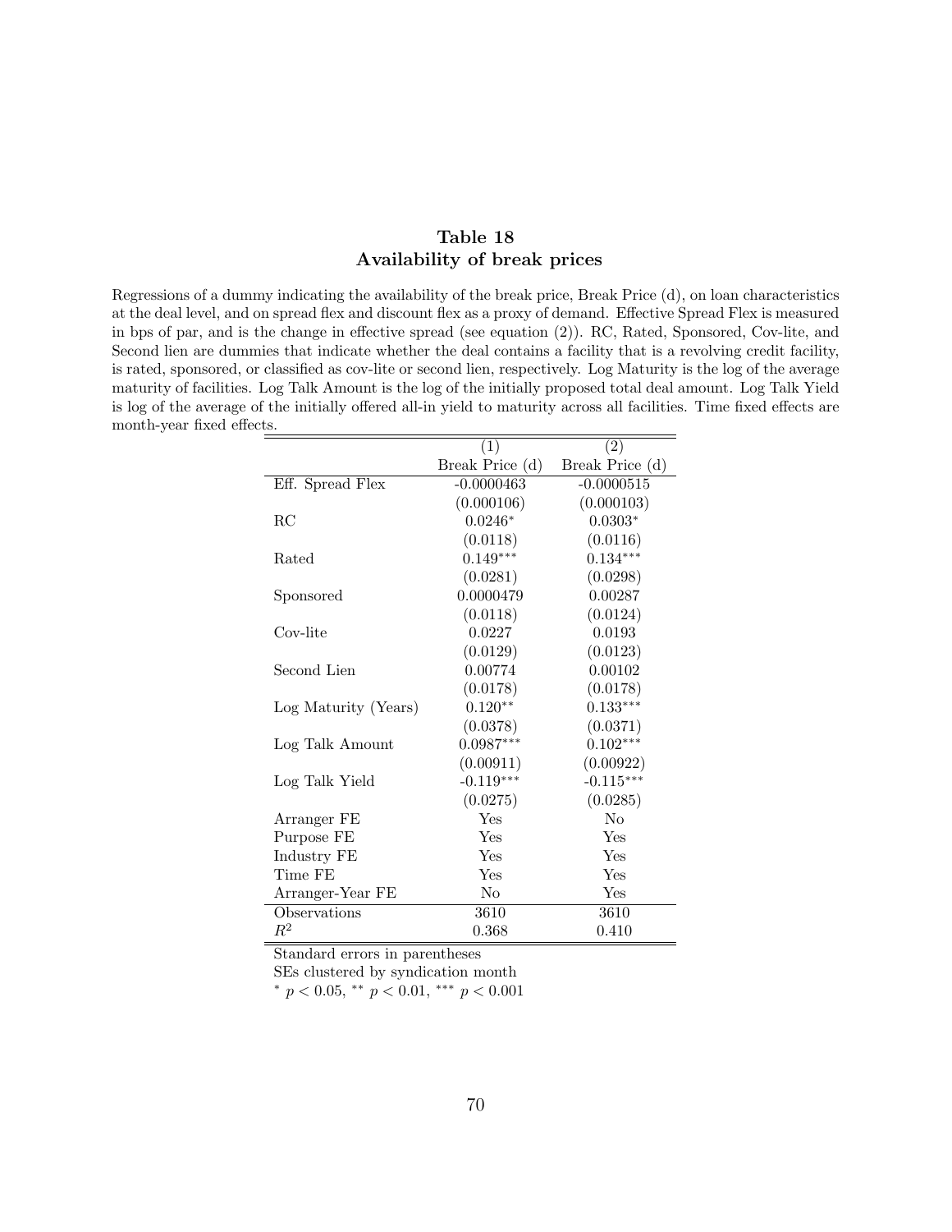## Table 18
## Availability of break prices

Regressions of a dummy indicating the availability of the break price, Break Price (d), on loan characteristics at the deal level, and on spread flex and discount flex as a proxy of demand. Effective Spread Flex is measured in bps of par, and is the change in effective spread (see equation (2)). RC, Rated, Sponsored, Cov-lite, and Second lien are dummies that indicate whether the deal contains a facility that is a revolving credit facility, is rated, sponsored, or classified as cov-lite or second lien, respectively. Log Maturity is the log of the average maturity of facilities. Log Talk Amount is the log of the initially proposed total deal amount. Log Talk Yield is log of the average of the initially offered all-in yield to maturity across all facilities. Time fixed effects are month-year fixed effects.

| | (1) | (2) |
|---|---|---|
| | Break Price (d) | Break Price (d) |
| Eff. Spread Flex | -0.0000463 | -0.0000515 |
| | (0.000106) | (0.000103) |
| RC | $0.0246^{*}$ | $0.0303^{*}$ |
| | (0.0118) | (0.0116) |
| Rated | $0.149^{***}$ | $0.134^{***}$ |
| | (0.0281) | (0.0298) |
| Sponsored | 0.0000479 | 0.00287 |
| | (0.0118) | (0.0124) |
| Cov-lite | 0.0227 | 0.0193 |
| | (0.0129) | (0.0123) |
| Second Lien | 0.00774 | 0.00102 |
| | (0.0178) | (0.0178) |
| Log Maturity (Years) | $0.120^{**}$ | $0.133^{***}$ |
| | (0.0378) | (0.0371) |
| Log Talk Amount | $0.0987^{***}$ | $0.102^{***}$ |
| | (0.00911) | (0.00922) |
| Log Talk Yield | $-0.119^{***}$ | $-0.115^{***}$ |
| | (0.0275) | (0.0285) |
| Arranger FE | Yes | No |
| Purpose FE | Yes | Yes |
| Industry FE | Yes | Yes |
| Time FE | Yes | Yes |
| Arranger-Year FE | No | Yes |
| Observations | 3610 | 3610 |
| $R^2$ | 0.368 | 0.410 |

Standard errors in parentheses

SEs clustered by syndication month

$^{*}$ $p < 0.05$, $^{**}$ $p < 0.01$, $^{***}$ $p < 0.001$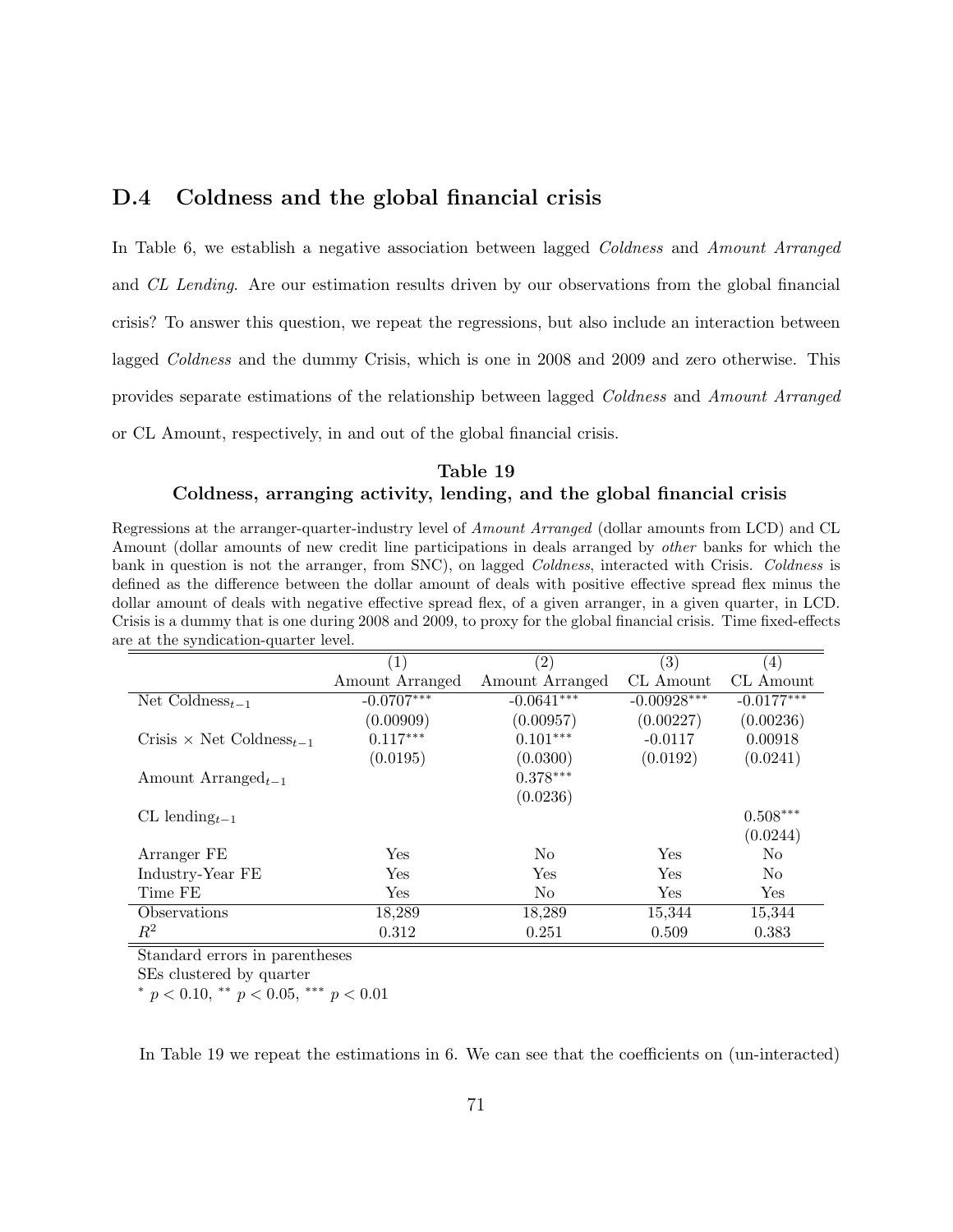## D.4 Coldness and the global financial crisis

In Table 6, we establish a negative association between lagged *Coldness* and *Amount Arranged* and *CL Lending*. Are our estimation results driven by our observations from the global financial crisis? To answer this question, we repeat the regressions, but also include an interaction between lagged *Coldness* and the dummy Crisis, which is one in 2008 and 2009 and zero otherwise. This provides separate estimations of the relationship between lagged *Coldness* and *Amount Arranged* or CL Amount, respectively, in and out of the global financial crisis.

### Table 19
**Coldness, arranging activity, lending, and the global financial crisis**

Regressions at the arranger-quarter-industry level of *Amount Arranged* (dollar amounts from LCD) and CL Amount (dollar amounts of new credit line participations in deals arranged by *other* banks for which the bank in question is not the arranger, from SNC), on lagged *Coldness*, interacted with Crisis. *Coldness* is defined as the difference between the dollar amount of deals with positive effective spread flex minus the dollar amount of deals with negative effective spread flex, of a given arranger, in a given quarter, in LCD. Crisis is a dummy that is one during 2008 and 2009, to proxy for the global financial crisis. Time fixed-effects are at the syndication-quarter level.

| | (1) | (2) | (3) | (4) |
|---|---|---|---|---|
| | Amount Arranged | Amount Arranged | CL Amount | CL Amount |
| Net Coldness$_{t-1}$ | -0.0707$^{***}$ | -0.0641$^{***}$ | -0.00928$^{***}$ | -0.0177$^{***}$ |
| | (0.00909) | (0.00957) | (0.00227) | (0.00236) |
| Crisis × Net Coldness$_{t-1}$ | 0.117$^{***}$ | 0.101$^{***}$ | -0.0117 | 0.00918 |
| | (0.0195) | (0.0300) | (0.0192) | (0.0241) |
| Amount Arranged$_{t-1}$ | | 0.378$^{***}$ | | |
| | | (0.0236) | | |
| CL lending$_{t-1}$ | | | | 0.508$^{***}$ |
| | | | | (0.0244) |
| Arranger FE | Yes | No | Yes | No |
| Industry-Year FE | Yes | Yes | Yes | No |
| Time FE | Yes | No | Yes | Yes |
| Observations | 18,289 | 18,289 | 15,344 | 15,344 |
| $R^2$ | 0.312 | 0.251 | 0.509 | 0.383 |

Standard errors in parentheses

SEs clustered by quarter

$^{*}$ $p < 0.10$, $^{**}$ $p < 0.05$, $^{***}$ $p < 0.01$

In Table 19 we repeat the estimations in 6. We can see that the coefficients on (un-interacted)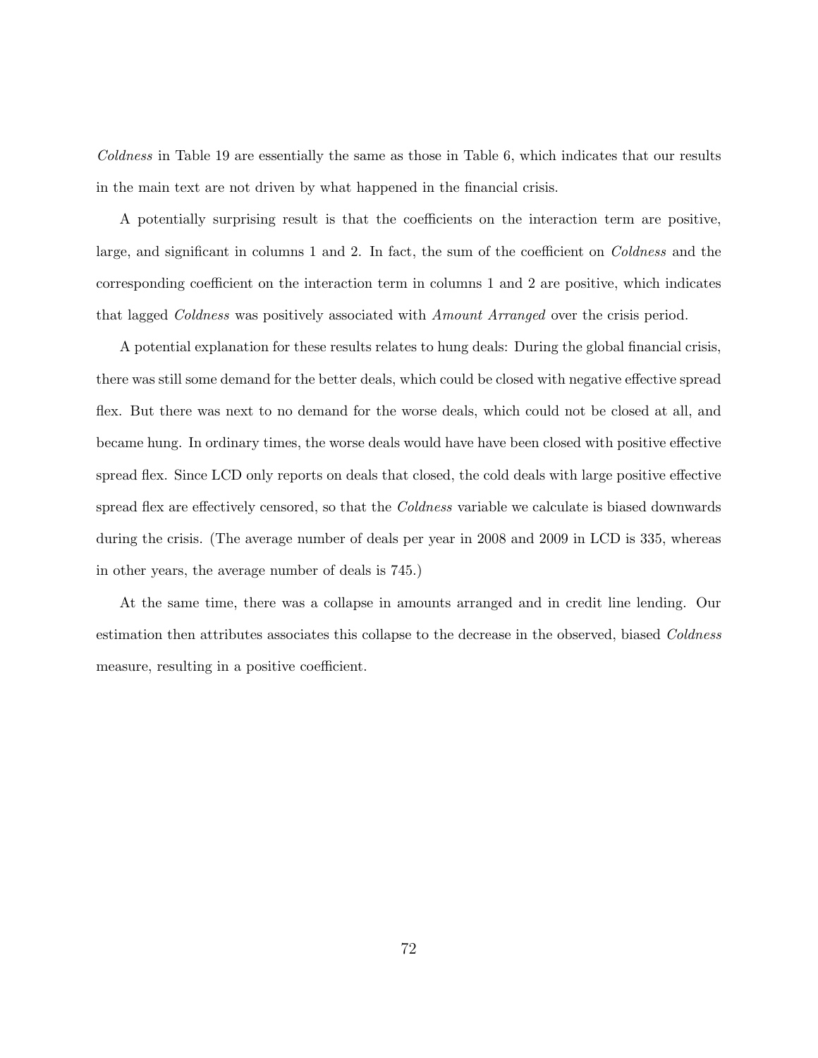*Coldness* in Table 19 are essentially the same as those in Table 6, which indicates that our results in the main text are not driven by what happened in the financial crisis.

A potentially surprising result is that the coefficients on the interaction term are positive, large, and significant in columns 1 and 2. In fact, the sum of the coefficient on *Coldness* and the corresponding coefficient on the interaction term in columns 1 and 2 are positive, which indicates that lagged *Coldness* was positively associated with *Amount Arranged* over the crisis period.

A potential explanation for these results relates to hung deals: During the global financial crisis, there was still some demand for the better deals, which could be closed with negative effective spread flex. But there was next to no demand for the worse deals, which could not be closed at all, and became hung. In ordinary times, the worse deals would have have been closed with positive effective spread flex. Since LCD only reports on deals that closed, the cold deals with large positive effective spread flex are effectively censored, so that the *Coldness* variable we calculate is biased downwards during the crisis. (The average number of deals per year in 2008 and 2009 in LCD is 335, whereas in other years, the average number of deals is 745.)

At the same time, there was a collapse in amounts arranged and in credit line lending. Our estimation then attributes associates this collapse to the decrease in the observed, biased *Coldness* measure, resulting in a positive coefficient.